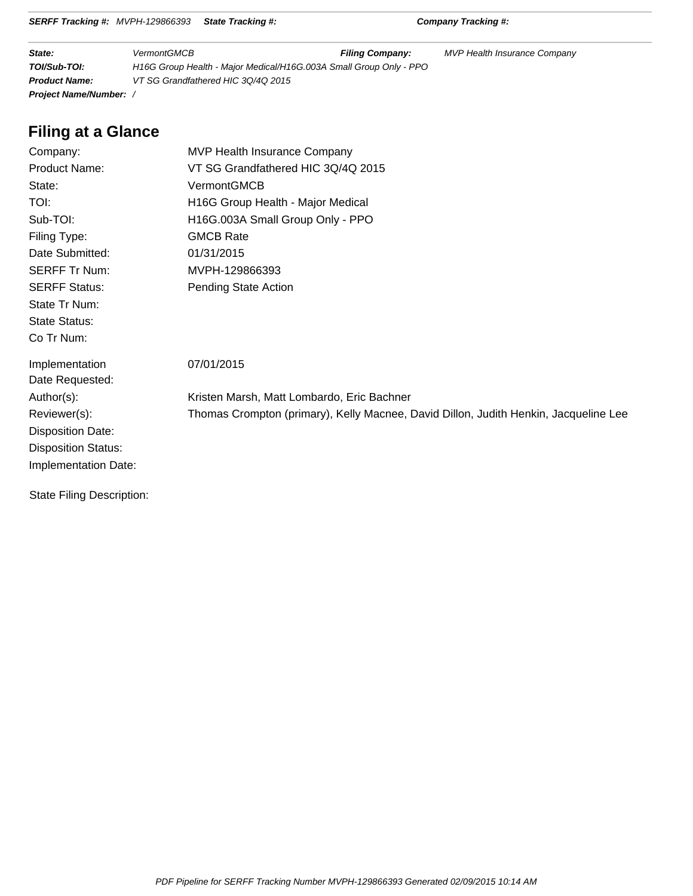**SERFF Tracking #:** *MVPH-129866393* **State Tracking #:** **Company Tracking #:**

| | | | |
|---|---|---|---|
| ***State:*** | *VermontGMCB* | ***Filing Company:*** | *MVP Health Insurance Company* |
| ***TOI/Sub-TOI:*** | *H16G Group Health - Major Medical/H16G.003A Small Group Only - PPO* | | |
| ***Product Name:*** | *VT SG Grandfathered HIC 3Q/4Q 2015* | | |
| ***Project Name/Number:*** | */* | | |

## Filing at a Glance

| | |
|---|---|
| Company: | MVP Health Insurance Company |
| Product Name: | VT SG Grandfathered HIC 3Q/4Q 2015 |
| State: | VermontGMCB |
| TOI: | H16G Group Health - Major Medical |
| Sub-TOI: | H16G.003A Small Group Only - PPO |
| Filing Type: | GMCB Rate |
| Date Submitted: | 01/31/2015 |
| SERFF Tr Num: | MVPH-129866393 |
| SERFF Status: | Pending State Action |
| State Tr Num: | |
| State Status: | |
| Co Tr Num: | |
| Implementation Date Requested: | 07/01/2015 |
| Author(s): | Kristen Marsh, Matt Lombardo, Eric Bachner |
| Reviewer(s): | Thomas Crompton (primary), Kelly Macnee, David Dillon, Judith Henkin, Jacqueline Lee |
| Disposition Date: | |
| Disposition Status: | |
| Implementation Date: | |

State Filing Description: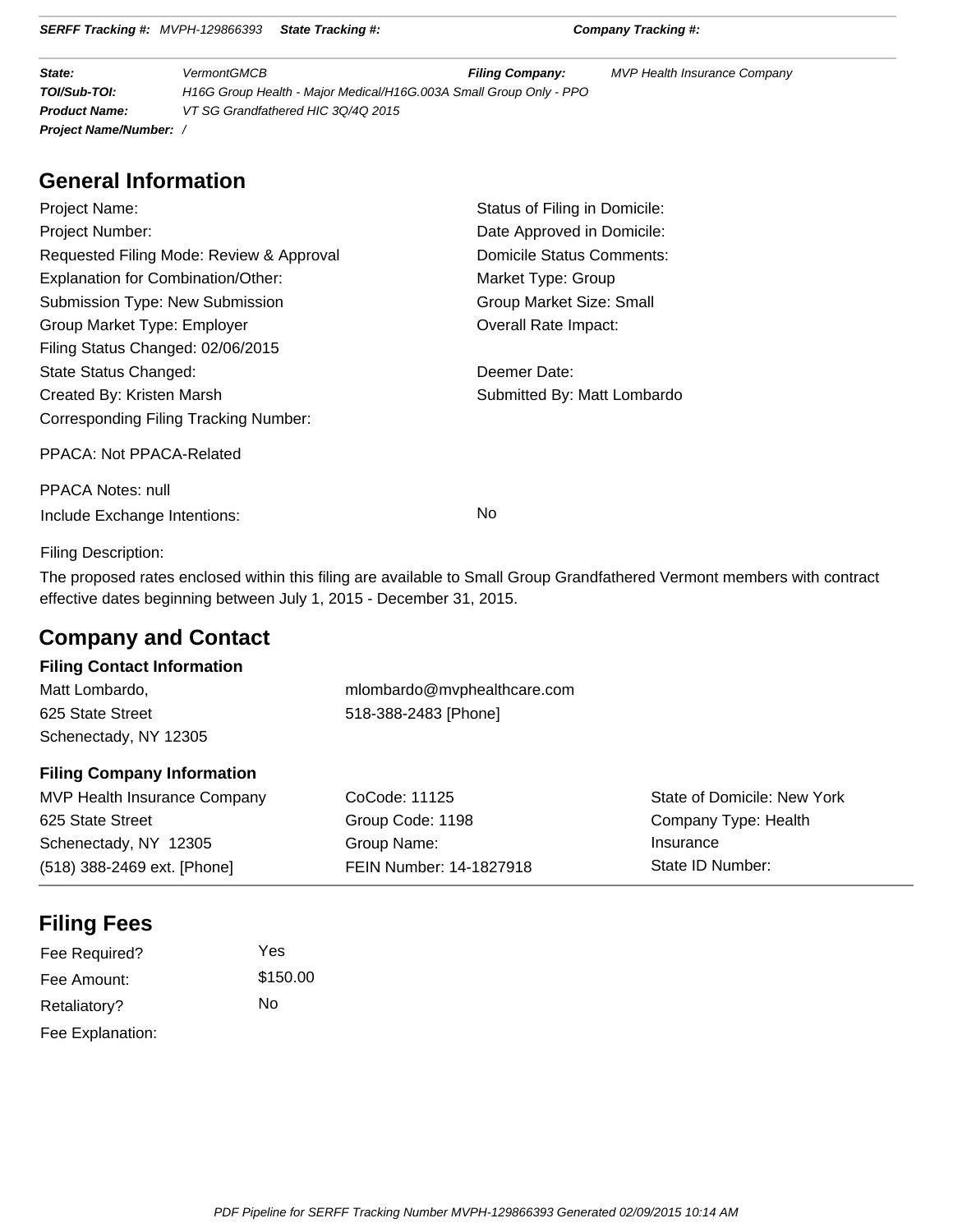**SERFF Tracking #:** *MVPH-129866393* **State Tracking #:** **Company Tracking #:**

| | | | |
|---|---|---|---|
| **State:** | VermontGMCB | **Filing Company:** | MVP Health Insurance Company |
| **TOI/Sub-TOI:** | H16G Group Health - Major Medical/H16G.003A Small Group Only - PPO | | |
| **Product Name:** | VT SG Grandfathered HIC 3Q/4Q 2015 | | |
| **Project Name/Number:** | / | | |

## General Information

Project Name:
Project Number:
Requested Filing Mode: Review & Approval
Explanation for Combination/Other:
Submission Type: New Submission
Group Market Type: Employer
Filing Status Changed: 02/06/2015
State Status Changed:
Created By: Kristen Marsh
Corresponding Filing Tracking Number:

Status of Filing in Domicile:
Date Approved in Domicile:
Domicile Status Comments:
Market Type: Group
Group Market Size: Small
Overall Rate Impact:
Deemer Date:
Submitted By: Matt Lombardo

PPACA: Not PPACA-Related

PPACA Notes: null

Include Exchange Intentions: No

Filing Description:

The proposed rates enclosed within this filing are available to Small Group Grandfathered Vermont members with contract effective dates beginning between July 1, 2015 - December 31, 2015.

## Company and Contact

### Filing Contact Information

Matt Lombardo,
625 State Street
Schenectady, NY 12305

mlombardo@mvphealthcare.com
518-388-2483 [Phone]

### Filing Company Information

MVP Health Insurance Company
625 State Street
Schenectady, NY 12305
(518) 388-2469 ext. [Phone]

CoCode: 11125
Group Code: 1198
Group Name:
FEIN Number: 14-1827918

State of Domicile: New York
Company Type: Health Insurance
State ID Number:

## Filing Fees

| | |
|---|---|
| Fee Required? | Yes |
| Fee Amount: | $150.00 |
| Retaliatory? | No |
| Fee Explanation: | |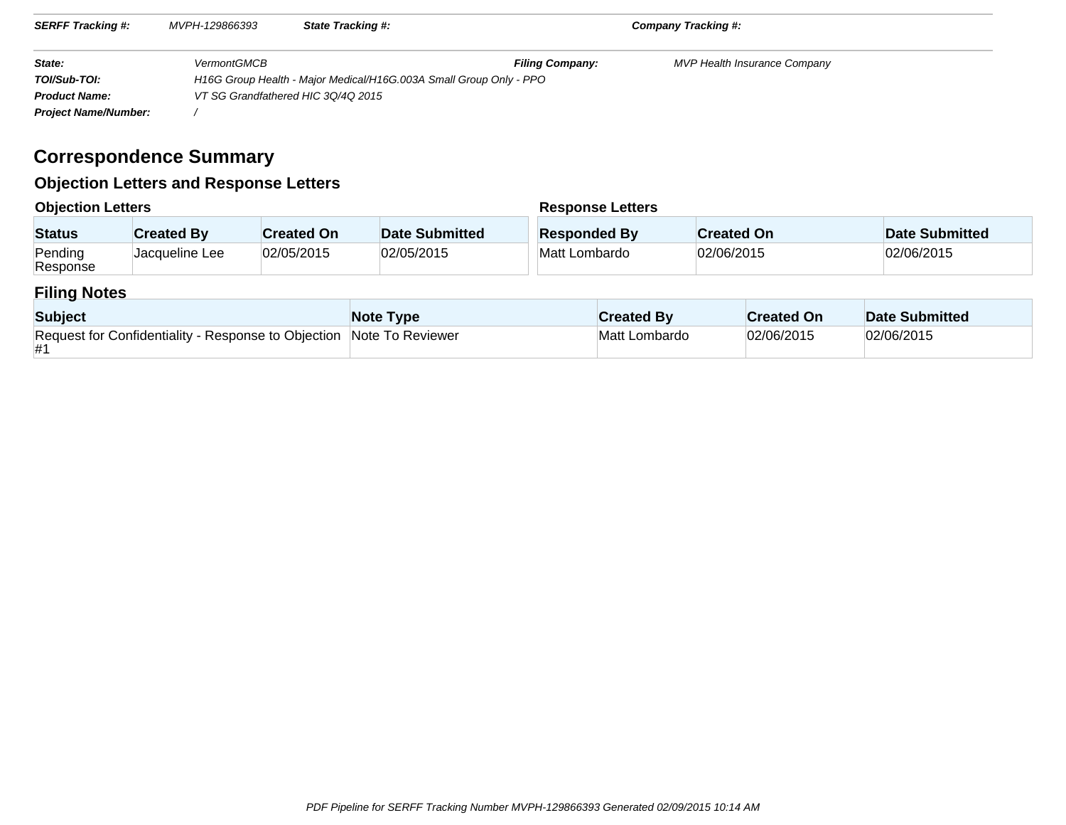| SERFF Tracking #: | MVPH-129866393 | State Tracking #: | | Company Tracking #: | |
|---|---|---|---|---|---|

| | | | |
|---|---|---|---|
| State: | VermontGMCB | Filing Company: | MVP Health Insurance Company |
| TOI/Sub-TOI: | H16G Group Health - Major Medical/H16G.003A Small Group Only - PPO | | |
| Product Name: | VT SG Grandfathered HIC 3Q/4Q 2015 | | |
| Project Name/Number: | / | | |

# Correspondence Summary

## Objection Letters and Response Letters

### Objection Letters

| Status | Created By | Created On | Date Submitted |
|---|---|---|---|
| Pending Response | Jacqueline Lee | 02/05/2015 | 02/05/2015 |

### Response Letters

| Responded By | Created On | Date Submitted |
|---|---|---|
| Matt Lombardo | 02/06/2015 | 02/06/2015 |

## Filing Notes

| Subject | Note Type | Created By | Created On | Date Submitted |
|---|---|---|---|---|
| Request for Confidentiality - Response to Objection #1 | Note To Reviewer | Matt Lombardo | 02/06/2015 | 02/06/2015 |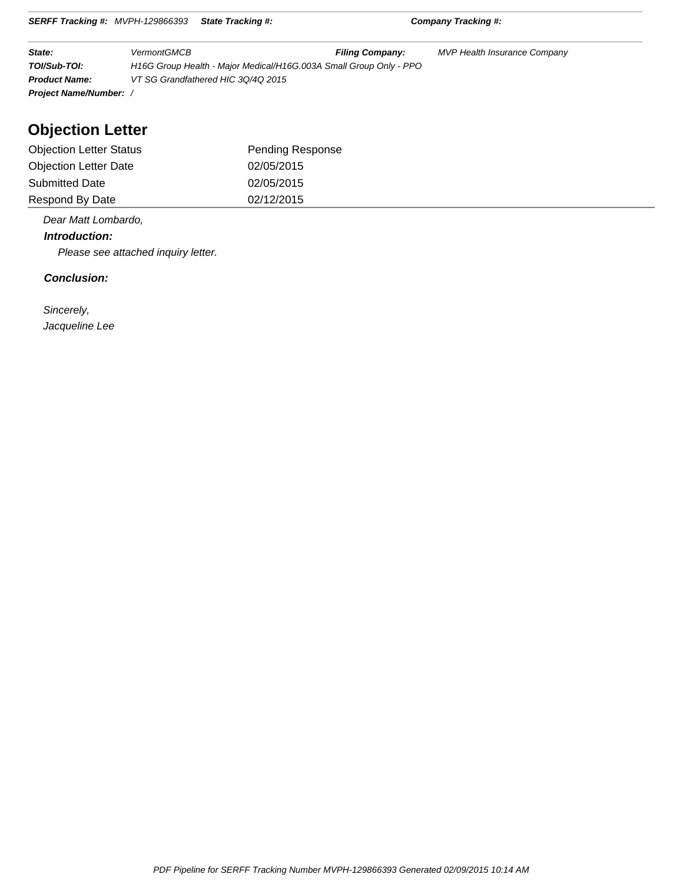**SERFF Tracking #:** MVPH-129866393 **State Tracking #:** **Company Tracking #:**

| | | | |
|---|---|---|---|
| **State:** | VermontGMCB | **Filing Company:** | MVP Health Insurance Company |
| **TOI/Sub-TOI:** | H16G Group Health - Major Medical/H16G.003A Small Group Only - PPO | | |
| **Product Name:** | VT SG Grandfathered HIC 3Q/4Q 2015 | | |
| **Project Name/Number:** | / | | |

# Objection Letter

| | |
|---|---|
| Objection Letter Status | Pending Response |
| Objection Letter Date | 02/05/2015 |
| Submitted Date | 02/05/2015 |
| Respond By Date | 02/12/2015 |

*Dear Matt Lombardo,*

***Introduction:***

*Please see attached inquiry letter.*

***Conclusion:***

*Sincerely,*
*Jacqueline Lee*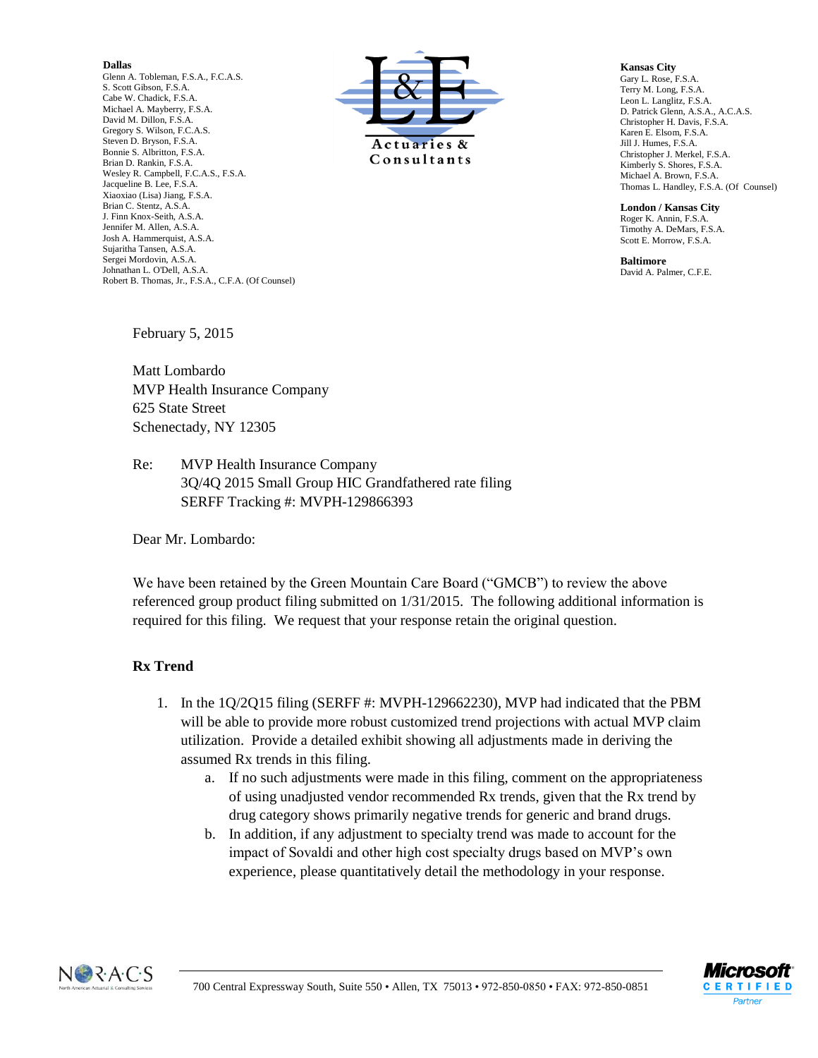**Dallas**
Glenn A. Tobleman, F.S.A., F.C.A.S.
S. Scott Gibson, F.S.A.
Cabe W. Chadick, F.S.A.
Michael A. Mayberry, F.S.A.
David M. Dillon, F.S.A.
Gregory S. Wilson, F.C.A.S.
Steven D. Bryson, F.S.A.
Bonnie S. Albritton, F.S.A.
Brian D. Rankin, F.S.A.
Wesley R. Campbell, F.C.A.S., F.S.A.
Jacqueline B. Lee, F.S.A.
Xiaoxiao (Lisa) Jiang, F.S.A.
Brian C. Stentz, A.S.A.
J. Finn Knox-Seith, A.S.A.
Jennifer M. Allen, A.S.A.
Josh A. Hammerquist, A.S.A.
Sujaritha Tansen, A.S.A.
Sergei Mordovin, A.S.A.
Johnathan L. O'Dell, A.S.A.
Robert B. Thomas, Jr., F.S.A., C.F.A. (Of Counsel)

L&E Actuaries & Consultants

**Kansas City**
Gary L. Rose, F.S.A.
Terry M. Long, F.S.A.
Leon L. Langlitz, F.S.A.
D. Patrick Glenn, A.S.A., A.C.A.S.
Christopher H. Davis, F.S.A.
Karen E. Elsom, F.S.A.
Jill J. Humes, F.S.A.
Christopher J. Merkel, F.S.A.
Kimberly S. Shores, F.S.A.
Michael A. Brown, F.S.A.
Thomas L. Handley, F.S.A. (Of Counsel)

**London / Kansas City**
Roger K. Annin, F.S.A.
Timothy A. DeMars, F.S.A.
Scott E. Morrow, F.S.A.

**Baltimore**
David A. Palmer, C.F.E.

February 5, 2015

Matt Lombardo
MVP Health Insurance Company
625 State Street
Schenectady, NY 12305

Re: MVP Health Insurance Company
3Q/4Q 2015 Small Group HIC Grandfathered rate filing
SERFF Tracking #: MVPH-129866393

Dear Mr. Lombardo:

We have been retained by the Green Mountain Care Board ("GMCB") to review the above referenced group product filing submitted on 1/31/2015. The following additional information is required for this filing. We request that your response retain the original question.

**Rx Trend**

1. In the 1Q/2Q15 filing (SERFF #: MVPH-129662230), MVP had indicated that the PBM will be able to provide more robust customized trend projections with actual MVP claim utilization. Provide a detailed exhibit showing all adjustments made in deriving the assumed Rx trends in this filing.
   a. If no such adjustments were made in this filing, comment on the appropriateness of using unadjusted vendor recommended Rx trends, given that the Rx trend by drug category shows primarily negative trends for generic and brand drugs.
   b. In addition, if any adjustment to specialty trend was made to account for the impact of Sovaldi and other high cost specialty drugs based on MVP's own experience, please quantitatively detail the methodology in your response.

700 Central Expressway South, Suite 550 • Allen, TX 75013 • 972-850-0850 • FAX: 972-850-0851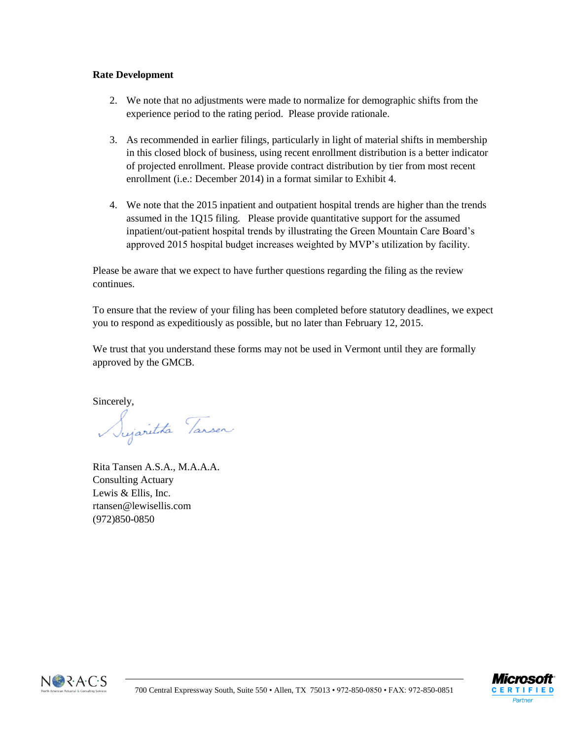**Rate Development**

2. We note that no adjustments were made to normalize for demographic shifts from the experience period to the rating period. Please provide rationale.

3. As recommended in earlier filings, particularly in light of material shifts in membership in this closed block of business, using recent enrollment distribution is a better indicator of projected enrollment. Please provide contract distribution by tier from most recent enrollment (i.e.: December 2014) in a format similar to Exhibit 4.

4. We note that the 2015 inpatient and outpatient hospital trends are higher than the trends assumed in the 1Q15 filing. Please provide quantitative support for the assumed inpatient/out-patient hospital trends by illustrating the Green Mountain Care Board's approved 2015 hospital budget increases weighted by MVP's utilization by facility.

Please be aware that we expect to have further questions regarding the filing as the review continues.

To ensure that the review of your filing has been completed before statutory deadlines, we expect you to respond as expeditiously as possible, but no later than February 12, 2015.

We trust that you understand these forms may not be used in Vermont until they are formally approved by the GMCB.

Sincerely,

Rita Tansen A.S.A., M.A.A.A.
Consulting Actuary
Lewis & Ellis, Inc.
rtansen@lewisellis.com
(972)850-0850

700 Central Expressway South, Suite 550 • Allen, TX 75013 • 972-850-0850 • FAX: 972-850-0851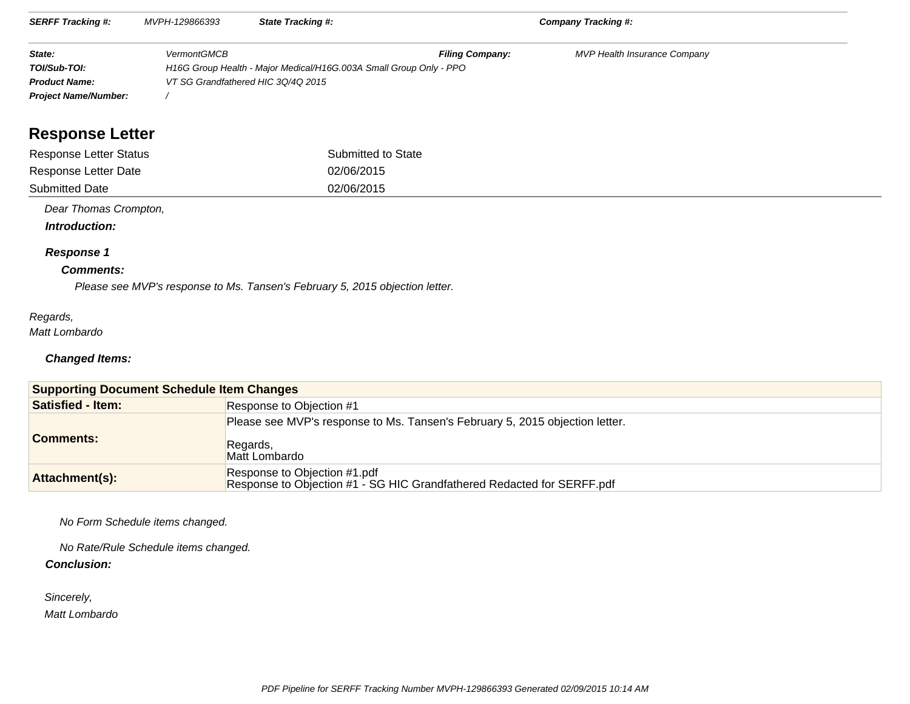| | | | |
|---|---|---|---|
| **SERFF Tracking #:** | MVPH-129866393 | **State Tracking #:** | **Company Tracking #:** |

| | | | |
|---|---|---|---|
| **State:** | VermontGMCB | **Filing Company:** | MVP Health Insurance Company |
| **TOI/Sub-TOI:** | H16G Group Health - Major Medical/H16G.003A Small Group Only - PPO | | |
| **Product Name:** | VT SG Grandfathered HIC 3Q/4Q 2015 | | |
| **Project Name/Number:** | / | | |

## Response Letter

| | |
|---|---|
| Response Letter Status | Submitted to State |
| Response Letter Date | 02/06/2015 |
| Submitted Date | 02/06/2015 |

*Dear Thomas Crompton,*

***Introduction:***

***Response 1***

***Comments:***

*Please see MVP's response to Ms. Tansen's February 5, 2015 objection letter.*

*Regards,*
*Matt Lombardo*

***Changed Items:***

| **Supporting Document Schedule Item Changes** | |
|---|---|
| **Satisfied - Item:** | Response to Objection #1 |
| **Comments:** | Please see MVP's response to Ms. Tansen's February 5, 2015 objection letter.<br><br>Regards,<br>Matt Lombardo |
| **Attachment(s):** | Response to Objection #1.pdf<br>Response to Objection #1 - SG HIC Grandfathered Redacted for SERFF.pdf |

*No Form Schedule items changed.*

*No Rate/Rule Schedule items changed.*

***Conclusion:***

*Sincerely,*
*Matt Lombardo*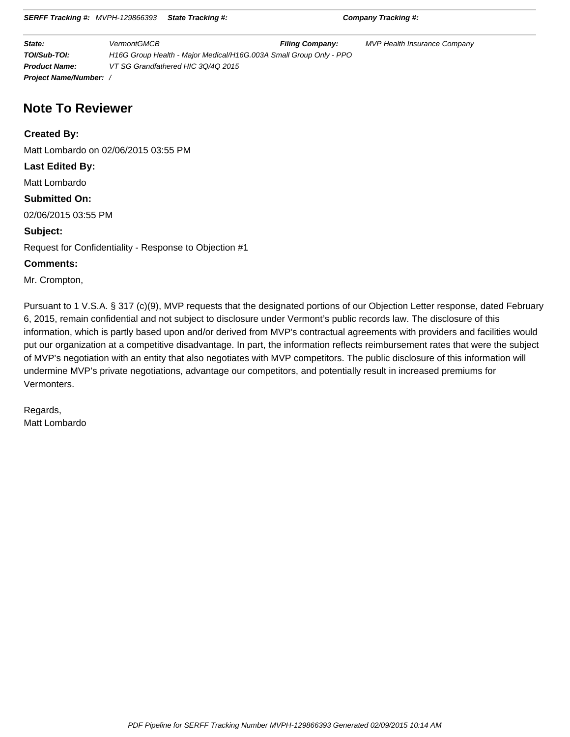**SERFF Tracking #:** MVPH-129866393 **State Tracking #:** **Company Tracking #:**

| | | | |
|---|---|---|---|
| ***State:*** | *VermontGMCB* | ***Filing Company:*** | *MVP Health Insurance Company* |
| ***TOI/Sub-TOI:*** | *H16G Group Health - Major Medical/H16G.003A Small Group Only - PPO* | | |
| ***Product Name:*** | *VT SG Grandfathered HIC 3Q/4Q 2015* | | |
| ***Project Name/Number:*** | */* | | |

## Note To Reviewer

**Created By:**

Matt Lombardo on 02/06/2015 03:55 PM

**Last Edited By:**

Matt Lombardo

**Submitted On:**

02/06/2015 03:55 PM

**Subject:**

Request for Confidentiality - Response to Objection #1

**Comments:**

Mr. Crompton,

Pursuant to 1 V.S.A. § 317 (c)(9), MVP requests that the designated portions of our Objection Letter response, dated February 6, 2015, remain confidential and not subject to disclosure under Vermont's public records law. The disclosure of this information, which is partly based upon and/or derived from MVP's contractual agreements with providers and facilities would put our organization at a competitive disadvantage. In part, the information reflects reimbursement rates that were the subject of MVP's negotiation with an entity that also negotiates with MVP competitors. The public disclosure of this information will undermine MVP's private negotiations, advantage our competitors, and potentially result in increased premiums for Vermonters.

Regards,
Matt Lombardo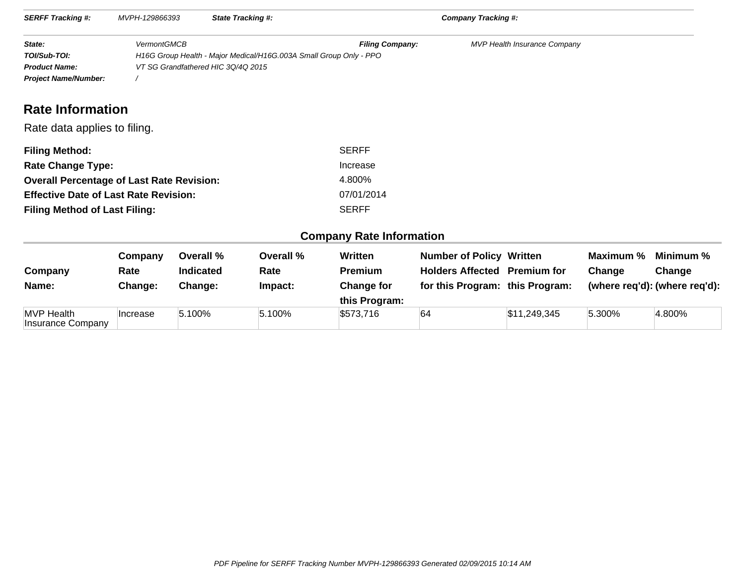| **SERFF Tracking #:** | MVPH-129866393 | **State Tracking #:** | | **Company Tracking #:** | |
|---|---|---|---|---|---|

| | | | |
|---|---|---|---|
| **State:** | VermontGMCB | **Filing Company:** | MVP Health Insurance Company |
| **TOI/Sub-TOI:** | H16G Group Health - Major Medical/H16G.003A Small Group Only - PPO | | |
| **Product Name:** | VT SG Grandfathered HIC 3Q/4Q 2015 | | |
| **Project Name/Number:** | / | | |

## Rate Information

Rate data applies to filing.

| | |
|---|---|
| **Filing Method:** | SERFF |
| **Rate Change Type:** | Increase |
| **Overall Percentage of Last Rate Revision:** | 4.800% |
| **Effective Date of Last Rate Revision:** | 07/01/2014 |
| **Filing Method of Last Filing:** | SERFF |

### Company Rate Information

| Company Name: | Company Rate Change: | Overall % Indicated Change: | Overall % Rate Impact: | Written Premium Change for this Program: | Number of Policy Holders Affected for this Program: | Written Premium for this Program: | Maximum % Change (where req'd): | Minimum % Change (where req'd): |
|---|---|---|---|---|---|---|---|---|
| MVP Health Insurance Company | Increase | 5.100% | 5.100% | $573,716 | 64 | $11,249,345 | 5.300% | 4.800% |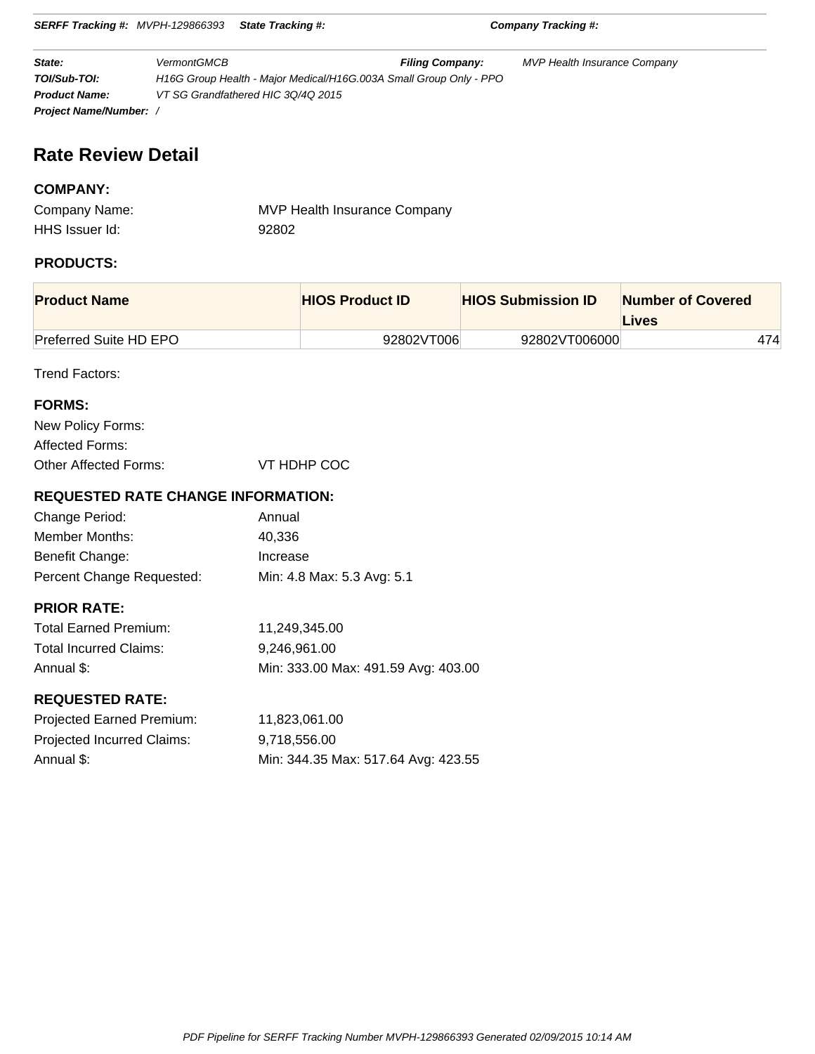**SERFF Tracking #:** *MVPH-129866393* **State Tracking #:** **Company Tracking #:**

| | | | |
|---|---|---|---|
| **State:** | *VermontGMCB* | **Filing Company:** | *MVP Health Insurance Company* |
| **TOI/Sub-TOI:** | *H16G Group Health - Major Medical/H16G.003A Small Group Only - PPO* | | |
| **Product Name:** | *VT SG Grandfathered HIC 3Q/4Q 2015* | | |
| **Project Name/Number:** | */* | | |

# Rate Review Detail

## COMPANY:

Company Name: MVP Health Insurance Company

HHS Issuer Id: 92802

## PRODUCTS:

| Product Name | HIOS Product ID | HIOS Submission ID | Number of Covered Lives |
|---|---|---|---|
| Preferred Suite HD EPO | 92802VT006 | 92802VT006000 | 474 |

Trend Factors:

## FORMS:

New Policy Forms:

Affected Forms:

Other Affected Forms: VT HDHP COC

## REQUESTED RATE CHANGE INFORMATION:

Change Period: Annual

Member Months: 40,336

Benefit Change: Increase

Percent Change Requested: Min: 4.8 Max: 5.3 Avg: 5.1

## PRIOR RATE:

Total Earned Premium: 11,249,345.00

Total Incurred Claims: 9,246,961.00

Annual $: Min: 333.00 Max: 491.59 Avg: 403.00

## REQUESTED RATE:

Projected Earned Premium: 11,823,061.00

Projected Incurred Claims: 9,718,556.00

Annual $: Min: 344.35 Max: 517.64 Avg: 423.55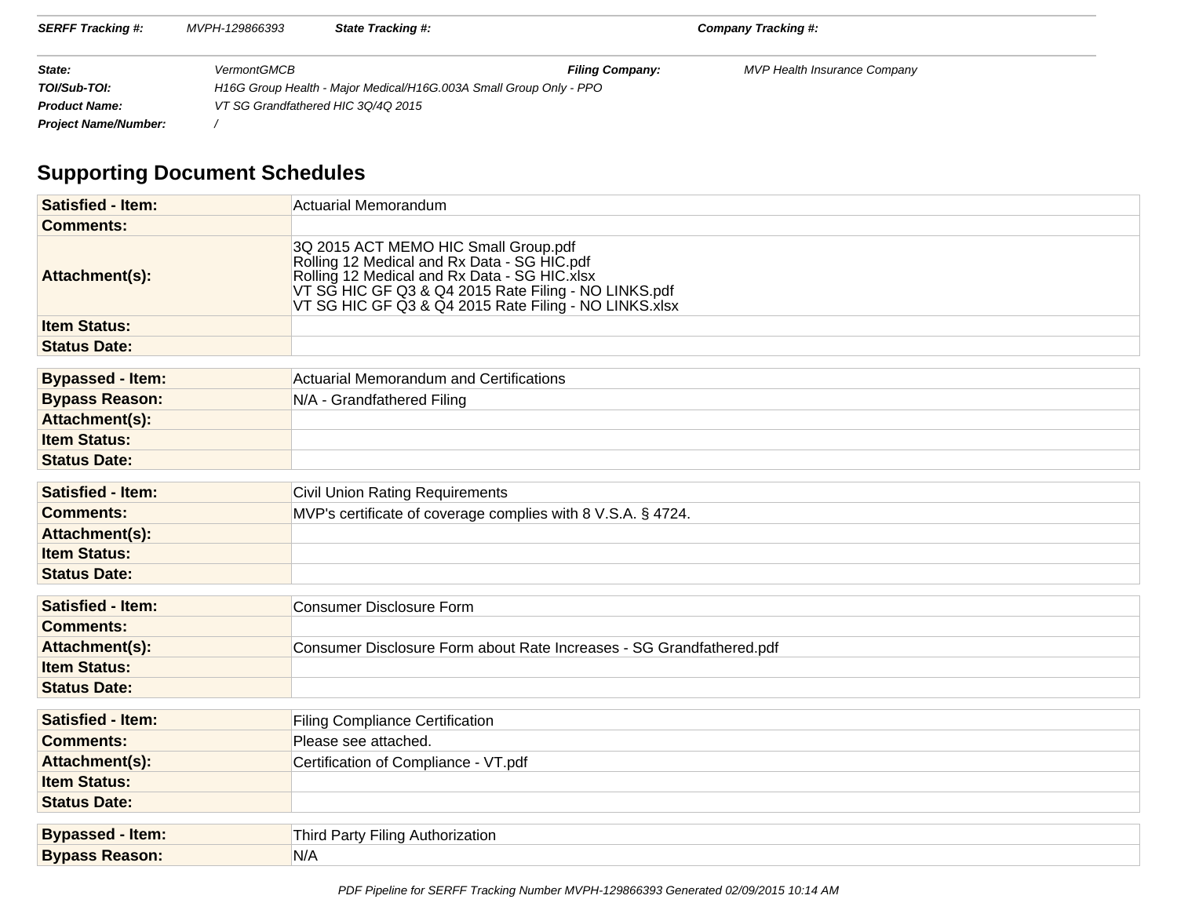| | | | |
|---|---|---|---|
| **SERFF Tracking #:** | MVPH-129866393 | **State Tracking #:** | **Company Tracking #:** |

| | | | |
|---|---|---|---|
| **State:** | VermontGMCB | **Filing Company:** | MVP Health Insurance Company |
| **TOI/Sub-TOI:** | H16G Group Health - Major Medical/H16G.003A Small Group Only - PPO | | |
| **Product Name:** | VT SG Grandfathered HIC 3Q/4Q 2015 | | |
| **Project Name/Number:** | / | | |

## Supporting Document Schedules

| | |
|---|---|
| **Satisfied - Item:** | Actuarial Memorandum |
| **Comments:** | |
| **Attachment(s):** | 3Q 2015 ACT MEMO HIC Small Group.pdf<br>Rolling 12 Medical and Rx Data - SG HIC.pdf<br>Rolling 12 Medical and Rx Data - SG HIC.xlsx<br>VT SG HIC GF Q3 & Q4 2015 Rate Filing - NO LINKS.pdf<br>VT SG HIC GF Q3 & Q4 2015 Rate Filing - NO LINKS.xlsx |
| **Item Status:** | |
| **Status Date:** | |

| | |
|---|---|
| **Bypassed - Item:** | Actuarial Memorandum and Certifications |
| **Bypass Reason:** | N/A - Grandfathered Filing |
| **Attachment(s):** | |
| **Item Status:** | |
| **Status Date:** | |

| | |
|---|---|
| **Satisfied - Item:** | Civil Union Rating Requirements |
| **Comments:** | MVP's certificate of coverage complies with 8 V.S.A. § 4724. |
| **Attachment(s):** | |
| **Item Status:** | |
| **Status Date:** | |

| | |
|---|---|
| **Satisfied - Item:** | Consumer Disclosure Form |
| **Comments:** | |
| **Attachment(s):** | Consumer Disclosure Form about Rate Increases - SG Grandfathered.pdf |
| **Item Status:** | |
| **Status Date:** | |

| | |
|---|---|
| **Satisfied - Item:** | Filing Compliance Certification |
| **Comments:** | Please see attached. |
| **Attachment(s):** | Certification of Compliance - VT.pdf |
| **Item Status:** | |
| **Status Date:** | |

| | |
|---|---|
| **Bypassed - Item:** | Third Party Filing Authorization |
| **Bypass Reason:** | N/A |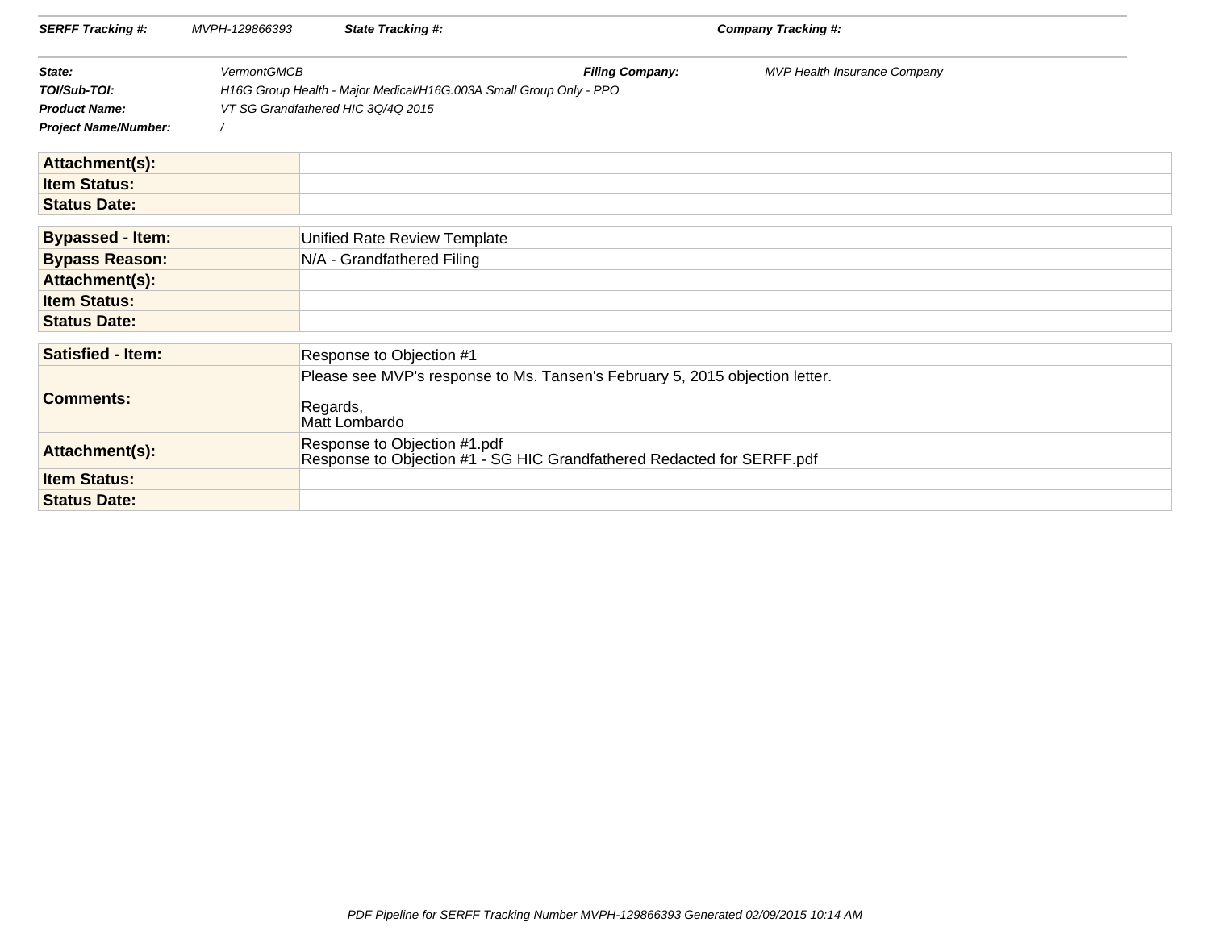| | |
|---|---|
| **SERFF Tracking #:** | MVPH-129866393 |
| **State Tracking #:** | |
| **Company Tracking #:** | |

| | |
|---|---|
| **State:** | VermontGMCB |
| **Filing Company:** | MVP Health Insurance Company |
| **TOI/Sub-TOI:** | H16G Group Health - Major Medical/H16G.003A Small Group Only - PPO |
| **Product Name:** | VT SG Grandfathered HIC 3Q/4Q 2015 |
| **Project Name/Number:** | / |

| | |
|---|---|
| **Attachment(s):** | |
| **Item Status:** | |
| **Status Date:** | |

| | |
|---|---|
| **Bypassed - Item:** | Unified Rate Review Template |
| **Bypass Reason:** | N/A - Grandfathered Filing |
| **Attachment(s):** | |
| **Item Status:** | |
| **Status Date:** | |

| | |
|---|---|
| **Satisfied - Item:** | Response to Objection #1 |
| **Comments:** | Please see MVP's response to Ms. Tansen's February 5, 2015 objection letter.<br><br>Regards,<br>Matt Lombardo |
| **Attachment(s):** | Response to Objection #1.pdf<br>Response to Objection #1 - SG HIC Grandfathered Redacted for SERFF.pdf |
| **Item Status:** | |
| **Status Date:** | |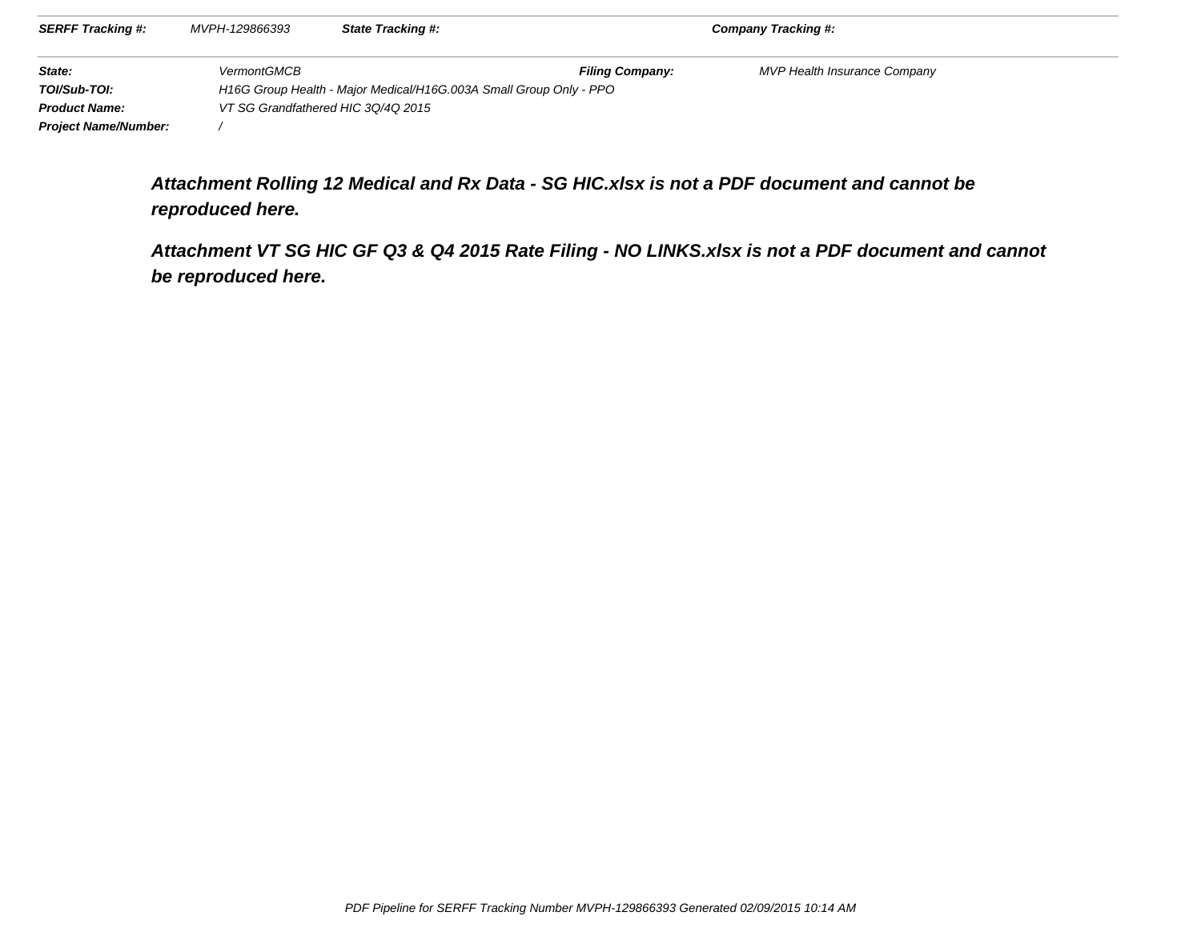| SERFF Tracking #: | MVPH-129866393 | State Tracking #: | | Company Tracking #: | |
|---|---|---|---|---|---|

| | | | |
|---|---|---|---|
| **State:** | VermontGMCB | **Filing Company:** | MVP Health Insurance Company |
| **TOI/Sub-TOI:** | H16G Group Health - Major Medical/H16G.003A Small Group Only - PPO | | |
| **Product Name:** | VT SG Grandfathered HIC 3Q/4Q 2015 | | |
| **Project Name/Number:** | / | | |

**Attachment Rolling 12 Medical and Rx Data - SG HIC.xlsx is not a PDF document and cannot be reproduced here.**

**Attachment VT SG HIC GF Q3 & Q4 2015 Rate Filing - NO LINKS.xlsx is not a PDF document and cannot be reproduced here.**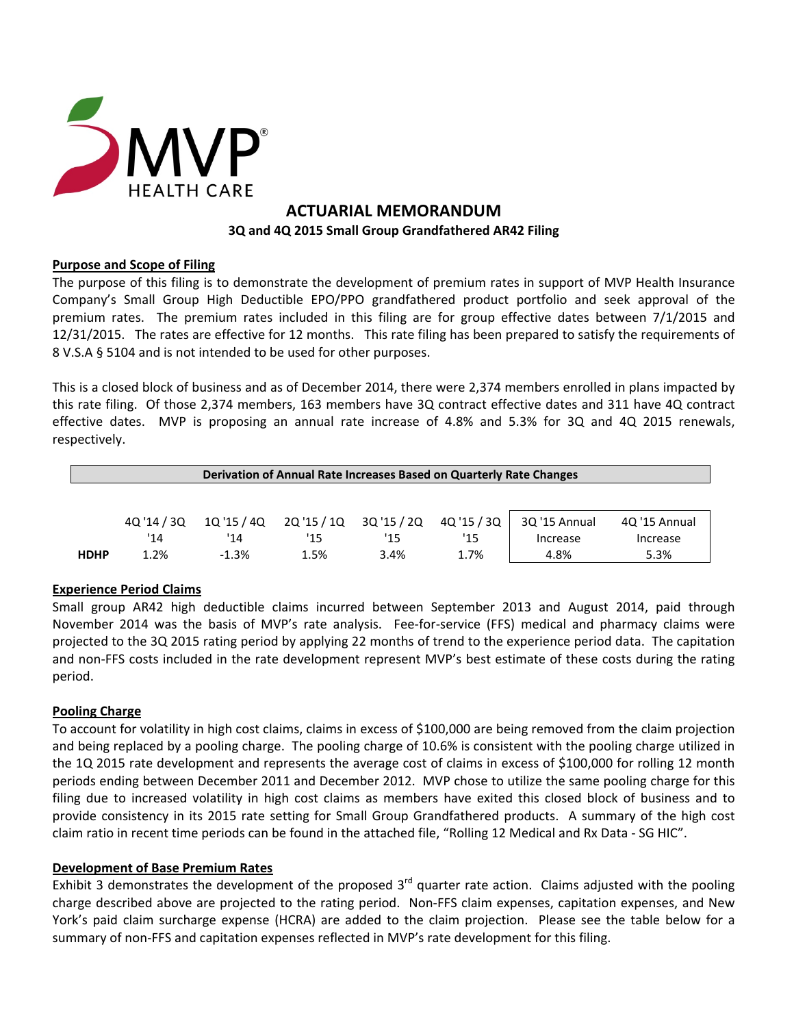# ACTUARIAL MEMORANDUM

### 3Q and 4Q 2015 Small Group Grandfathered AR42 Filing

**Purpose and Scope of Filing**

The purpose of this filing is to demonstrate the development of premium rates in support of MVP Health Insurance Company's Small Group High Deductible EPO/PPO grandfathered product portfolio and seek approval of the premium rates. The premium rates included in this filing are for group effective dates between 7/1/2015 and 12/31/2015. The rates are effective for 12 months. This rate filing has been prepared to satisfy the requirements of 8 V.S.A § 5104 and is not intended to be used for other purposes.

This is a closed block of business and as of December 2014, there were 2,374 members enrolled in plans impacted by this rate filing. Of those 2,374 members, 163 members have 3Q contract effective dates and 311 have 4Q contract effective dates. MVP is proposing an annual rate increase of 4.8% and 5.3% for 3Q and 4Q 2015 renewals, respectively.

**Derivation of Annual Rate Increases Based on Quarterly Rate Changes**

| | 4Q '14 / 3Q '14 | 1Q '15 / 4Q '14 | 2Q '15 / 1Q '15 | 3Q '15 / 2Q '15 | 4Q '15 / 3Q '15 | 3Q '15 Annual Increase | 4Q '15 Annual Increase |
|---|---|---|---|---|---|---|---|
| **HDHP** | 1.2% | -1.3% | 1.5% | 3.4% | 1.7% | 4.8% | 5.3% |

**Experience Period Claims**

Small group AR42 high deductible claims incurred between September 2013 and August 2014, paid through November 2014 was the basis of MVP's rate analysis. Fee-for-service (FFS) medical and pharmacy claims were projected to the 3Q 2015 rating period by applying 22 months of trend to the experience period data. The capitation and non-FFS costs included in the rate development represent MVP's best estimate of these costs during the rating period.

**Pooling Charge**

To account for volatility in high cost claims, claims in excess of $100,000 are being removed from the claim projection and being replaced by a pooling charge. The pooling charge of 10.6% is consistent with the pooling charge utilized in the 1Q 2015 rate development and represents the average cost of claims in excess of $100,000 for rolling 12 month periods ending between December 2011 and December 2012. MVP chose to utilize the same pooling charge for this filing due to increased volatility in high cost claims as members have exited this closed block of business and to provide consistency in its 2015 rate setting for Small Group Grandfathered products. A summary of the high cost claim ratio in recent time periods can be found in the attached file, "Rolling 12 Medical and Rx Data - SG HIC".

**Development of Base Premium Rates**

Exhibit 3 demonstrates the development of the proposed 3rd quarter rate action. Claims adjusted with the pooling charge described above are projected to the rating period. Non-FFS claim expenses, capitation expenses, and New York's paid claim surcharge expense (HCRA) are added to the claim projection. Please see the table below for a summary of non-FFS and capitation expenses reflected in MVP's rate development for this filing.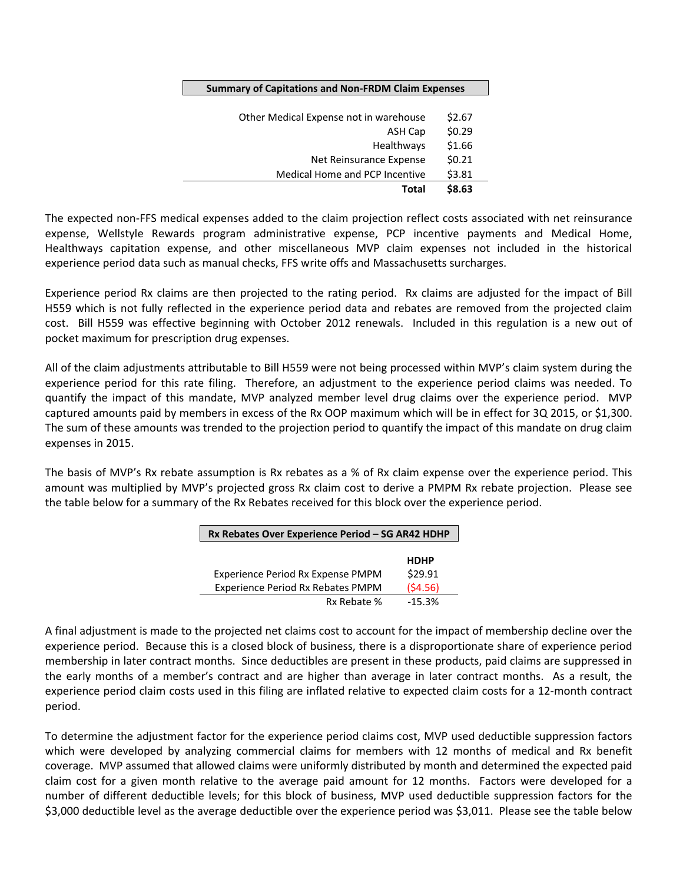| Summary of Capitations and Non-FRDM Claim Expenses | |
|---|---|
| Other Medical Expense not in warehouse | $2.67 |
| ASH Cap | $0.29 |
| Healthways | $1.66 |
| Net Reinsurance Expense | $0.21 |
| Medical Home and PCP Incentive | $3.81 |
| **Total** | **$8.63** |

The expected non-FFS medical expenses added to the claim projection reflect costs associated with net reinsurance expense, Wellstyle Rewards program administrative expense, PCP incentive payments and Medical Home, Healthways capitation expense, and other miscellaneous MVP claim expenses not included in the historical experience period data such as manual checks, FFS write offs and Massachusetts surcharges.

Experience period Rx claims are then projected to the rating period. Rx claims are adjusted for the impact of Bill H559 which is not fully reflected in the experience period data and rebates are removed from the projected claim cost. Bill H559 was effective beginning with October 2012 renewals. Included in this regulation is a new out of pocket maximum for prescription drug expenses.

All of the claim adjustments attributable to Bill H559 were not being processed within MVP's claim system during the experience period for this rate filing. Therefore, an adjustment to the experience period claims was needed. To quantify the impact of this mandate, MVP analyzed member level drug claims over the experience period. MVP captured amounts paid by members in excess of the Rx OOP maximum which will be in effect for 3Q 2015, or $1,300. The sum of these amounts was trended to the projection period to quantify the impact of this mandate on drug claim expenses in 2015.

The basis of MVP's Rx rebate assumption is Rx rebates as a % of Rx claim expense over the experience period. This amount was multiplied by MVP's projected gross Rx claim cost to derive a PMPM Rx rebate projection. Please see the table below for a summary of the Rx Rebates received for this block over the experience period.

| Rx Rebates Over Experience Period – SG AR42 HDHP | |
|---|---|
| | **HDHP** |
| Experience Period Rx Expense PMPM | $29.91 |
| Experience Period Rx Rebates PMPM | ($4.56) |
| Rx Rebate % | -15.3% |

A final adjustment is made to the projected net claims cost to account for the impact of membership decline over the experience period. Because this is a closed block of business, there is a disproportionate share of experience period membership in later contract months. Since deductibles are present in these products, paid claims are suppressed in the early months of a member's contract and are higher than average in later contract months. As a result, the experience period claim costs used in this filing are inflated relative to expected claim costs for a 12-month contract period.

To determine the adjustment factor for the experience period claims cost, MVP used deductible suppression factors which were developed by analyzing commercial claims for members with 12 months of medical and Rx benefit coverage. MVP assumed that allowed claims were uniformly distributed by month and determined the expected paid claim cost for a given month relative to the average paid amount for 12 months. Factors were developed for a number of different deductible levels; for this block of business, MVP used deductible suppression factors for the $3,000 deductible level as the average deductible over the experience period was $3,011. Please see the table below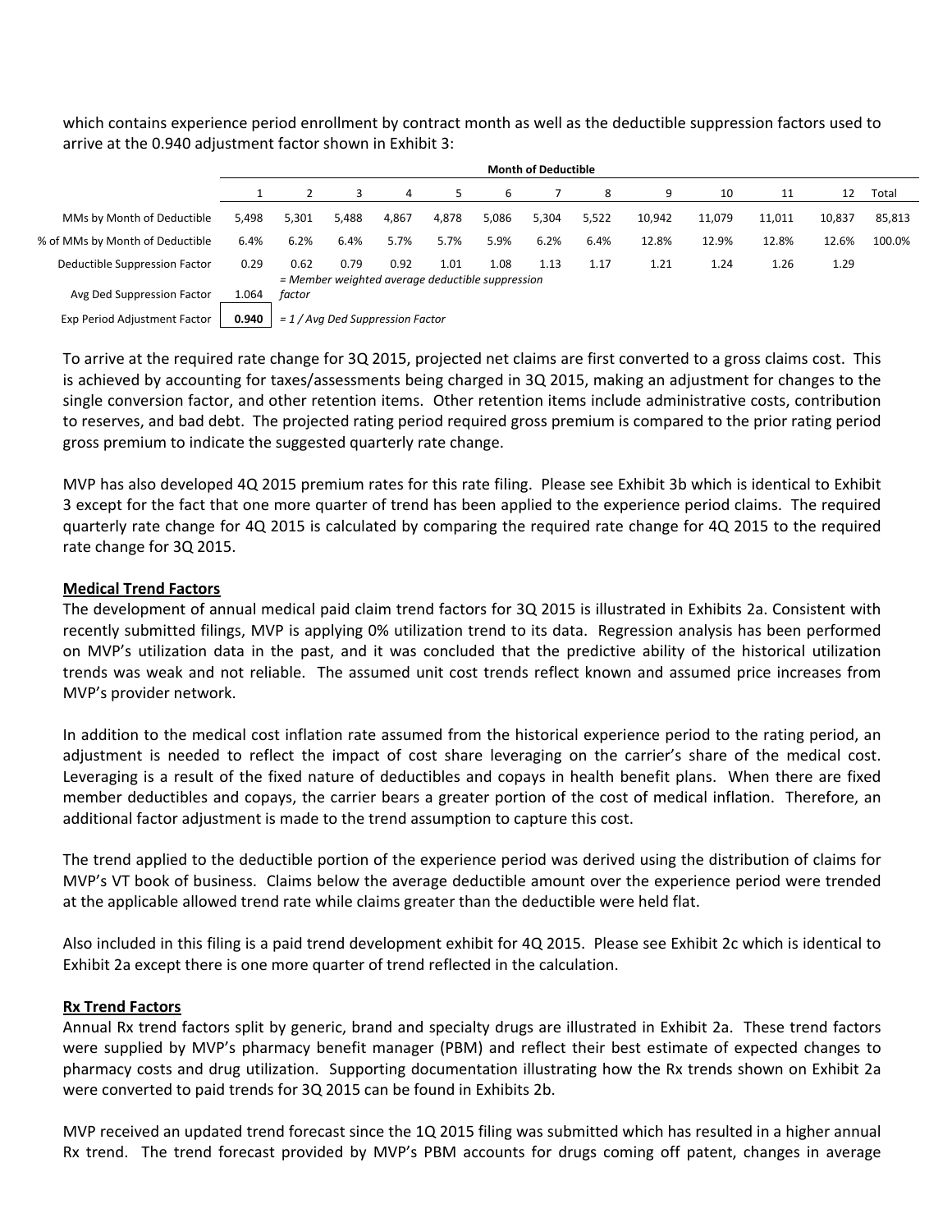which contains experience period enrollment by contract month as well as the deductible suppression factors used to arrive at the 0.940 adjustment factor shown in Exhibit 3:

| | Month of Deductible | | | | | | | | | | | | |
|---|---|---|---|---|---|---|---|---|---|---|---|---|---|
| | 1 | 2 | 3 | 4 | 5 | 6 | 7 | 8 | 9 | 10 | 11 | 12 | Total |
| MMs by Month of Deductible | 5,498 | 5,301 | 5,488 | 4,867 | 4,878 | 5,086 | 5,304 | 5,522 | 10,942 | 11,079 | 11,011 | 10,837 | 85,813 |
| % of MMs by Month of Deductible | 6.4% | 6.2% | 6.4% | 5.7% | 5.7% | 5.9% | 6.2% | 6.4% | 12.8% | 12.9% | 12.8% | 12.6% | 100.0% |
| Deductible Suppression Factor | 0.29 | 0.62 | 0.79 | 0.92 | 1.01 | 1.08 | 1.13 | 1.17 | 1.21 | 1.24 | 1.26 | 1.29 | |
| Avg Ded Suppression Factor | 1.064 | *= Member weighted average deductible suppression factor* | | | | | | | | | | | |
| Exp Period Adjustment Factor | **0.940** | *= 1 / Avg Ded Suppression Factor* | | | | | | | | | | | |

To arrive at the required rate change for 3Q 2015, projected net claims are first converted to a gross claims cost. This is achieved by accounting for taxes/assessments being charged in 3Q 2015, making an adjustment for changes to the single conversion factor, and other retention items. Other retention items include administrative costs, contribution to reserves, and bad debt. The projected rating period required gross premium is compared to the prior rating period gross premium to indicate the suggested quarterly rate change.

MVP has also developed 4Q 2015 premium rates for this rate filing. Please see Exhibit 3b which is identical to Exhibit 3 except for the fact that one more quarter of trend has been applied to the experience period claims. The required quarterly rate change for 4Q 2015 is calculated by comparing the required rate change for 4Q 2015 to the required rate change for 3Q 2015.

**Medical Trend Factors**

The development of annual medical paid claim trend factors for 3Q 2015 is illustrated in Exhibits 2a. Consistent with recently submitted filings, MVP is applying 0% utilization trend to its data. Regression analysis has been performed on MVP's utilization data in the past, and it was concluded that the predictive ability of the historical utilization trends was weak and not reliable. The assumed unit cost trends reflect known and assumed price increases from MVP's provider network.

In addition to the medical cost inflation rate assumed from the historical experience period to the rating period, an adjustment is needed to reflect the impact of cost share leveraging on the carrier's share of the medical cost. Leveraging is a result of the fixed nature of deductibles and copays in health benefit plans. When there are fixed member deductibles and copays, the carrier bears a greater portion of the cost of medical inflation. Therefore, an additional factor adjustment is made to the trend assumption to capture this cost.

The trend applied to the deductible portion of the experience period was derived using the distribution of claims for MVP's VT book of business. Claims below the average deductible amount over the experience period were trended at the applicable allowed trend rate while claims greater than the deductible were held flat.

Also included in this filing is a paid trend development exhibit for 4Q 2015. Please see Exhibit 2c which is identical to Exhibit 2a except there is one more quarter of trend reflected in the calculation.

**Rx Trend Factors**

Annual Rx trend factors split by generic, brand and specialty drugs are illustrated in Exhibit 2a. These trend factors were supplied by MVP's pharmacy benefit manager (PBM) and reflect their best estimate of expected changes to pharmacy costs and drug utilization. Supporting documentation illustrating how the Rx trends shown on Exhibit 2a were converted to paid trends for 3Q 2015 can be found in Exhibits 2b.

MVP received an updated trend forecast since the 1Q 2015 filing was submitted which has resulted in a higher annual Rx trend. The trend forecast provided by MVP's PBM accounts for drugs coming off patent, changes in average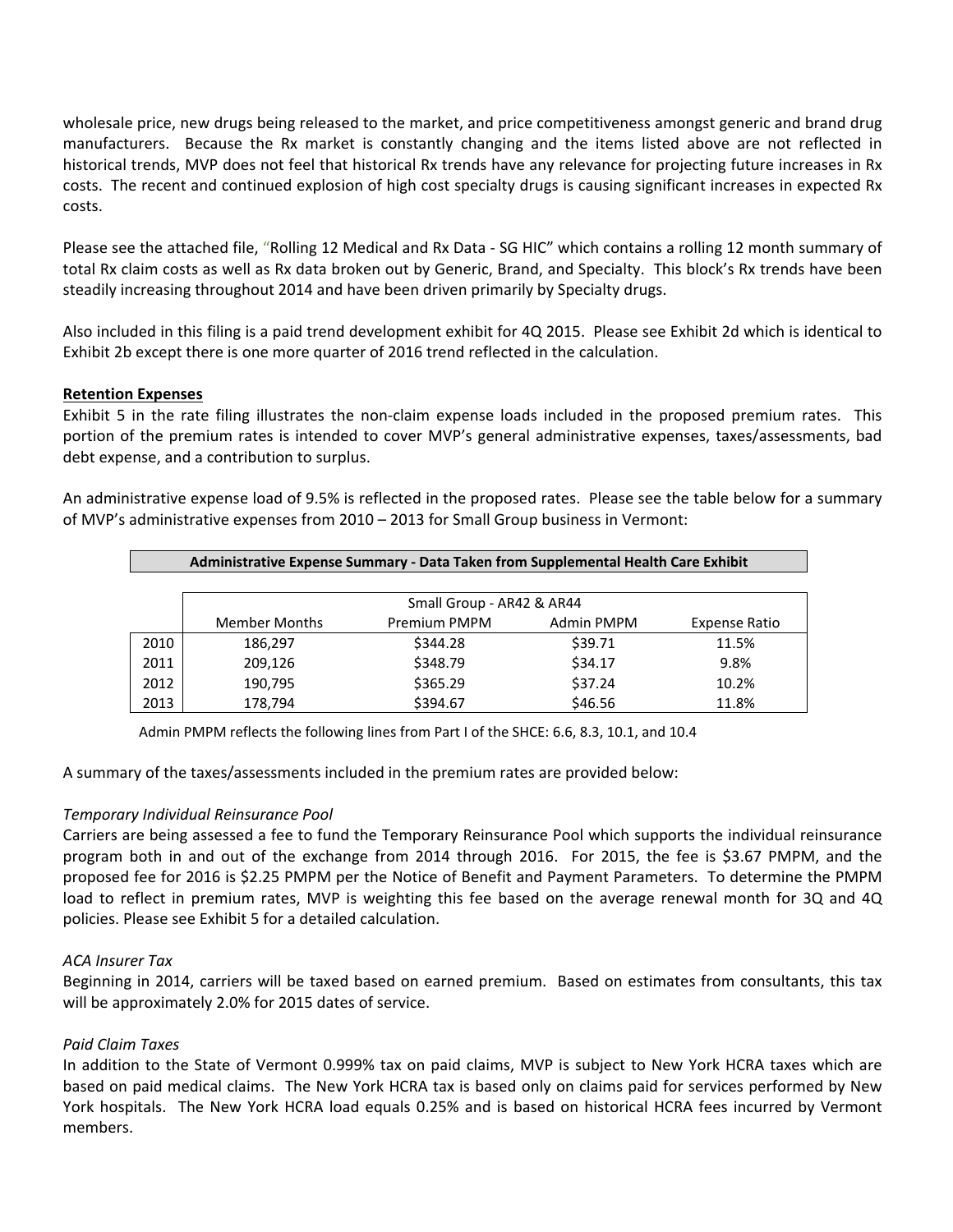wholesale price, new drugs being released to the market, and price competitiveness amongst generic and brand drug manufacturers. Because the Rx market is constantly changing and the items listed above are not reflected in historical trends, MVP does not feel that historical Rx trends have any relevance for projecting future increases in Rx costs. The recent and continued explosion of high cost specialty drugs is causing significant increases in expected Rx costs.

Please see the attached file, "Rolling 12 Medical and Rx Data - SG HIC" which contains a rolling 12 month summary of total Rx claim costs as well as Rx data broken out by Generic, Brand, and Specialty. This block's Rx trends have been steadily increasing throughout 2014 and have been driven primarily by Specialty drugs.

Also included in this filing is a paid trend development exhibit for 4Q 2015. Please see Exhibit 2d which is identical to Exhibit 2b except there is one more quarter of 2016 trend reflected in the calculation.

**Retention Expenses**

Exhibit 5 in the rate filing illustrates the non-claim expense loads included in the proposed premium rates. This portion of the premium rates is intended to cover MVP's general administrative expenses, taxes/assessments, bad debt expense, and a contribution to surplus.

An administrative expense load of 9.5% is reflected in the proposed rates. Please see the table below for a summary of MVP's administrative expenses from 2010 – 2013 for Small Group business in Vermont:

**Administrative Expense Summary - Data Taken from Supplemental Health Care Exhibit**

| | Small Group - AR42 & AR44 | | | |
|---|---|---|---|---|
| | Member Months | Premium PMPM | Admin PMPM | Expense Ratio |
| 2010 | 186,297 | $344.28 | $39.71 | 11.5% |
| 2011 | 209,126 | $348.79 | $34.17 | 9.8% |
| 2012 | 190,795 | $365.29 | $37.24 | 10.2% |
| 2013 | 178,794 | $394.67 | $46.56 | 11.8% |

Admin PMPM reflects the following lines from Part I of the SHCE: 6.6, 8.3, 10.1, and 10.4

A summary of the taxes/assessments included in the premium rates are provided below:

*Temporary Individual Reinsurance Pool*

Carriers are being assessed a fee to fund the Temporary Reinsurance Pool which supports the individual reinsurance program both in and out of the exchange from 2014 through 2016. For 2015, the fee is $3.67 PMPM, and the proposed fee for 2016 is $2.25 PMPM per the Notice of Benefit and Payment Parameters. To determine the PMPM load to reflect in premium rates, MVP is weighting this fee based on the average renewal month for 3Q and 4Q policies. Please see Exhibit 5 for a detailed calculation.

*ACA Insurer Tax*

Beginning in 2014, carriers will be taxed based on earned premium. Based on estimates from consultants, this tax will be approximately 2.0% for 2015 dates of service.

*Paid Claim Taxes*

In addition to the State of Vermont 0.999% tax on paid claims, MVP is subject to New York HCRA taxes which are based on paid medical claims. The New York HCRA tax is based only on claims paid for services performed by New York hospitals. The New York HCRA load equals 0.25% and is based on historical HCRA fees incurred by Vermont members.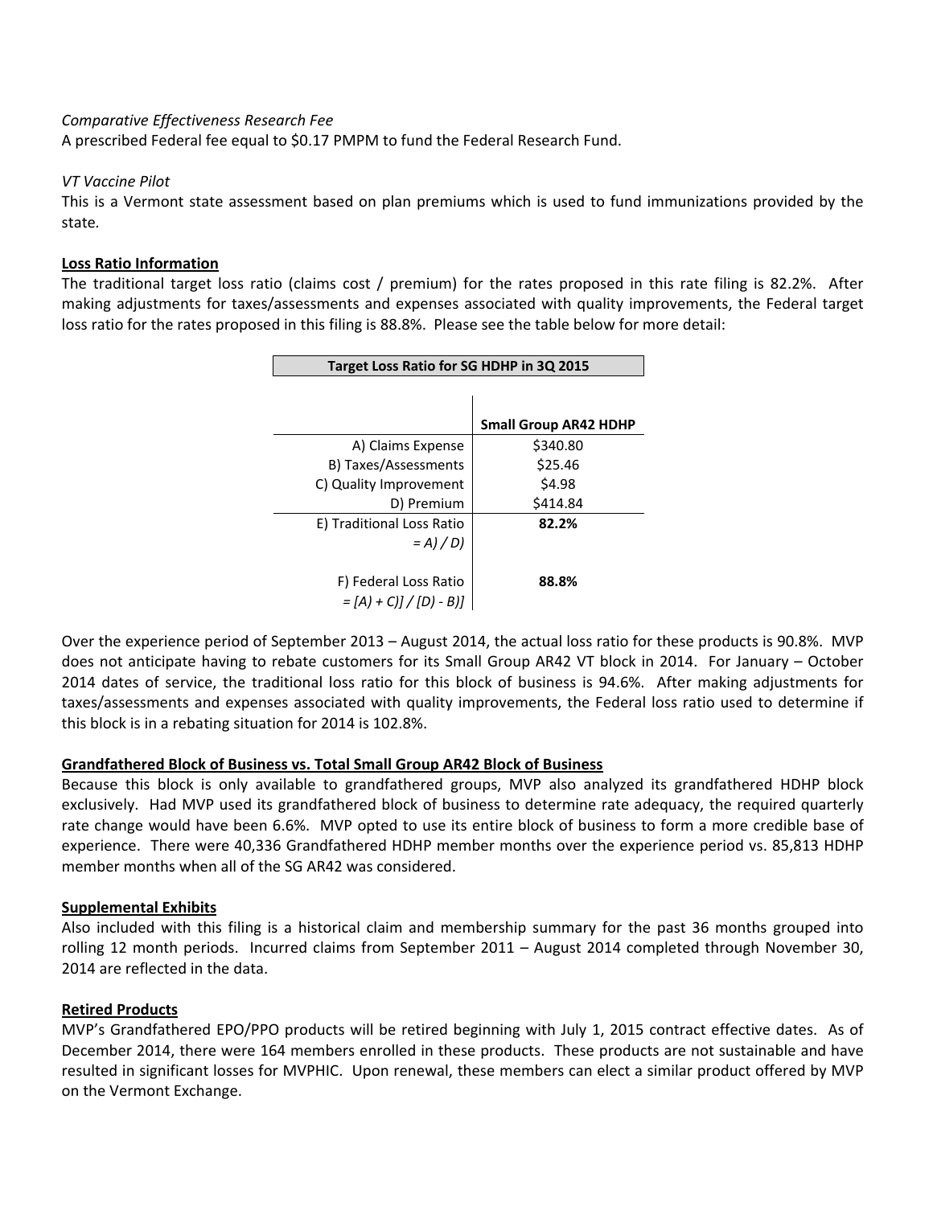*Comparative Effectiveness Research Fee*

A prescribed Federal fee equal to $0.17 PMPM to fund the Federal Research Fund.

*VT Vaccine Pilot*

This is a Vermont state assessment based on plan premiums which is used to fund immunizations provided by the state.

**Loss Ratio Information**

The traditional target loss ratio (claims cost / premium) for the rates proposed in this rate filing is 82.2%. After making adjustments for taxes/assessments and expenses associated with quality improvements, the Federal target loss ratio for the rates proposed in this filing is 88.8%. Please see the table below for more detail:

**Target Loss Ratio for SG HDHP in 3Q 2015**

| | **Small Group AR42 HDHP** |
|---|---|
| A) Claims Expense | $340.80 |
| B) Taxes/Assessments | $25.46 |
| C) Quality Improvement | $4.98 |
| D) Premium | $414.84 |
| E) Traditional Loss Ratio *= A) / D)* | **82.2%** |
| F) Federal Loss Ratio *= [A) + C)] / [D) - B)]* | **88.8%** |

Over the experience period of September 2013 – August 2014, the actual loss ratio for these products is 90.8%. MVP does not anticipate having to rebate customers for its Small Group AR42 VT block in 2014. For January – October 2014 dates of service, the traditional loss ratio for this block of business is 94.6%. After making adjustments for taxes/assessments and expenses associated with quality improvements, the Federal loss ratio used to determine if this block is in a rebating situation for 2014 is 102.8%.

**Grandfathered Block of Business vs. Total Small Group AR42 Block of Business**

Because this block is only available to grandfathered groups, MVP also analyzed its grandfathered HDHP block exclusively. Had MVP used its grandfathered block of business to determine rate adequacy, the required quarterly rate change would have been 6.6%. MVP opted to use its entire block of business to form a more credible base of experience. There were 40,336 Grandfathered HDHP member months over the experience period vs. 85,813 HDHP member months when all of the SG AR42 was considered.

**Supplemental Exhibits**

Also included with this filing is a historical claim and membership summary for the past 36 months grouped into rolling 12 month periods. Incurred claims from September 2011 – August 2014 completed through November 30, 2014 are reflected in the data.

**Retired Products**

MVP's Grandfathered EPO/PPO products will be retired beginning with July 1, 2015 contract effective dates. As of December 2014, there were 164 members enrolled in these products. These products are not sustainable and have resulted in significant losses for MVPHIC. Upon renewal, these members can elect a similar product offered by MVP on the Vermont Exchange.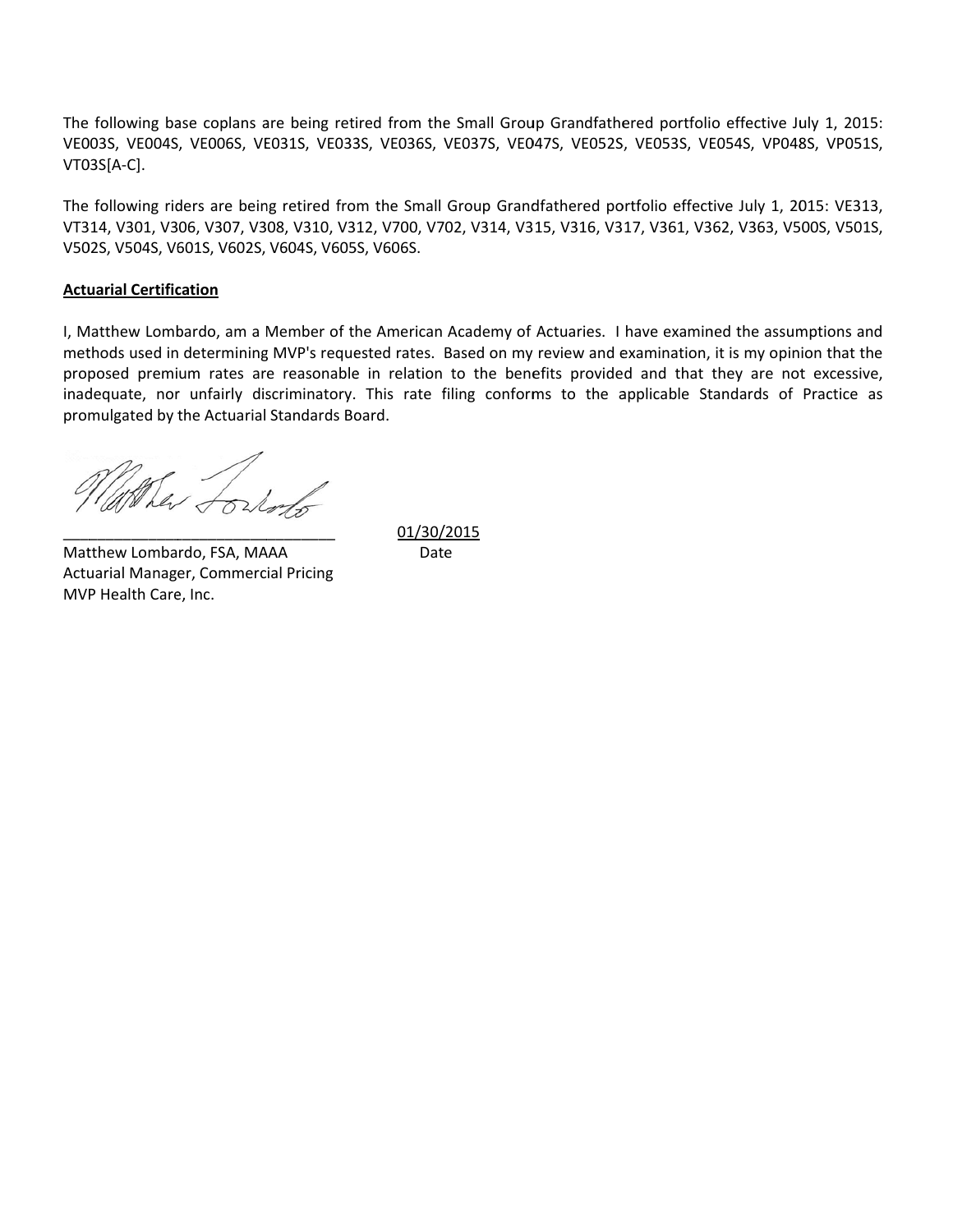The following base coplans are being retired from the Small Group Grandfathered portfolio effective July 1, 2015: VE003S, VE004S, VE006S, VE031S, VE033S, VE036S, VE037S, VE047S, VE052S, VE053S, VE054S, VP048S, VP051S, VT03S[A-C].

The following riders are being retired from the Small Group Grandfathered portfolio effective July 1, 2015: VE313, VT314, V301, V306, V307, V308, V310, V312, V700, V702, V314, V315, V316, V317, V361, V362, V363, V500S, V501S, V502S, V504S, V601S, V602S, V604S, V605S, V606S.

**Actuarial Certification**

I, Matthew Lombardo, am a Member of the American Academy of Actuaries. I have examined the assumptions and methods used in determining MVP's requested rates. Based on my review and examination, it is my opinion that the proposed premium rates are reasonable in relation to the benefits provided and that they are not excessive, inadequate, nor unfairly discriminatory. This rate filing conforms to the applicable Standards of Practice as promulgated by the Actuarial Standards Board.

_______________________________ 01/30/2015

Matthew Lombardo, FSA, MAAA Date
Actuarial Manager, Commercial Pricing
MVP Health Care, Inc.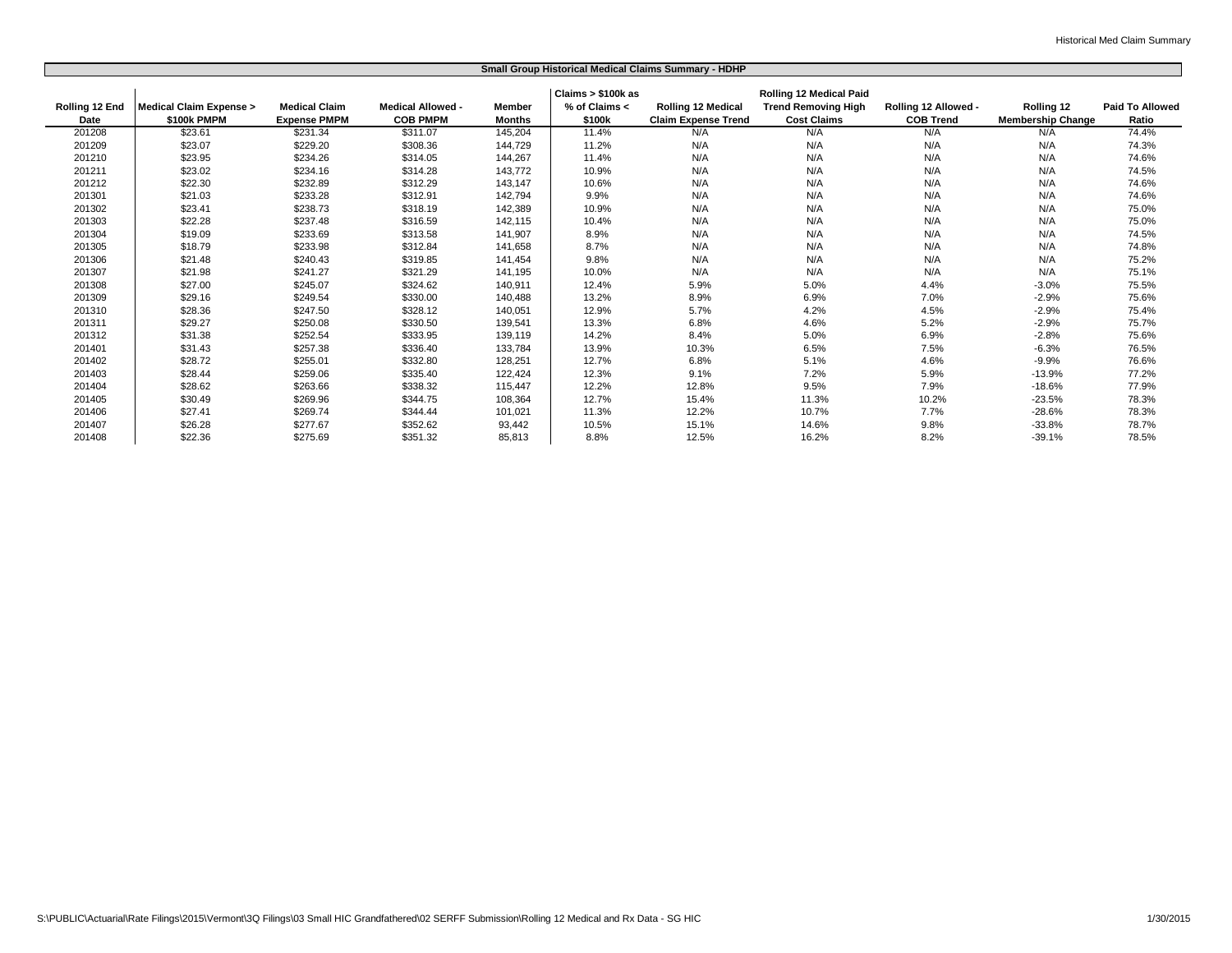## Small Group Historical Medical Claims Summary - HDHP

| Rolling 12 End Date | Medical Claim Expense > $100k PMPM | Medical Claim Expense PMPM | Medical Allowed - COB PMPM | Member Months | Claims > $100k as % of Claims < $100k | Rolling 12 Medical Claim Expense Trend | Rolling 12 Medical Paid Trend Removing High Cost Claims | Rolling 12 Allowed - COB Trend | Rolling 12 Membership Change | Paid To Allowed Ratio |
|---|---|---|---|---|---|---|---|---|---|---|
| 201208 | $23.61 | $231.34 | $311.07 | 145,204 | 11.4% | N/A | N/A | N/A | N/A | 74.4% |
| 201209 | $23.07 | $229.20 | $308.36 | 144,729 | 11.2% | N/A | N/A | N/A | N/A | 74.3% |
| 201210 | $23.95 | $234.26 | $314.05 | 144,267 | 11.4% | N/A | N/A | N/A | N/A | 74.6% |
| 201211 | $23.02 | $234.16 | $314.28 | 143,772 | 10.9% | N/A | N/A | N/A | N/A | 74.5% |
| 201212 | $22.30 | $232.89 | $312.29 | 143,147 | 10.6% | N/A | N/A | N/A | N/A | 74.6% |
| 201301 | $21.03 | $233.28 | $312.91 | 142,794 | 9.9% | N/A | N/A | N/A | N/A | 74.6% |
| 201302 | $23.41 | $238.73 | $318.19 | 142,389 | 10.9% | N/A | N/A | N/A | N/A | 75.0% |
| 201303 | $22.28 | $237.48 | $316.59 | 142,115 | 10.4% | N/A | N/A | N/A | N/A | 75.0% |
| 201304 | $19.09 | $233.69 | $313.58 | 141,907 | 8.9% | N/A | N/A | N/A | N/A | 74.5% |
| 201305 | $18.79 | $233.98 | $312.84 | 141,658 | 8.7% | N/A | N/A | N/A | N/A | 74.8% |
| 201306 | $21.48 | $240.43 | $319.85 | 141,454 | 9.8% | N/A | N/A | N/A | N/A | 75.2% |
| 201307 | $21.98 | $241.27 | $321.29 | 141,195 | 10.0% | N/A | N/A | N/A | N/A | 75.1% |
| 201308 | $27.00 | $245.07 | $324.62 | 140,911 | 12.4% | 5.9% | 5.0% | 4.4% | -3.0% | 75.5% |
| 201309 | $29.16 | $249.54 | $330.00 | 140,488 | 13.2% | 8.9% | 6.9% | 7.0% | -2.9% | 75.6% |
| 201310 | $28.36 | $247.50 | $328.12 | 140,051 | 12.9% | 5.7% | 4.2% | 4.5% | -2.9% | 75.4% |
| 201311 | $29.27 | $250.08 | $330.50 | 139,541 | 13.3% | 6.8% | 4.6% | 5.2% | -2.9% | 75.7% |
| 201312 | $31.38 | $252.54 | $333.95 | 139,119 | 14.2% | 8.4% | 5.0% | 6.9% | -2.8% | 75.6% |
| 201401 | $31.43 | $257.38 | $336.40 | 133,784 | 13.9% | 10.3% | 6.5% | 7.5% | -6.3% | 76.5% |
| 201402 | $28.72 | $255.01 | $332.80 | 128,251 | 12.7% | 6.8% | 5.1% | 4.6% | -9.9% | 76.6% |
| 201403 | $28.44 | $259.06 | $335.40 | 122,424 | 12.3% | 9.1% | 7.2% | 5.9% | -13.9% | 77.2% |
| 201404 | $28.62 | $263.66 | $338.32 | 115,447 | 12.2% | 12.8% | 9.5% | 7.9% | -18.6% | 77.9% |
| 201405 | $30.49 | $269.96 | $344.75 | 108,364 | 12.7% | 15.4% | 11.3% | 10.2% | -23.5% | 78.3% |
| 201406 | $27.41 | $269.74 | $344.44 | 101,021 | 11.3% | 12.2% | 10.7% | 7.7% | -28.6% | 78.3% |
| 201407 | $26.28 | $277.67 | $352.62 | 93,442 | 10.5% | 15.1% | 14.6% | 9.8% | -33.8% | 78.7% |
| 201408 | $22.36 | $275.69 | $351.32 | 85,813 | 8.8% | 12.5% | 16.2% | 8.2% | -39.1% | 78.5% |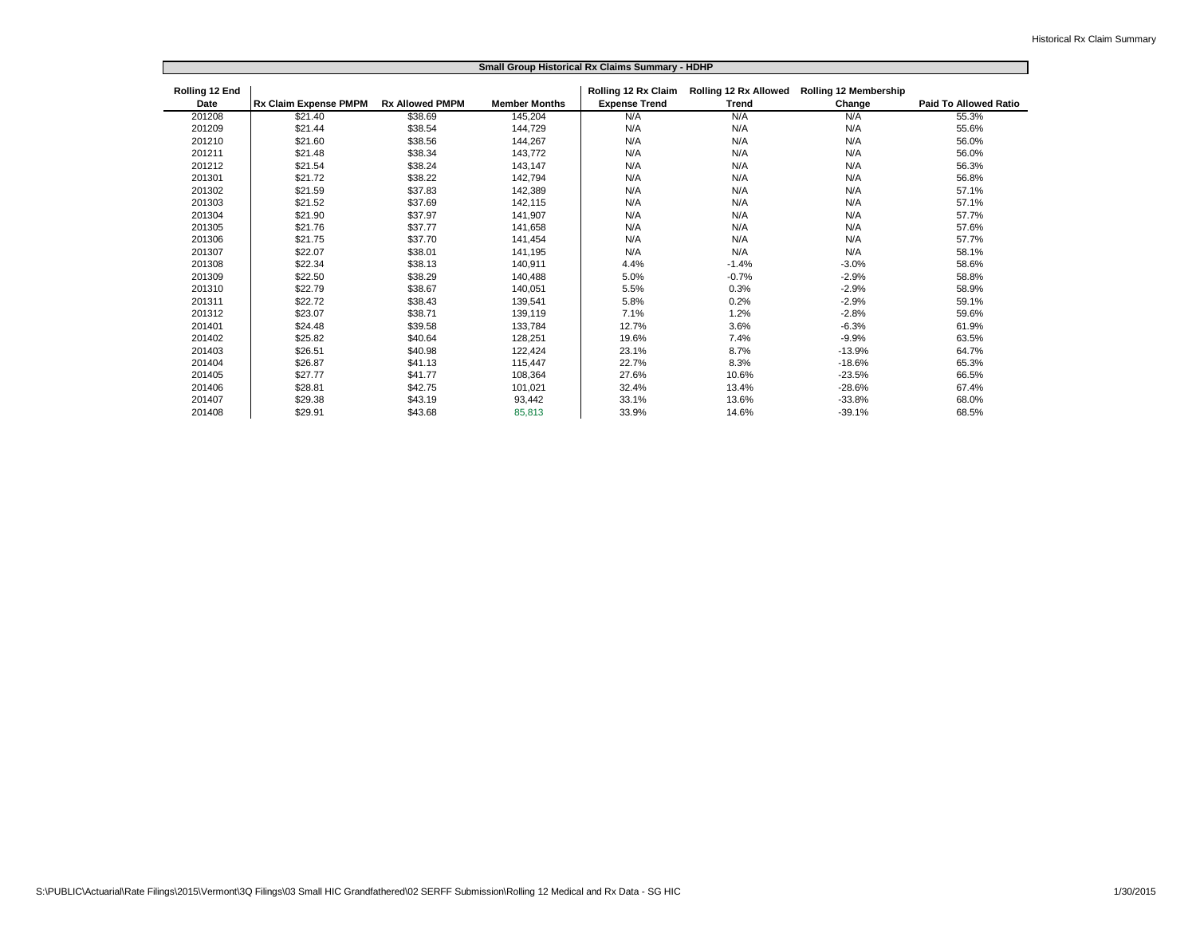## Small Group Historical Rx Claims Summary - HDHP

| Rolling 12 End Date | Rx Claim Expense PMPM | Rx Allowed PMPM | Member Months | Rolling 12 Rx Claim Expense Trend | Rolling 12 Rx Allowed Trend | Rolling 12 Membership Change | Paid To Allowed Ratio |
|---|---|---|---|---|---|---|---|
| 201208 | $21.40 | $38.69 | 145,204 | N/A | N/A | N/A | 55.3% |
| 201209 | $21.44 | $38.54 | 144,729 | N/A | N/A | N/A | 55.6% |
| 201210 | $21.60 | $38.56 | 144,267 | N/A | N/A | N/A | 56.0% |
| 201211 | $21.48 | $38.34 | 143,772 | N/A | N/A | N/A | 56.0% |
| 201212 | $21.54 | $38.24 | 143,147 | N/A | N/A | N/A | 56.3% |
| 201301 | $21.72 | $38.22 | 142,794 | N/A | N/A | N/A | 56.8% |
| 201302 | $21.59 | $37.83 | 142,389 | N/A | N/A | N/A | 57.1% |
| 201303 | $21.52 | $37.69 | 142,115 | N/A | N/A | N/A | 57.1% |
| 201304 | $21.90 | $37.97 | 141,907 | N/A | N/A | N/A | 57.7% |
| 201305 | $21.76 | $37.77 | 141,658 | N/A | N/A | N/A | 57.6% |
| 201306 | $21.75 | $37.70 | 141,454 | N/A | N/A | N/A | 57.7% |
| 201307 | $22.07 | $38.01 | 141,195 | N/A | N/A | N/A | 58.1% |
| 201308 | $22.34 | $38.13 | 140,911 | 4.4% | -1.4% | -3.0% | 58.6% |
| 201309 | $22.50 | $38.29 | 140,488 | 5.0% | -0.7% | -2.9% | 58.8% |
| 201310 | $22.79 | $38.67 | 140,051 | 5.5% | 0.3% | -2.9% | 58.9% |
| 201311 | $22.72 | $38.43 | 139,541 | 5.8% | 0.2% | -2.9% | 59.1% |
| 201312 | $23.07 | $38.71 | 139,119 | 7.1% | 1.2% | -2.8% | 59.6% |
| 201401 | $24.48 | $39.58 | 133,784 | 12.7% | 3.6% | -6.3% | 61.9% |
| 201402 | $25.82 | $40.64 | 128,251 | 19.6% | 7.4% | -9.9% | 63.5% |
| 201403 | $26.51 | $40.98 | 122,424 | 23.1% | 8.7% | -13.9% | 64.7% |
| 201404 | $26.87 | $41.13 | 115,447 | 22.7% | 8.3% | -18.6% | 65.3% |
| 201405 | $27.77 | $41.77 | 108,364 | 27.6% | 10.6% | -23.5% | 66.5% |
| 201406 | $28.81 | $42.75 | 101,021 | 32.4% | 13.4% | -28.6% | 67.4% |
| 201407 | $29.38 | $43.19 | 93,442 | 33.1% | 13.6% | -33.8% | 68.0% |
| 201408 | $29.91 | $43.68 | 85,813 | 33.9% | 14.6% | -39.1% | 68.5% |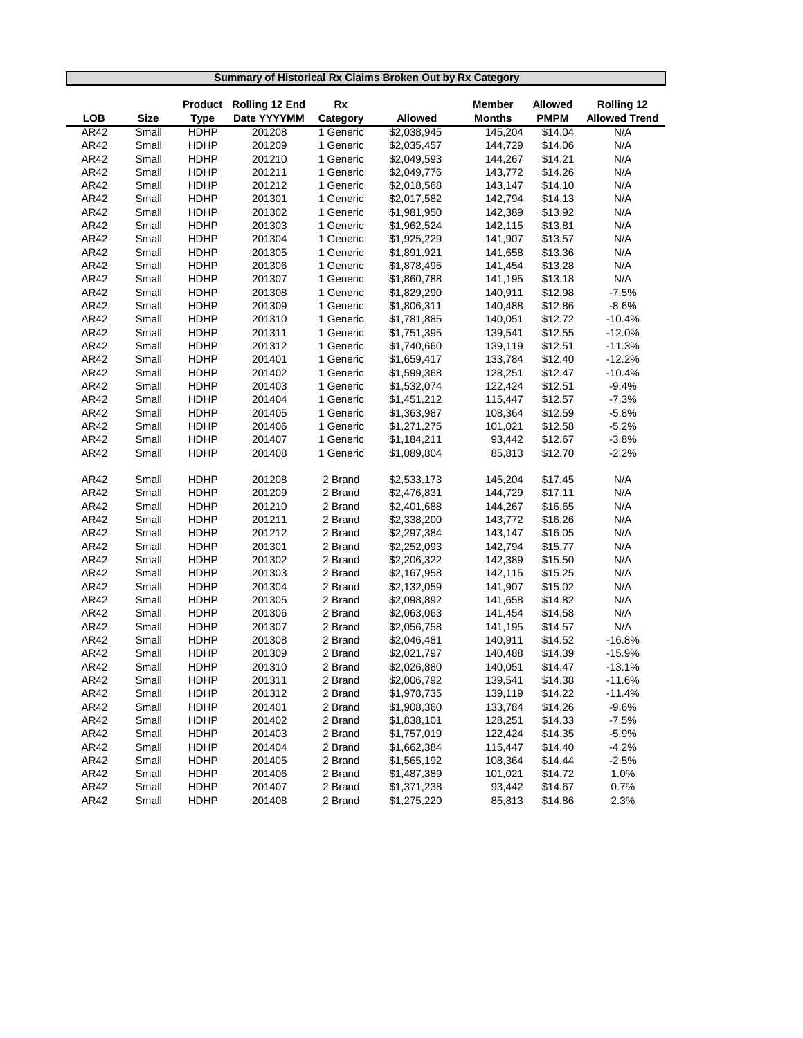**Summary of Historical Rx Claims Broken Out by Rx Category**

| LOB | Size | Product Type | Rolling 12 End Date YYYYMM | Rx Category | Allowed | Member Months | Allowed PMPM | Rolling 12 Allowed Trend |
|---|---|---|---|---|---|---|---|---|
| AR42 | Small | HDHP | 201208 | 1 Generic | $2,038,945 | 145,204 | $14.04 | N/A |
| AR42 | Small | HDHP | 201209 | 1 Generic | $2,035,457 | 144,729 | $14.06 | N/A |
| AR42 | Small | HDHP | 201210 | 1 Generic | $2,049,593 | 144,267 | $14.21 | N/A |
| AR42 | Small | HDHP | 201211 | 1 Generic | $2,049,776 | 143,772 | $14.26 | N/A |
| AR42 | Small | HDHP | 201212 | 1 Generic | $2,018,568 | 143,147 | $14.10 | N/A |
| AR42 | Small | HDHP | 201301 | 1 Generic | $2,017,582 | 142,794 | $14.13 | N/A |
| AR42 | Small | HDHP | 201302 | 1 Generic | $1,981,950 | 142,389 | $13.92 | N/A |
| AR42 | Small | HDHP | 201303 | 1 Generic | $1,962,524 | 142,115 | $13.81 | N/A |
| AR42 | Small | HDHP | 201304 | 1 Generic | $1,925,229 | 141,907 | $13.57 | N/A |
| AR42 | Small | HDHP | 201305 | 1 Generic | $1,891,921 | 141,658 | $13.36 | N/A |
| AR42 | Small | HDHP | 201306 | 1 Generic | $1,878,495 | 141,454 | $13.28 | N/A |
| AR42 | Small | HDHP | 201307 | 1 Generic | $1,860,788 | 141,195 | $13.18 | N/A |
| AR42 | Small | HDHP | 201308 | 1 Generic | $1,829,290 | 140,911 | $12.98 | -7.5% |
| AR42 | Small | HDHP | 201309 | 1 Generic | $1,806,311 | 140,488 | $12.86 | -8.6% |
| AR42 | Small | HDHP | 201310 | 1 Generic | $1,781,885 | 140,051 | $12.72 | -10.4% |
| AR42 | Small | HDHP | 201311 | 1 Generic | $1,751,395 | 139,541 | $12.55 | -12.0% |
| AR42 | Small | HDHP | 201312 | 1 Generic | $1,740,660 | 139,119 | $12.51 | -11.3% |
| AR42 | Small | HDHP | 201401 | 1 Generic | $1,659,417 | 133,784 | $12.40 | -12.2% |
| AR42 | Small | HDHP | 201402 | 1 Generic | $1,599,368 | 128,251 | $12.47 | -10.4% |
| AR42 | Small | HDHP | 201403 | 1 Generic | $1,532,074 | 122,424 | $12.51 | -9.4% |
| AR42 | Small | HDHP | 201404 | 1 Generic | $1,451,212 | 115,447 | $12.57 | -7.3% |
| AR42 | Small | HDHP | 201405 | 1 Generic | $1,363,987 | 108,364 | $12.59 | -5.8% |
| AR42 | Small | HDHP | 201406 | 1 Generic | $1,271,275 | 101,021 | $12.58 | -5.2% |
| AR42 | Small | HDHP | 201407 | 1 Generic | $1,184,211 | 93,442 | $12.67 | -3.8% |
| AR42 | Small | HDHP | 201408 | 1 Generic | $1,089,804 | 85,813 | $12.70 | -2.2% |
| | | | | | | | | |
| AR42 | Small | HDHP | 201208 | 2 Brand | $2,533,173 | 145,204 | $17.45 | N/A |
| AR42 | Small | HDHP | 201209 | 2 Brand | $2,476,831 | 144,729 | $17.11 | N/A |
| AR42 | Small | HDHP | 201210 | 2 Brand | $2,401,688 | 144,267 | $16.65 | N/A |
| AR42 | Small | HDHP | 201211 | 2 Brand | $2,338,200 | 143,772 | $16.26 | N/A |
| AR42 | Small | HDHP | 201212 | 2 Brand | $2,297,384 | 143,147 | $16.05 | N/A |
| AR42 | Small | HDHP | 201301 | 2 Brand | $2,252,093 | 142,794 | $15.77 | N/A |
| AR42 | Small | HDHP | 201302 | 2 Brand | $2,206,322 | 142,389 | $15.50 | N/A |
| AR42 | Small | HDHP | 201303 | 2 Brand | $2,167,958 | 142,115 | $15.25 | N/A |
| AR42 | Small | HDHP | 201304 | 2 Brand | $2,132,059 | 141,907 | $15.02 | N/A |
| AR42 | Small | HDHP | 201305 | 2 Brand | $2,098,892 | 141,658 | $14.82 | N/A |
| AR42 | Small | HDHP | 201306 | 2 Brand | $2,063,063 | 141,454 | $14.58 | N/A |
| AR42 | Small | HDHP | 201307 | 2 Brand | $2,056,758 | 141,195 | $14.57 | N/A |
| AR42 | Small | HDHP | 201308 | 2 Brand | $2,046,481 | 140,911 | $14.52 | -16.8% |
| AR42 | Small | HDHP | 201309 | 2 Brand | $2,021,797 | 140,488 | $14.39 | -15.9% |
| AR42 | Small | HDHP | 201310 | 2 Brand | $2,026,880 | 140,051 | $14.47 | -13.1% |
| AR42 | Small | HDHP | 201311 | 2 Brand | $2,006,792 | 139,541 | $14.38 | -11.6% |
| AR42 | Small | HDHP | 201312 | 2 Brand | $1,978,735 | 139,119 | $14.22 | -11.4% |
| AR42 | Small | HDHP | 201401 | 2 Brand | $1,908,360 | 133,784 | $14.26 | -9.6% |
| AR42 | Small | HDHP | 201402 | 2 Brand | $1,838,101 | 128,251 | $14.33 | -7.5% |
| AR42 | Small | HDHP | 201403 | 2 Brand | $1,757,019 | 122,424 | $14.35 | -5.9% |
| AR42 | Small | HDHP | 201404 | 2 Brand | $1,662,384 | 115,447 | $14.40 | -4.2% |
| AR42 | Small | HDHP | 201405 | 2 Brand | $1,565,192 | 108,364 | $14.44 | -2.5% |
| AR42 | Small | HDHP | 201406 | 2 Brand | $1,487,389 | 101,021 | $14.72 | 1.0% |
| AR42 | Small | HDHP | 201407 | 2 Brand | $1,371,238 | 93,442 | $14.67 | 0.7% |
| AR42 | Small | HDHP | 201408 | 2 Brand | $1,275,220 | 85,813 | $14.86 | 2.3% |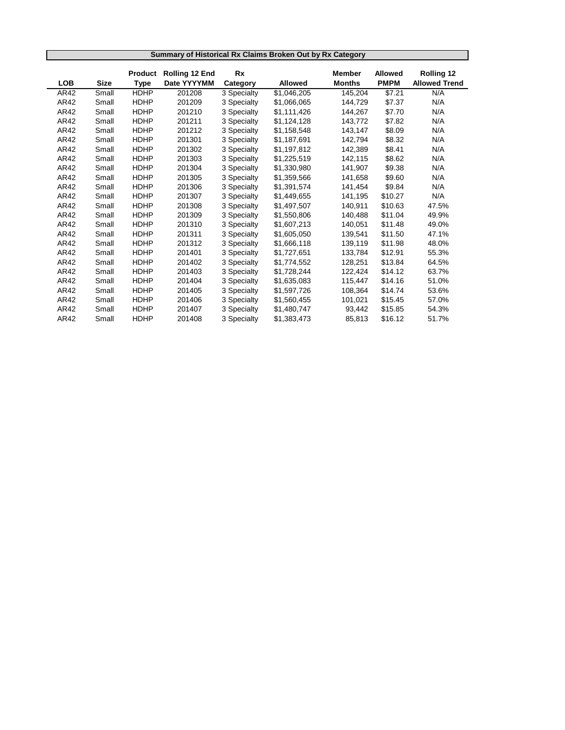## Summary of Historical Rx Claims Broken Out by Rx Category

| LOB | Size | Product Type | Rolling 12 End Date YYYYMM | Rx Category | Allowed | Member Months | Allowed PMPM | Rolling 12 Allowed Trend |
|---|---|---|---|---|---|---|---|---|
| AR42 | Small | HDHP | 201208 | 3 Specialty | $1,046,205 | 145,204 | $7.21 | N/A |
| AR42 | Small | HDHP | 201209 | 3 Specialty | $1,066,065 | 144,729 | $7.37 | N/A |
| AR42 | Small | HDHP | 201210 | 3 Specialty | $1,111,426 | 144,267 | $7.70 | N/A |
| AR42 | Small | HDHP | 201211 | 3 Specialty | $1,124,128 | 143,772 | $7.82 | N/A |
| AR42 | Small | HDHP | 201212 | 3 Specialty | $1,158,548 | 143,147 | $8.09 | N/A |
| AR42 | Small | HDHP | 201301 | 3 Specialty | $1,187,691 | 142,794 | $8.32 | N/A |
| AR42 | Small | HDHP | 201302 | 3 Specialty | $1,197,812 | 142,389 | $8.41 | N/A |
| AR42 | Small | HDHP | 201303 | 3 Specialty | $1,225,519 | 142,115 | $8.62 | N/A |
| AR42 | Small | HDHP | 201304 | 3 Specialty | $1,330,980 | 141,907 | $9.38 | N/A |
| AR42 | Small | HDHP | 201305 | 3 Specialty | $1,359,566 | 141,658 | $9.60 | N/A |
| AR42 | Small | HDHP | 201306 | 3 Specialty | $1,391,574 | 141,454 | $9.84 | N/A |
| AR42 | Small | HDHP | 201307 | 3 Specialty | $1,449,655 | 141,195 | $10.27 | N/A |
| AR42 | Small | HDHP | 201308 | 3 Specialty | $1,497,507 | 140,911 | $10.63 | 47.5% |
| AR42 | Small | HDHP | 201309 | 3 Specialty | $1,550,806 | 140,488 | $11.04 | 49.9% |
| AR42 | Small | HDHP | 201310 | 3 Specialty | $1,607,213 | 140,051 | $11.48 | 49.0% |
| AR42 | Small | HDHP | 201311 | 3 Specialty | $1,605,050 | 139,541 | $11.50 | 47.1% |
| AR42 | Small | HDHP | 201312 | 3 Specialty | $1,666,118 | 139,119 | $11.98 | 48.0% |
| AR42 | Small | HDHP | 201401 | 3 Specialty | $1,727,651 | 133,784 | $12.91 | 55.3% |
| AR42 | Small | HDHP | 201402 | 3 Specialty | $1,774,552 | 128,251 | $13.84 | 64.5% |
| AR42 | Small | HDHP | 201403 | 3 Specialty | $1,728,244 | 122,424 | $14.12 | 63.7% |
| AR42 | Small | HDHP | 201404 | 3 Specialty | $1,635,083 | 115,447 | $14.16 | 51.0% |
| AR42 | Small | HDHP | 201405 | 3 Specialty | $1,597,726 | 108,364 | $14.74 | 53.6% |
| AR42 | Small | HDHP | 201406 | 3 Specialty | $1,560,455 | 101,021 | $15.45 | 57.0% |
| AR42 | Small | HDHP | 201407 | 3 Specialty | $1,480,747 | 93,442 | $15.85 | 54.3% |
| AR42 | Small | HDHP | 201408 | 3 Specialty | $1,383,473 | 85,813 | $16.12 | 51.7% |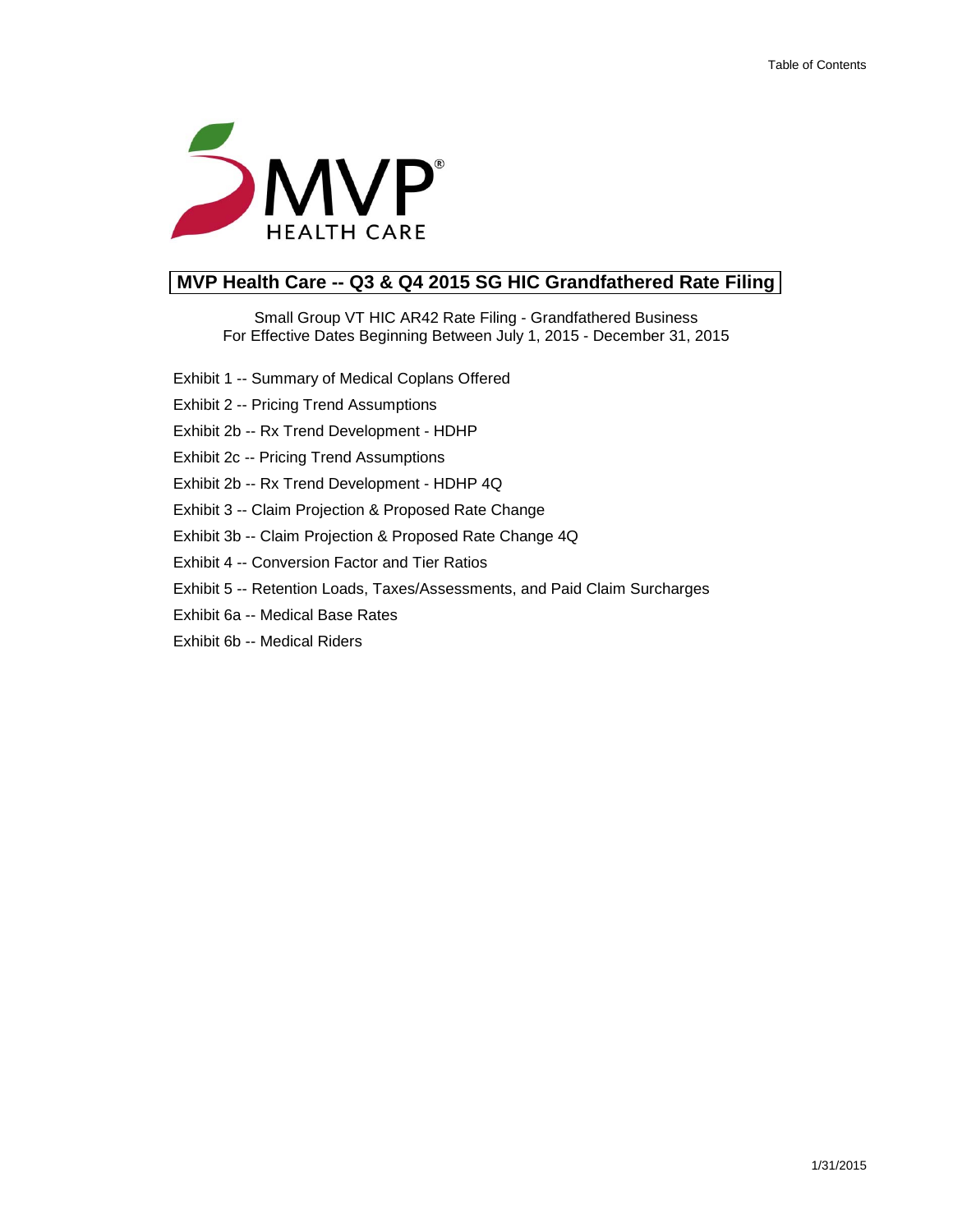# MVP Health Care -- Q3 & Q4 2015 SG HIC Grandfathered Rate Filing

Small Group VT HIC AR42 Rate Filing - Grandfathered Business
For Effective Dates Beginning Between July 1, 2015 - December 31, 2015

- Exhibit 1 -- Summary of Medical Coplans Offered
- Exhibit 2 -- Pricing Trend Assumptions
- Exhibit 2b -- Rx Trend Development - HDHP
- Exhibit 2c -- Pricing Trend Assumptions
- Exhibit 2b -- Rx Trend Development - HDHP 4Q
- Exhibit 3 -- Claim Projection & Proposed Rate Change
- Exhibit 3b -- Claim Projection & Proposed Rate Change 4Q
- Exhibit 4 -- Conversion Factor and Tier Ratios
- Exhibit 5 -- Retention Loads, Taxes/Assessments, and Paid Claim Surcharges
- Exhibit 6a -- Medical Base Rates
- Exhibit 6b -- Medical Riders

1/31/2015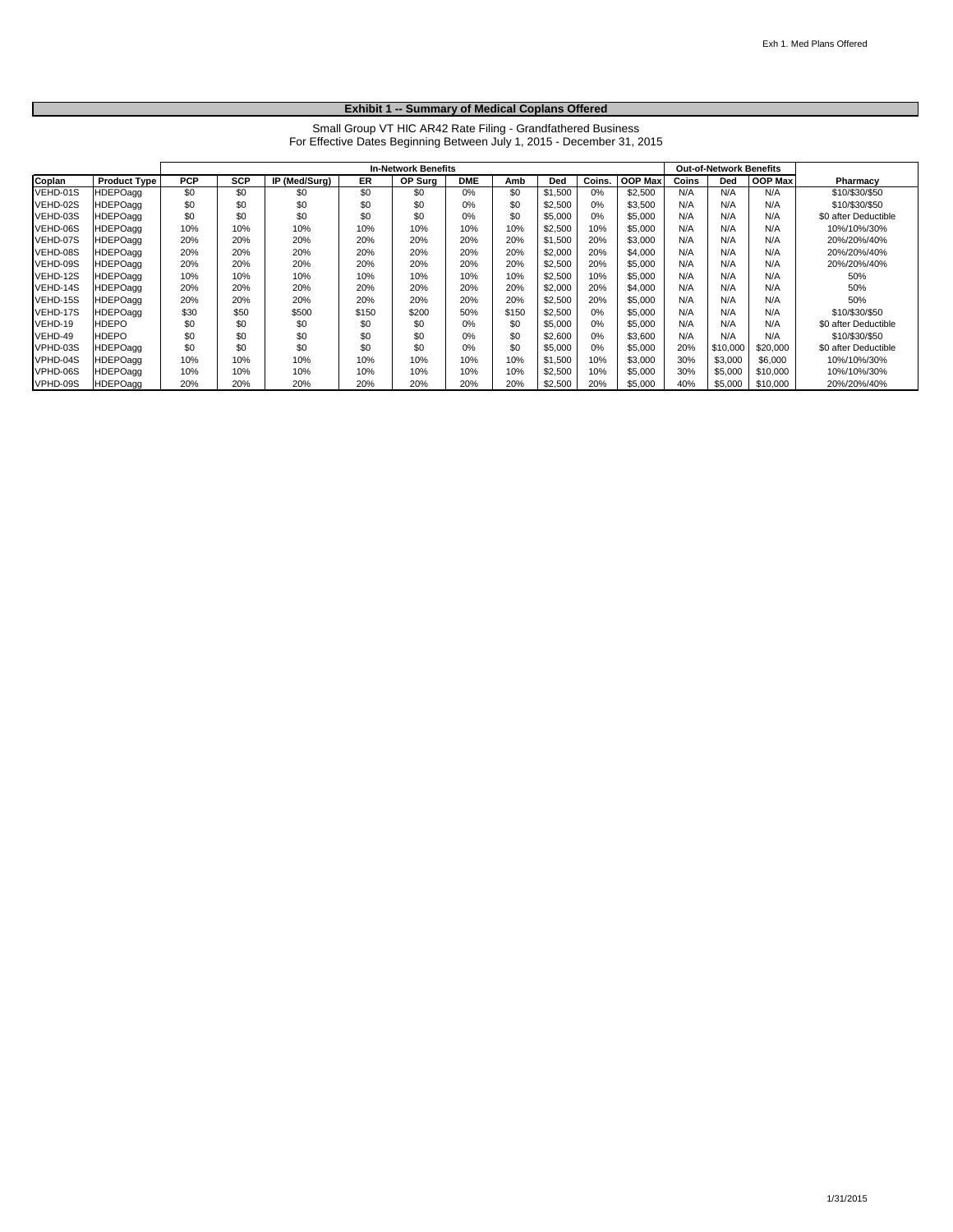## Exhibit 1 -- Summary of Medical Coplans Offered

Small Group VT HIC AR42 Rate Filing - Grandfathered Business
For Effective Dates Beginning Between July 1, 2015 - December 31, 2015

| | | In-Network Benefits | | | | | | | | | | | Out-of-Network Benefits | | | |
|---|---|---|---|---|---|---|---|---|---|---|---|---|---|---|---|---|
| Coplan | Product Type | PCP | SCP | IP (Med/Surg) | ER | OP Surg | DME | Amb | Ded | Coins. | OOP Max | Coins | Ded | OOP Max | Pharmacy |
| VEHD-01S | HDEPOagg | $0 | $0 | $0 | $0 | $0 | 0% | $0 | $1,500 | 0% | $2,500 | N/A | N/A | N/A | $10/$30/$50 |
| VEHD-02S | HDEPOagg | $0 | $0 | $0 | $0 | $0 | 0% | $0 | $2,500 | 0% | $3,500 | N/A | N/A | N/A | $10/$30/$50 |
| VEHD-03S | HDEPOagg | $0 | $0 | $0 | $0 | $0 | 0% | $0 | $5,000 | 0% | $5,000 | N/A | N/A | N/A | $0 after Deductible |
| VEHD-06S | HDEPOagg | 10% | 10% | 10% | 10% | 10% | 10% | 10% | $2,500 | 10% | $5,000 | N/A | N/A | N/A | 10%/10%/30% |
| VEHD-07S | HDEPOagg | 20% | 20% | 20% | 20% | 20% | 20% | 20% | $1,500 | 20% | $3,000 | N/A | N/A | N/A | 20%/20%/40% |
| VEHD-08S | HDEPOagg | 20% | 20% | 20% | 20% | 20% | 20% | 20% | $2,000 | 20% | $4,000 | N/A | N/A | N/A | 20%/20%/40% |
| VEHD-09S | HDEPOagg | 20% | 20% | 20% | 20% | 20% | 20% | 20% | $2,500 | 20% | $5,000 | N/A | N/A | N/A | 20%/20%/40% |
| VEHD-12S | HDEPOagg | 10% | 10% | 10% | 10% | 10% | 10% | 10% | $2,500 | 10% | $5,000 | N/A | N/A | N/A | 50% |
| VEHD-14S | HDEPOagg | 20% | 20% | 20% | 20% | 20% | 20% | 20% | $2,000 | 20% | $4,000 | N/A | N/A | N/A | 50% |
| VEHD-15S | HDEPOagg | 20% | 20% | 20% | 20% | 20% | 20% | 20% | $2,500 | 20% | $5,000 | N/A | N/A | N/A | 50% |
| VEHD-17S | HDEPOagg | $30 | $50 | $500 | $150 | $200 | 50% | $150 | $2,500 | 0% | $5,000 | N/A | N/A | N/A | $10/$30/$50 |
| VEHD-19 | HDEPO | $0 | $0 | $0 | $0 | $0 | 0% | $0 | $5,000 | 0% | $5,000 | N/A | N/A | N/A | $0 after Deductible |
| VEHD-49 | HDEPO | $0 | $0 | $0 | $0 | $0 | 0% | $0 | $2,600 | 0% | $3,600 | N/A | N/A | N/A | $10/$30/$50 |
| VPHD-03S | HDEPOagg | $0 | $0 | $0 | $0 | $0 | 0% | $0 | $5,000 | 0% | $5,000 | 20% | $10,000 | $20,000 | $0 after Deductible |
| VPHD-04S | HDEPOagg | 10% | 10% | 10% | 10% | 10% | 10% | 10% | $1,500 | 10% | $3,000 | 30% | $3,000 | $6,000 | 10%/10%/30% |
| VPHD-06S | HDEPOagg | 10% | 10% | 10% | 10% | 10% | 10% | 10% | $2,500 | 10% | $5,000 | 30% | $5,000 | $10,000 | 10%/10%/30% |
| VPHD-09S | HDEPOagg | 20% | 20% | 20% | 20% | 20% | 20% | 20% | $2,500 | 20% | $5,000 | 40% | $5,000 | $10,000 | 20%/20%/40% |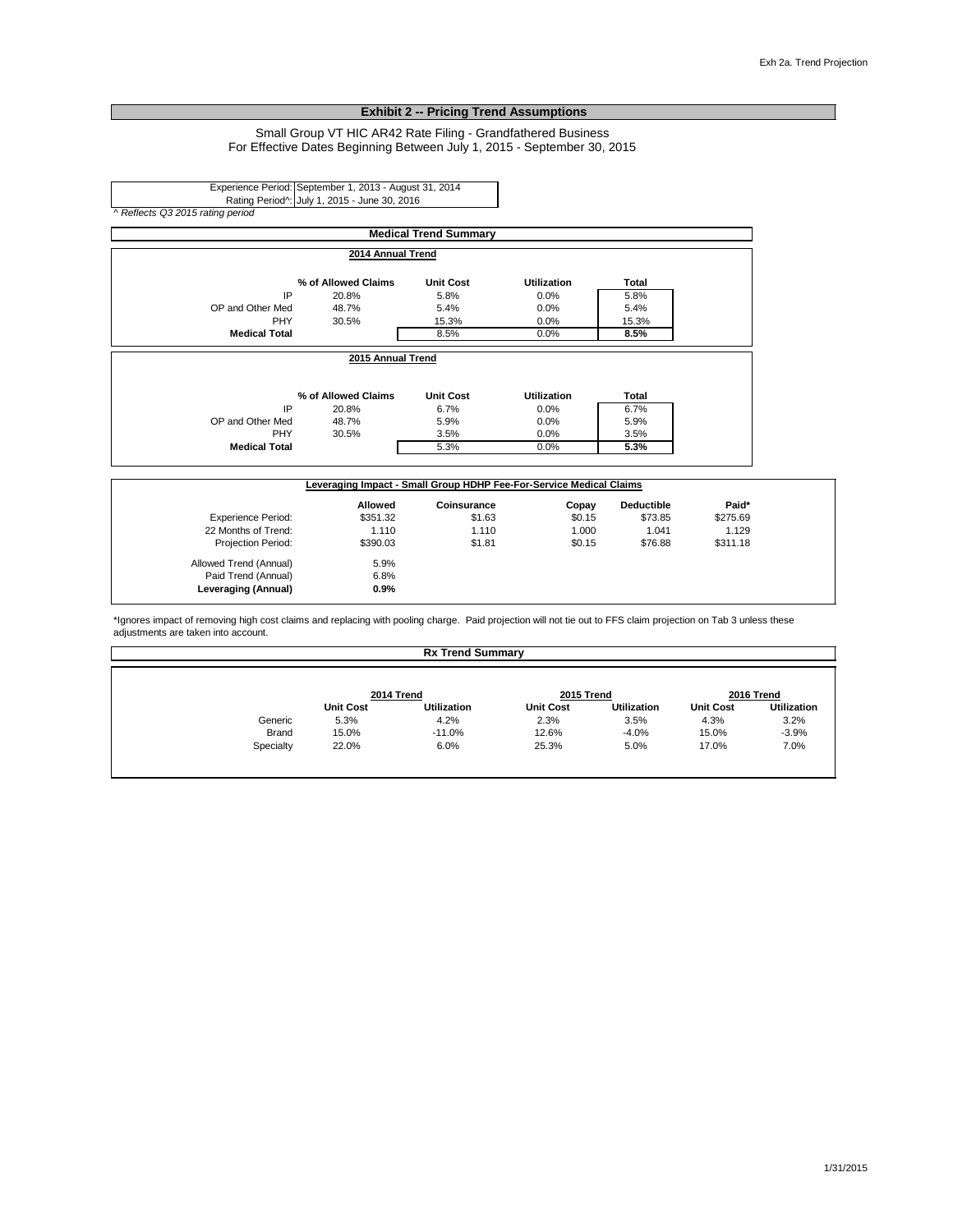## Exhibit 2 -- Pricing Trend Assumptions

Small Group VT HIC AR42 Rate Filing - Grandfathered Business
For Effective Dates Beginning Between July 1, 2015 - September 30, 2015

| | |
|---|---|
| Experience Period: | September 1, 2013 - August 31, 2014 |
| Rating Period^: | July 1, 2015 - June 30, 2016 |

*^ Reflects Q3 2015 rating period*

### Medical Trend Summary

**2014 Annual Trend**

| | % of Allowed Claims | Unit Cost | Utilization | Total |
|---|---|---|---|---|
| IP | 20.8% | 5.8% | 0.0% | 5.8% |
| OP and Other Med | 48.7% | 5.4% | 0.0% | 5.4% |
| PHY | 30.5% | 15.3% | 0.0% | 15.3% |
| **Medical Total** | | 8.5% | 0.0% | **8.5%** |

**2015 Annual Trend**

| | % of Allowed Claims | Unit Cost | Utilization | Total |
|---|---|---|---|---|
| IP | 20.8% | 6.7% | 0.0% | 6.7% |
| OP and Other Med | 48.7% | 5.9% | 0.0% | 5.9% |
| PHY | 30.5% | 3.5% | 0.0% | 3.5% |
| **Medical Total** | | 5.3% | 0.0% | **5.3%** |

**Leveraging Impact - Small Group HDHP Fee-For-Service Medical Claims**

| | Allowed | Coinsurance | Copay | Deductible | Paid* |
|---|---|---|---|---|---|
| Experience Period: | $351.32 | $1.63 | $0.15 | $73.85 | $275.69 |
| 22 Months of Trend: | 1.110 | 1.110 | 1.000 | 1.041 | 1.129 |
| Projection Period: | $390.03 | $1.81 | $0.15 | $76.88 | $311.18 |
| Allowed Trend (Annual) | 5.9% | | | | |
| Paid Trend (Annual) | 6.8% | | | | |
| **Leveraging (Annual)** | **0.9%** | | | | |

*Ignores impact of removing high cost claims and replacing with pooling charge. Paid projection will not tie out to FFS claim projection on Tab 3 unless these adjustments are taken into account.

### Rx Trend Summary

| | 2014 Trend | | 2015 Trend | | 2016 Trend | |
|---|---|---|---|---|---|---|
| | Unit Cost | Utilization | Unit Cost | Utilization | Unit Cost | Utilization |
| Generic | 5.3% | 4.2% | 2.3% | 3.5% | 4.3% | 3.2% |
| Brand | 15.0% | -11.0% | 12.6% | -4.0% | 15.0% | -3.9% |
| Specialty | 22.0% | 6.0% | 25.3% | 5.0% | 17.0% | 7.0% |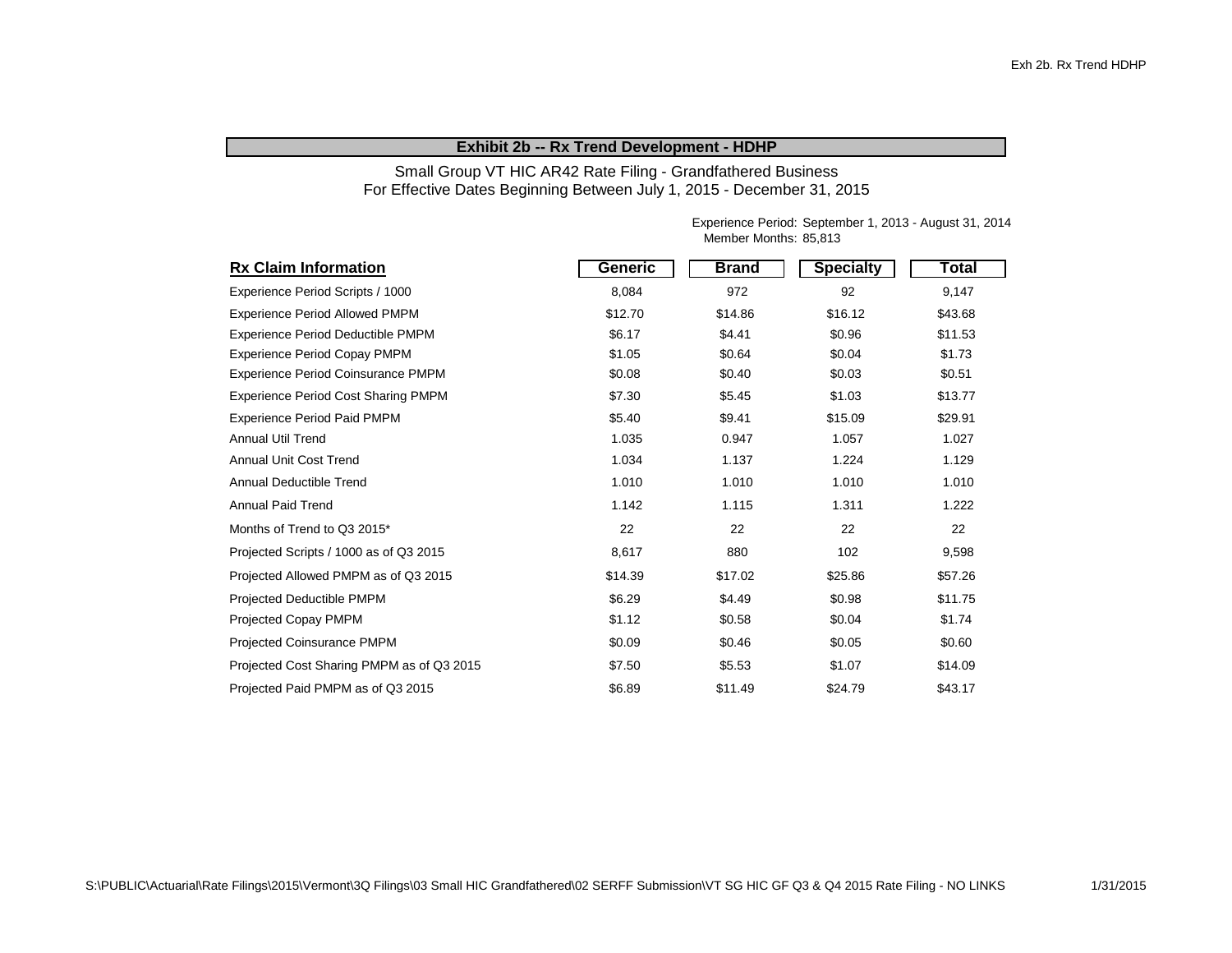## Exhibit 2b -- Rx Trend Development - HDHP

Small Group VT HIC AR42 Rate Filing - Grandfathered Business
For Effective Dates Beginning Between July 1, 2015 - December 31, 2015

Experience Period: September 1, 2013 - August 31, 2014
Member Months: 85,813

| **Rx Claim Information** | Generic | Brand | Specialty | Total |
|---|---|---|---|---|
| Experience Period Scripts / 1000 | 8,084 | 972 | 92 | 9,147 |
| Experience Period Allowed PMPM | $12.70 | $14.86 | $16.12 | $43.68 |
| Experience Period Deductible PMPM | $6.17 | $4.41 | $0.96 | $11.53 |
| Experience Period Copay PMPM | $1.05 | $0.64 | $0.04 | $1.73 |
| Experience Period Coinsurance PMPM | $0.08 | $0.40 | $0.03 | $0.51 |
| Experience Period Cost Sharing PMPM | $7.30 | $5.45 | $1.03 | $13.77 |
| Experience Period Paid PMPM | $5.40 | $9.41 | $15.09 | $29.91 |
| Annual Util Trend | 1.035 | 0.947 | 1.057 | 1.027 |
| Annual Unit Cost Trend | 1.034 | 1.137 | 1.224 | 1.129 |
| Annual Deductible Trend | 1.010 | 1.010 | 1.010 | 1.010 |
| Annual Paid Trend | 1.142 | 1.115 | 1.311 | 1.222 |
| Months of Trend to Q3 2015* | 22 | 22 | 22 | 22 |
| Projected Scripts / 1000 as of Q3 2015 | 8,617 | 880 | 102 | 9,598 |
| Projected Allowed PMPM as of Q3 2015 | $14.39 | $17.02 | $25.86 | $57.26 |
| Projected Deductible PMPM | $6.29 | $4.49 | $0.98 | $11.75 |
| Projected Copay PMPM | $1.12 | $0.58 | $0.04 | $1.74 |
| Projected Coinsurance PMPM | $0.09 | $0.46 | $0.05 | $0.60 |
| Projected Cost Sharing PMPM as of Q3 2015 | $7.50 | $5.53 | $1.07 | $14.09 |
| Projected Paid PMPM as of Q3 2015 | $6.89 | $11.49 | $24.79 | $43.17 |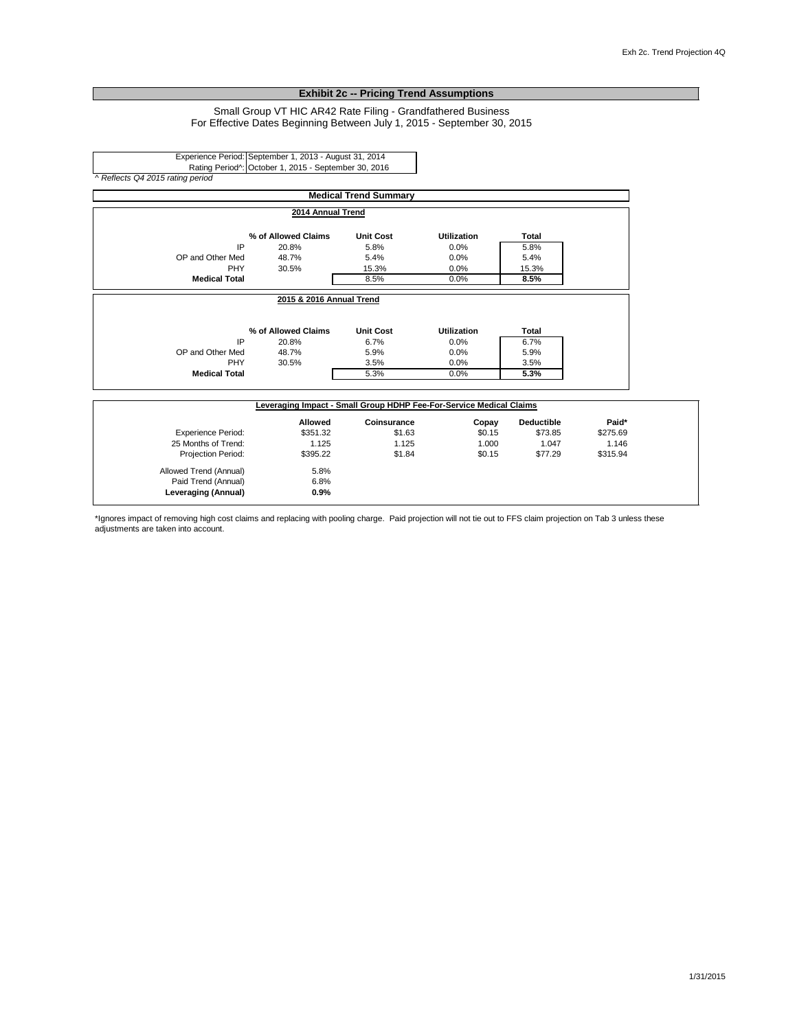## Exhibit 2c -- Pricing Trend Assumptions

Small Group VT HIC AR42 Rate Filing - Grandfathered Business
For Effective Dates Beginning Between July 1, 2015 - September 30, 2015

| | |
|---|---|
| Experience Period: | September 1, 2013 - August 31, 2014 |
| Rating Period^: | October 1, 2015 - September 30, 2016 |

*^ Reflects Q4 2015 rating period*

### Medical Trend Summary

**2014 Annual Trend**

| | % of Allowed Claims | Unit Cost | Utilization | Total |
|---|---|---|---|---|
| IP | 20.8% | 5.8% | 0.0% | 5.8% |
| OP and Other Med | 48.7% | 5.4% | 0.0% | 5.4% |
| PHY | 30.5% | 15.3% | 0.0% | 15.3% |
| **Medical Total** | | 8.5% | 0.0% | **8.5%** |

**2015 & 2016 Annual Trend**

| | % of Allowed Claims | Unit Cost | Utilization | Total |
|---|---|---|---|---|
| IP | 20.8% | 6.7% | 0.0% | 6.7% |
| OP and Other Med | 48.7% | 5.9% | 0.0% | 5.9% |
| PHY | 30.5% | 3.5% | 0.0% | 3.5% |
| **Medical Total** | | 5.3% | 0.0% | **5.3%** |

**Leveraging Impact - Small Group HDHP Fee-For-Service Medical Claims**

| | Allowed | Coinsurance | Copay | Deductible | Paid* |
|---|---|---|---|---|---|
| Experience Period: | $351.32 | $1.63 | $0.15 | $73.85 | $275.69 |
| 25 Months of Trend: | 1.125 | 1.125 | 1.000 | 1.047 | 1.146 |
| Projection Period: | $395.22 | $1.84 | $0.15 | $77.29 | $315.94 |
| | | | | | |
| Allowed Trend (Annual) | 5.8% | | | | |
| Paid Trend (Annual) | 6.8% | | | | |
| **Leveraging (Annual)** | **0.9%** | | | | |

*Ignores impact of removing high cost claims and replacing with pooling charge. Paid projection will not tie out to FFS claim projection on Tab 3 unless these adjustments are taken into account.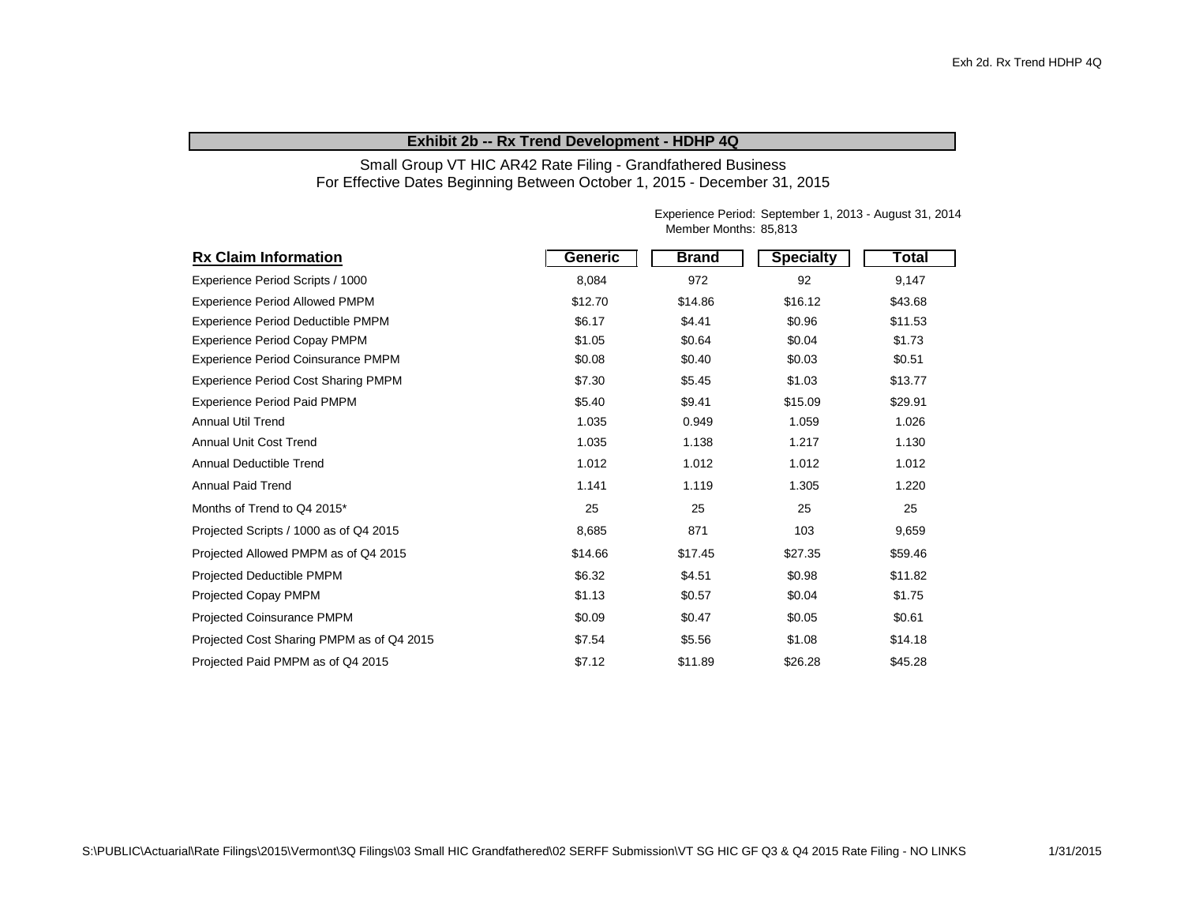## Exhibit 2b -- Rx Trend Development - HDHP 4Q

Small Group VT HIC AR42 Rate Filing - Grandfathered Business
For Effective Dates Beginning Between October 1, 2015 - December 31, 2015

Experience Period: September 1, 2013 - August 31, 2014
Member Months: 85,813

| Rx Claim Information | Generic | Brand | Specialty | Total |
|---|---|---|---|---|
| Experience Period Scripts / 1000 | 8,084 | 972 | 92 | 9,147 |
| Experience Period Allowed PMPM | $12.70 | $14.86 | $16.12 | $43.68 |
| Experience Period Deductible PMPM | $6.17 | $4.41 | $0.96 | $11.53 |
| Experience Period Copay PMPM | $1.05 | $0.64 | $0.04 | $1.73 |
| Experience Period Coinsurance PMPM | $0.08 | $0.40 | $0.03 | $0.51 |
| Experience Period Cost Sharing PMPM | $7.30 | $5.45 | $1.03 | $13.77 |
| Experience Period Paid PMPM | $5.40 | $9.41 | $15.09 | $29.91 |
| Annual Util Trend | 1.035 | 0.949 | 1.059 | 1.026 |
| Annual Unit Cost Trend | 1.035 | 1.138 | 1.217 | 1.130 |
| Annual Deductible Trend | 1.012 | 1.012 | 1.012 | 1.012 |
| Annual Paid Trend | 1.141 | 1.119 | 1.305 | 1.220 |
| Months of Trend to Q4 2015* | 25 | 25 | 25 | 25 |
| Projected Scripts / 1000 as of Q4 2015 | 8,685 | 871 | 103 | 9,659 |
| Projected Allowed PMPM as of Q4 2015 | $14.66 | $17.45 | $27.35 | $59.46 |
| Projected Deductible PMPM | $6.32 | $4.51 | $0.98 | $11.82 |
| Projected Copay PMPM | $1.13 | $0.57 | $0.04 | $1.75 |
| Projected Coinsurance PMPM | $0.09 | $0.47 | $0.05 | $0.61 |
| Projected Cost Sharing PMPM as of Q4 2015 | $7.54 | $5.56 | $1.08 | $14.18 |
| Projected Paid PMPM as of Q4 2015 | $7.12 | $11.89 | $26.28 | $45.28 |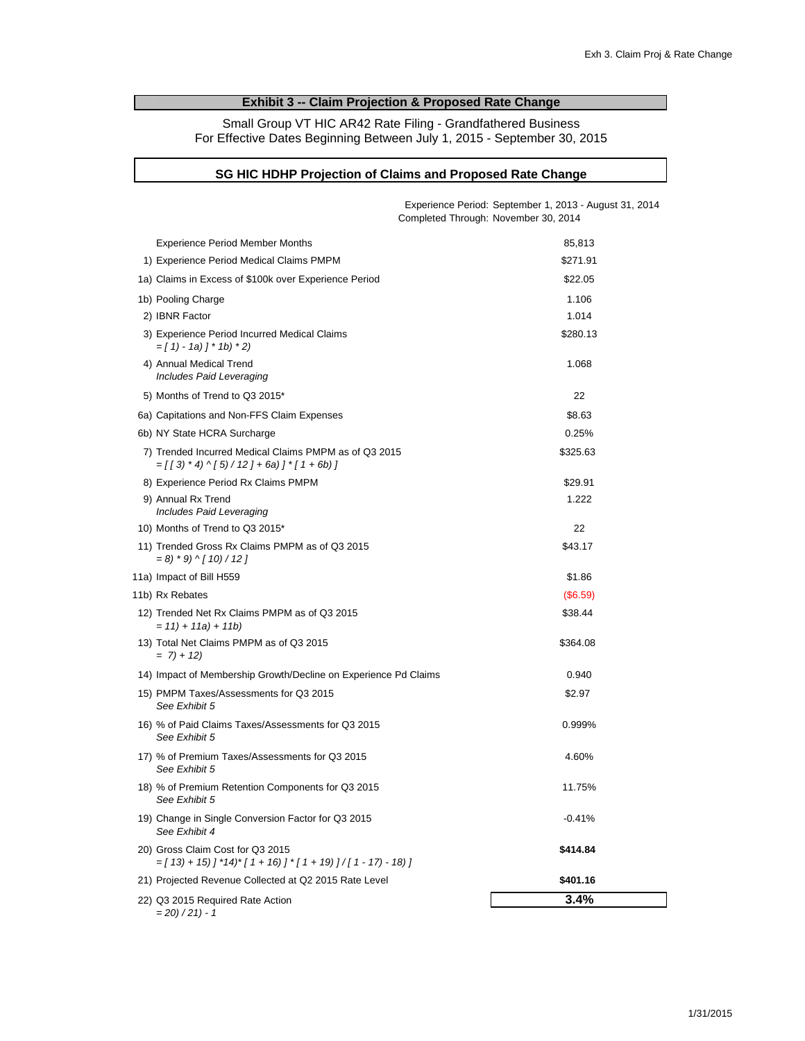## Exhibit 3 -- Claim Projection & Proposed Rate Change

Small Group VT HIC AR42 Rate Filing - Grandfathered Business
For Effective Dates Beginning Between July 1, 2015 - September 30, 2015

## SG HIC HDHP Projection of Claims and Proposed Rate Change

Experience Period: September 1, 2013 - August 31, 2014
Completed Through: November 30, 2014

| Item | Value |
|---|---|
| Experience Period Member Months | 85,813 |
| 1) Experience Period Medical Claims PMPM | $271.91 |
| 1a) Claims in Excess of $100k over Experience Period | $22.05 |
| 1b) Pooling Charge | 1.106 |
| 2) IBNR Factor | 1.014 |
| 3) Experience Period Incurred Medical Claims<br>*= [ 1) - 1a) ] * 1b) * 2)* | $280.13 |
| 4) Annual Medical Trend<br>*Includes Paid Leveraging* | 1.068 |
| 5) Months of Trend to Q3 2015* | 22 |
| 6a) Capitations and Non-FFS Claim Expenses | $8.63 |
| 6b) NY State HCRA Surcharge | 0.25% |
| 7) Trended Incurred Medical Claims PMPM as of Q3 2015<br>*= [ [ 3) * 4) ^ [ 5) / 12 ] + 6a) ] * [ 1 + 6b) ]* | $325.63 |
| 8) Experience Period Rx Claims PMPM | $29.91 |
| 9) Annual Rx Trend<br>*Includes Paid Leveraging* | 1.222 |
| 10) Months of Trend to Q3 2015* | 22 |
| 11) Trended Gross Rx Claims PMPM as of Q3 2015<br>*= 8) * 9) ^ [ 10) / 12 ]* | $43.17 |
| 11a) Impact of Bill H559 | $1.86 |
| 11b) Rx Rebates | ($6.59) |
| 12) Trended Net Rx Claims PMPM as of Q3 2015<br>*= 11) + 11a) + 11b)* | $38.44 |
| 13) Total Net Claims PMPM as of Q3 2015<br>*= 7) + 12)* | $364.08 |
| 14) Impact of Membership Growth/Decline on Experience Pd Claims | 0.940 |
| 15) PMPM Taxes/Assessments for Q3 2015<br>*See Exhibit 5* | $2.97 |
| 16) % of Paid Claims Taxes/Assessments for Q3 2015<br>*See Exhibit 5* | 0.999% |
| 17) % of Premium Taxes/Assessments for Q3 2015<br>*See Exhibit 5* | 4.60% |
| 18) % of Premium Retention Components for Q3 2015<br>*See Exhibit 5* | 11.75% |
| 19) Change in Single Conversion Factor for Q3 2015<br>*See Exhibit 4* | -0.41% |
| 20) Gross Claim Cost for Q3 2015<br>*= [ 13) + 15) ] *14)* [ 1 + 16) ] * [ 1 + 19) ] / [ 1 - 17) - 18) ]* | **$414.84** |
| 21) Projected Revenue Collected at Q2 2015 Rate Level | **$401.16** |
| 22) Q3 2015 Required Rate Action<br>*= 20) / 21) - 1* | **3.4%** |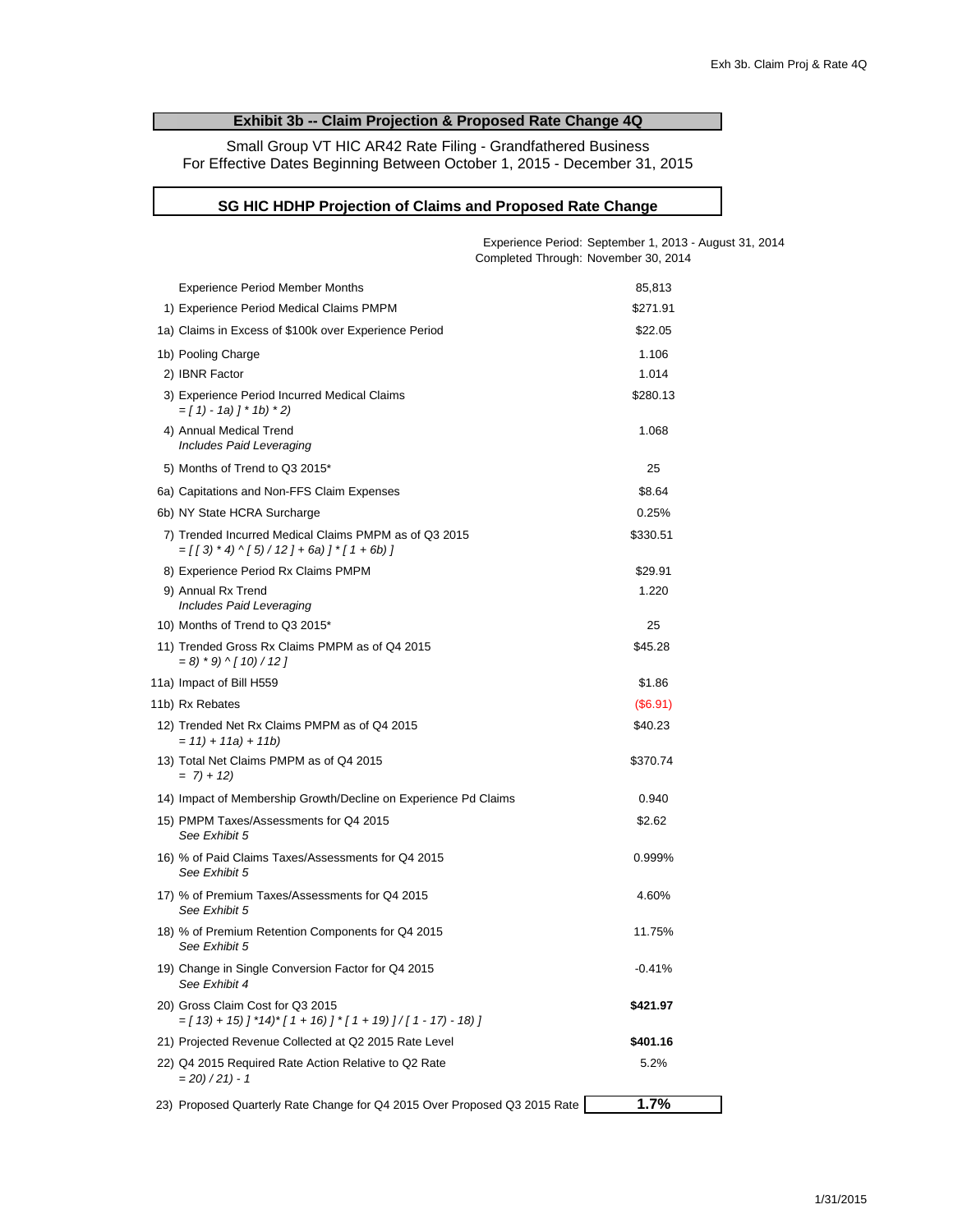## Exhibit 3b -- Claim Projection & Proposed Rate Change 4Q

Small Group VT HIC AR42 Rate Filing - Grandfathered Business
For Effective Dates Beginning Between October 1, 2015 - December 31, 2015

## SG HIC HDHP Projection of Claims and Proposed Rate Change

Experience Period: September 1, 2013 - August 31, 2014
Completed Through: November 30, 2014

| Item | Value |
|---|---|
| Experience Period Member Months | 85,813 |
| 1) Experience Period Medical Claims PMPM | $271.91 |
| 1a) Claims in Excess of $100k over Experience Period | $22.05 |
| 1b) Pooling Charge | 1.106 |
| 2) IBNR Factor | 1.014 |
| 3) Experience Period Incurred Medical Claims<br>*= [ 1) - 1a) ] * 1b) * 2)* | $280.13 |
| 4) Annual Medical Trend<br>*Includes Paid Leveraging* | 1.068 |
| 5) Months of Trend to Q3 2015* | 25 |
| 6a) Capitations and Non-FFS Claim Expenses | $8.64 |
| 6b) NY State HCRA Surcharge | 0.25% |
| 7) Trended Incurred Medical Claims PMPM as of Q3 2015<br>*= [ [ 3) * 4) ^ [ 5) / 12 ] + 6a) ] * [ 1 + 6b) ]* | $330.51 |
| 8) Experience Period Rx Claims PMPM | $29.91 |
| 9) Annual Rx Trend<br>*Includes Paid Leveraging* | 1.220 |
| 10) Months of Trend to Q3 2015* | 25 |
| 11) Trended Gross Rx Claims PMPM as of Q4 2015<br>*= 8) * 9) ^ [ 10) / 12 ]* | $45.28 |
| 11a) Impact of Bill H559 | $1.86 |
| 11b) Rx Rebates | ($6.91) |
| 12) Trended Net Rx Claims PMPM as of Q4 2015<br>*= 11) + 11a) + 11b)* | $40.23 |
| 13) Total Net Claims PMPM as of Q4 2015<br>*= 7) + 12)* | $370.74 |
| 14) Impact of Membership Growth/Decline on Experience Pd Claims | 0.940 |
| 15) PMPM Taxes/Assessments for Q4 2015<br>*See Exhibit 5* | $2.62 |
| 16) % of Paid Claims Taxes/Assessments for Q4 2015<br>*See Exhibit 5* | 0.999% |
| 17) % of Premium Taxes/Assessments for Q4 2015<br>*See Exhibit 5* | 4.60% |
| 18) % of Premium Retention Components for Q4 2015<br>*See Exhibit 5* | 11.75% |
| 19) Change in Single Conversion Factor for Q4 2015<br>*See Exhibit 4* | -0.41% |
| 20) Gross Claim Cost for Q3 2015<br>*= [ 13) + 15) ] *14)* [ 1 + 16) ] * [ 1 + 19) ] / [ 1 - 17) - 18) ]* | **$421.97** |
| 21) Projected Revenue Collected at Q2 2015 Rate Level | **$401.16** |
| 22) Q4 2015 Required Rate Action Relative to Q2 Rate<br>*= 20) / 21) - 1* | 5.2% |
| 23) Proposed Quarterly Rate Change for Q4 2015 Over Proposed Q3 2015 Rate | **1.7%** |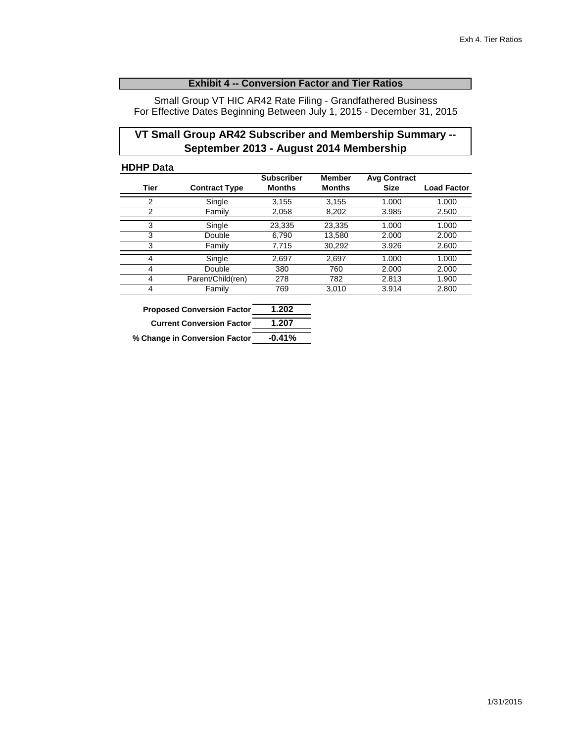## Exhibit 4 -- Conversion Factor and Tier Ratios

Small Group VT HIC AR42 Rate Filing - Grandfathered Business
For Effective Dates Beginning Between July 1, 2015 - December 31, 2015

## VT Small Group AR42 Subscriber and Membership Summary -- September 2013 - August 2014 Membership

### HDHP Data

| Tier | Contract Type | Subscriber Months | Member Months | Avg Contract Size | Load Factor |
|---|---|---|---|---|---|
| 2 | Single | 3,155 | 3,155 | 1.000 | 1.000 |
| 2 | Family | 2,058 | 8,202 | 3.985 | 2.500 |
| 3 | Single | 23,335 | 23,335 | 1.000 | 1.000 |
| 3 | Double | 6,790 | 13,580 | 2.000 | 2.000 |
| 3 | Family | 7,715 | 30,292 | 3.926 | 2.600 |
| 4 | Single | 2,697 | 2,697 | 1.000 | 1.000 |
| 4 | Double | 380 | 760 | 2.000 | 2.000 |
| 4 | Parent/Child(ren) | 278 | 782 | 2.813 | 1.900 |
| 4 | Family | 769 | 3,010 | 3.914 | 2.800 |

| | |
|---|---|
| **Proposed Conversion Factor** | **1.202** |
| **Current Conversion Factor** | **1.207** |
| **% Change in Conversion Factor** | **-0.41%** |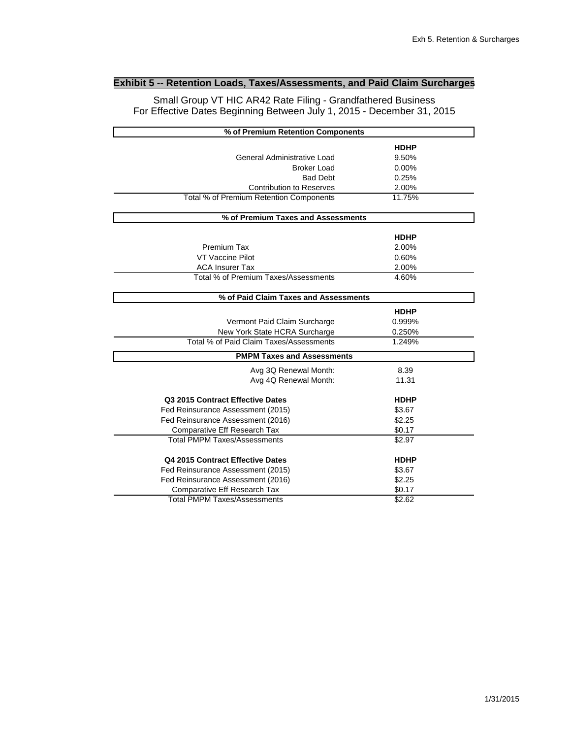## Exhibit 5 -- Retention Loads, Taxes/Assessments, and Paid Claim Surcharges

Small Group VT HIC AR42 Rate Filing - Grandfathered Business
For Effective Dates Beginning Between July 1, 2015 - December 31, 2015

| % of Premium Retention Components | |
|---|---|
| | **HDHP** |
| General Administrative Load | 9.50% |
| Broker Load | 0.00% |
| Bad Debt | 0.25% |
| Contribution to Reserves | 2.00% |
| Total % of Premium Retention Components | 11.75% |

| % of Premium Taxes and Assessments | |
|---|---|
| | **HDHP** |
| Premium Tax | 2.00% |
| VT Vaccine Pilot | 0.60% |
| ACA Insurer Tax | 2.00% |
| Total % of Premium Taxes/Assessments | 4.60% |

| % of Paid Claim Taxes and Assessments | |
|---|---|
| | **HDHP** |
| Vermont Paid Claim Surcharge | 0.999% |
| New York State HCRA Surcharge | 0.250% |
| Total % of Paid Claim Taxes/Assessments | 1.249% |

| PMPM Taxes and Assessments | |
|---|---|
| Avg 3Q Renewal Month: | 8.39 |
| Avg 4Q Renewal Month: | 11.31 |
| | |
| **Q3 2015 Contract Effective Dates** | **HDHP** |
| Fed Reinsurance Assessment (2015) | $3.67 |
| Fed Reinsurance Assessment (2016) | $2.25 |
| Comparative Eff Research Tax | $0.17 |
| Total PMPM Taxes/Assessments | $2.97 |
| | |
| **Q4 2015 Contract Effective Dates** | **HDHP** |
| Fed Reinsurance Assessment (2015) | $3.67 |
| Fed Reinsurance Assessment (2016) | $2.25 |
| Comparative Eff Research Tax | $0.17 |
| Total PMPM Taxes/Assessments | $2.62 |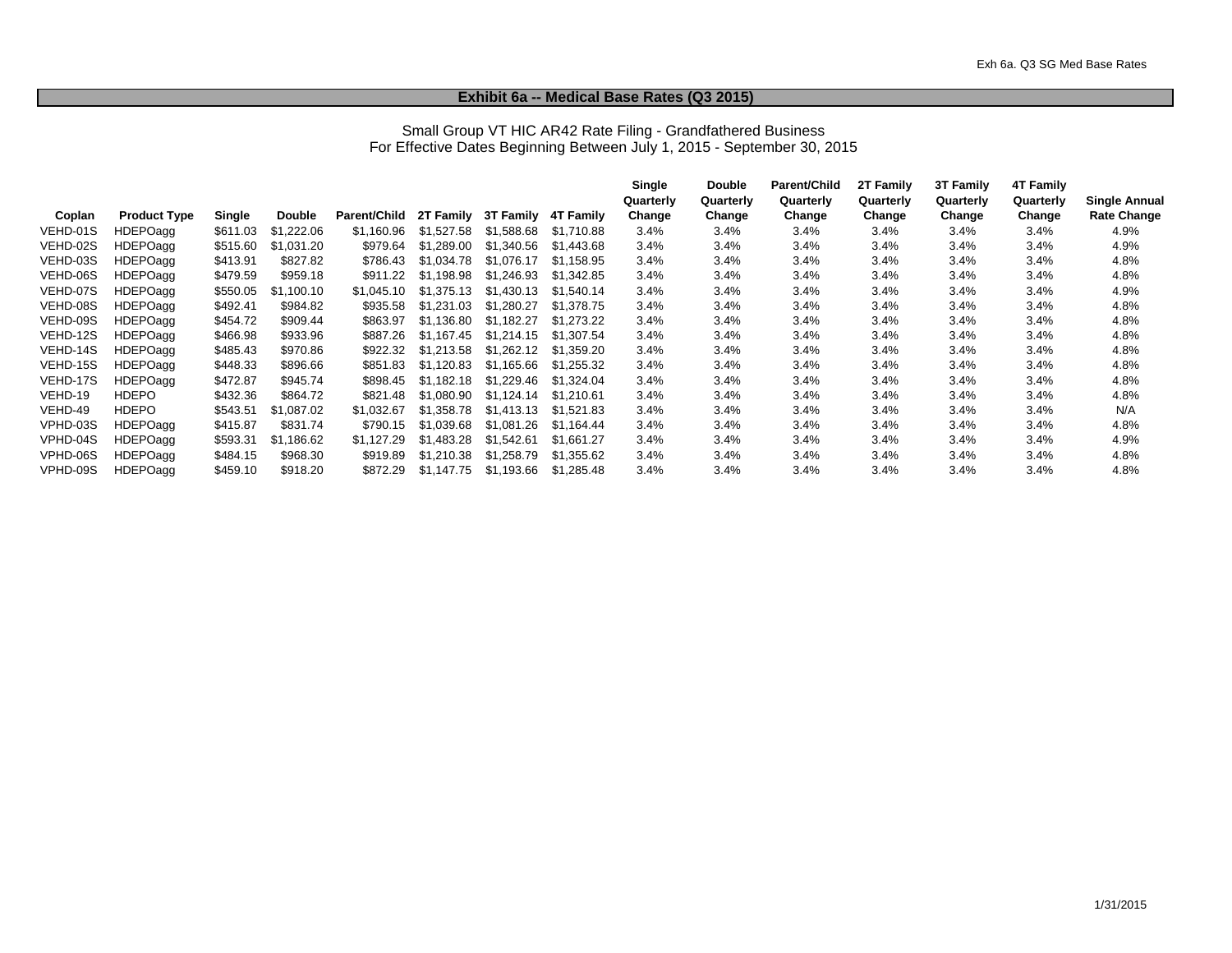## Exhibit 6a -- Medical Base Rates (Q3 2015)

Small Group VT HIC AR42 Rate Filing - Grandfathered Business
For Effective Dates Beginning Between July 1, 2015 - September 30, 2015

| Coplan | Product Type | Single | Double | Parent/Child | 2T Family | 3T Family | 4T Family | Single Quarterly Change | Double Quarterly Change | Parent/Child Quarterly Change | 2T Family Quarterly Change | 3T Family Quarterly Change | 4T Family Quarterly Change | Single Annual Rate Change |
|---|---|---|---|---|---|---|---|---|---|---|---|---|---|---|
| VEHD-01S | HDEPOagg | $611.03 | $1,222.06 | $1,160.96 | $1,527.58 | $1,588.68 | $1,710.88 | 3.4% | 3.4% | 3.4% | 3.4% | 3.4% | 3.4% | 4.9% |
| VEHD-02S | HDEPOagg | $515.60 | $1,031.20 | $979.64 | $1,289.00 | $1,340.56 | $1,443.68 | 3.4% | 3.4% | 3.4% | 3.4% | 3.4% | 3.4% | 4.9% |
| VEHD-03S | HDEPOagg | $413.91 | $827.82 | $786.43 | $1,034.78 | $1,076.17 | $1,158.95 | 3.4% | 3.4% | 3.4% | 3.4% | 3.4% | 3.4% | 4.8% |
| VEHD-06S | HDEPOagg | $479.59 | $959.18 | $911.22 | $1,198.98 | $1,246.93 | $1,342.85 | 3.4% | 3.4% | 3.4% | 3.4% | 3.4% | 3.4% | 4.8% |
| VEHD-07S | HDEPOagg | $550.05 | $1,100.10 | $1,045.10 | $1,375.13 | $1,430.13 | $1,540.14 | 3.4% | 3.4% | 3.4% | 3.4% | 3.4% | 3.4% | 4.9% |
| VEHD-08S | HDEPOagg | $492.41 | $984.82 | $935.58 | $1,231.03 | $1,280.27 | $1,378.75 | 3.4% | 3.4% | 3.4% | 3.4% | 3.4% | 3.4% | 4.8% |
| VEHD-09S | HDEPOagg | $454.72 | $909.44 | $863.97 | $1,136.80 | $1,182.27 | $1,273.22 | 3.4% | 3.4% | 3.4% | 3.4% | 3.4% | 3.4% | 4.8% |
| VEHD-12S | HDEPOagg | $466.98 | $933.96 | $887.26 | $1,167.45 | $1,214.15 | $1,307.54 | 3.4% | 3.4% | 3.4% | 3.4% | 3.4% | 3.4% | 4.8% |
| VEHD-14S | HDEPOagg | $485.43 | $970.86 | $922.32 | $1,213.58 | $1,262.12 | $1,359.20 | 3.4% | 3.4% | 3.4% | 3.4% | 3.4% | 3.4% | 4.8% |
| VEHD-15S | HDEPOagg | $448.33 | $896.66 | $851.83 | $1,120.83 | $1,165.66 | $1,255.32 | 3.4% | 3.4% | 3.4% | 3.4% | 3.4% | 3.4% | 4.8% |
| VEHD-17S | HDEPOagg | $472.87 | $945.74 | $898.45 | $1,182.18 | $1,229.46 | $1,324.04 | 3.4% | 3.4% | 3.4% | 3.4% | 3.4% | 3.4% | 4.8% |
| VEHD-19 | HDEPO | $432.36 | $864.72 | $821.48 | $1,080.90 | $1,124.14 | $1,210.61 | 3.4% | 3.4% | 3.4% | 3.4% | 3.4% | 3.4% | 4.8% |
| VEHD-49 | HDEPO | $543.51 | $1,087.02 | $1,032.67 | $1,358.78 | $1,413.13 | $1,521.83 | 3.4% | 3.4% | 3.4% | 3.4% | 3.4% | 3.4% | N/A |
| VPHD-03S | HDEPOagg | $415.87 | $831.74 | $790.15 | $1,039.68 | $1,081.26 | $1,164.44 | 3.4% | 3.4% | 3.4% | 3.4% | 3.4% | 3.4% | 4.8% |
| VPHD-04S | HDEPOagg | $593.31 | $1,186.62 | $1,127.29 | $1,483.28 | $1,542.61 | $1,661.27 | 3.4% | 3.4% | 3.4% | 3.4% | 3.4% | 3.4% | 4.9% |
| VPHD-06S | HDEPOagg | $484.15 | $968.30 | $919.89 | $1,210.38 | $1,258.79 | $1,355.62 | 3.4% | 3.4% | 3.4% | 3.4% | 3.4% | 3.4% | 4.8% |
| VPHD-09S | HDEPOagg | $459.10 | $918.20 | $872.29 | $1,147.75 | $1,193.66 | $1,285.48 | 3.4% | 3.4% | 3.4% | 3.4% | 3.4% | 3.4% | 4.8% |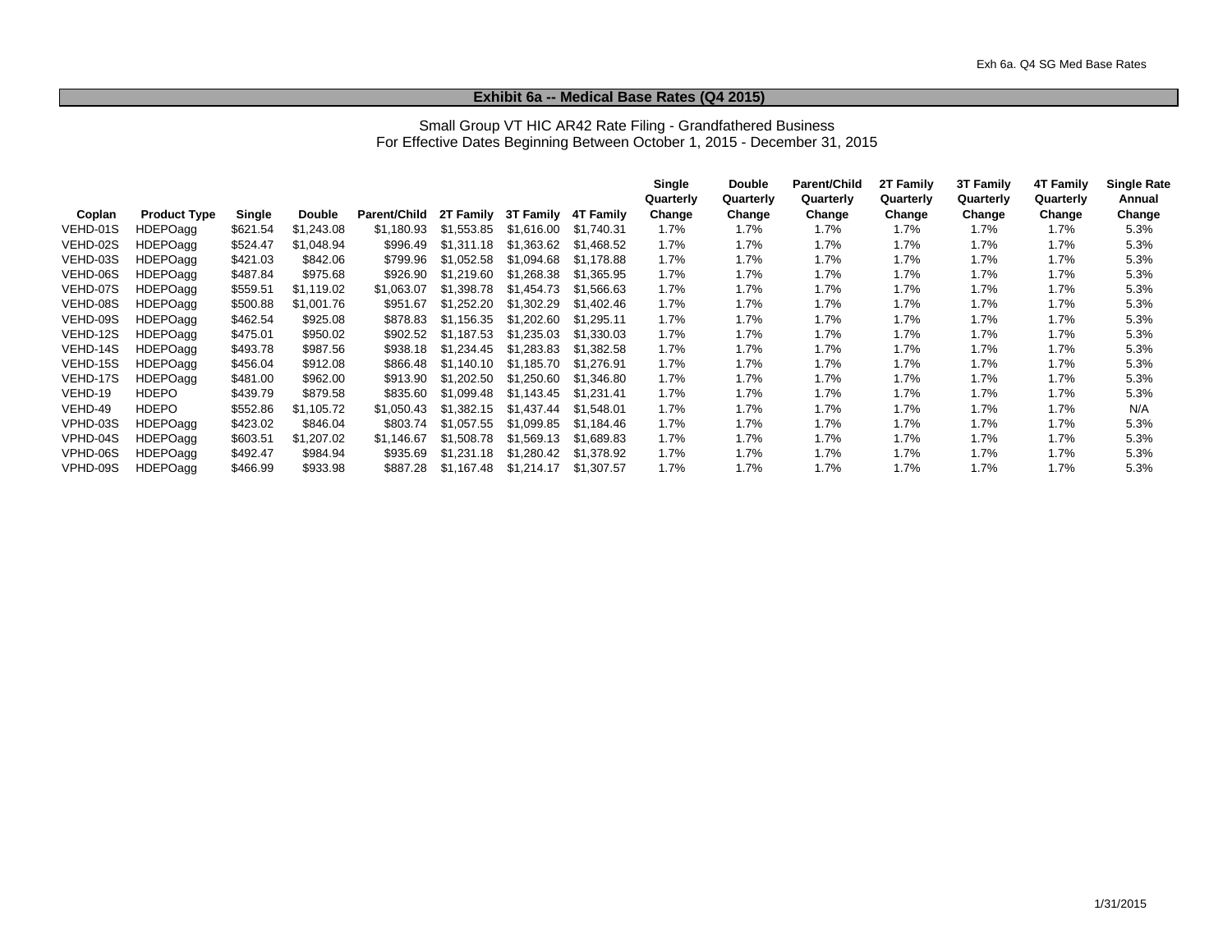## Exhibit 6a -- Medical Base Rates (Q4 2015)

Small Group VT HIC AR42 Rate Filing - Grandfathered Business
For Effective Dates Beginning Between October 1, 2015 - December 31, 2015

| Coplan | Product Type | Single | Double | Parent/Child | 2T Family | 3T Family | 4T Family | Single Quarterly Change | Double Quarterly Change | Parent/Child Quarterly Change | 2T Family Quarterly Change | 3T Family Quarterly Change | 4T Family Quarterly Change | Single Rate Annual Change |
|---|---|---|---|---|---|---|---|---|---|---|---|---|---|---|
| VEHD-01S | HDEPOagg | $621.54 | $1,243.08 | $1,180.93 | $1,553.85 | $1,616.00 | $1,740.31 | 1.7% | 1.7% | 1.7% | 1.7% | 1.7% | 1.7% | 5.3% |
| VEHD-02S | HDEPOagg | $524.47 | $1,048.94 | $996.49 | $1,311.18 | $1,363.62 | $1,468.52 | 1.7% | 1.7% | 1.7% | 1.7% | 1.7% | 1.7% | 5.3% |
| VEHD-03S | HDEPOagg | $421.03 | $842.06 | $799.96 | $1,052.58 | $1,094.68 | $1,178.88 | 1.7% | 1.7% | 1.7% | 1.7% | 1.7% | 1.7% | 5.3% |
| VEHD-06S | HDEPOagg | $487.84 | $975.68 | $926.90 | $1,219.60 | $1,268.38 | $1,365.95 | 1.7% | 1.7% | 1.7% | 1.7% | 1.7% | 1.7% | 5.3% |
| VEHD-07S | HDEPOagg | $559.51 | $1,119.02 | $1,063.07 | $1,398.78 | $1,454.73 | $1,566.63 | 1.7% | 1.7% | 1.7% | 1.7% | 1.7% | 1.7% | 5.3% |
| VEHD-08S | HDEPOagg | $500.88 | $1,001.76 | $951.67 | $1,252.20 | $1,302.29 | $1,402.46 | 1.7% | 1.7% | 1.7% | 1.7% | 1.7% | 1.7% | 5.3% |
| VEHD-09S | HDEPOagg | $462.54 | $925.08 | $878.83 | $1,156.35 | $1,202.60 | $1,295.11 | 1.7% | 1.7% | 1.7% | 1.7% | 1.7% | 1.7% | 5.3% |
| VEHD-12S | HDEPOagg | $475.01 | $950.02 | $902.52 | $1,187.53 | $1,235.03 | $1,330.03 | 1.7% | 1.7% | 1.7% | 1.7% | 1.7% | 1.7% | 5.3% |
| VEHD-14S | HDEPOagg | $493.78 | $987.56 | $938.18 | $1,234.45 | $1,283.83 | $1,382.58 | 1.7% | 1.7% | 1.7% | 1.7% | 1.7% | 1.7% | 5.3% |
| VEHD-15S | HDEPOagg | $456.04 | $912.08 | $866.48 | $1,140.10 | $1,185.70 | $1,276.91 | 1.7% | 1.7% | 1.7% | 1.7% | 1.7% | 1.7% | 5.3% |
| VEHD-17S | HDEPOagg | $481.00 | $962.00 | $913.90 | $1,202.50 | $1,250.60 | $1,346.80 | 1.7% | 1.7% | 1.7% | 1.7% | 1.7% | 1.7% | 5.3% |
| VEHD-19 | HDEPO | $439.79 | $879.58 | $835.60 | $1,099.48 | $1,143.45 | $1,231.41 | 1.7% | 1.7% | 1.7% | 1.7% | 1.7% | 1.7% | 5.3% |
| VEHD-49 | HDEPO | $552.86 | $1,105.72 | $1,050.43 | $1,382.15 | $1,437.44 | $1,548.01 | 1.7% | 1.7% | 1.7% | 1.7% | 1.7% | 1.7% | N/A |
| VPHD-03S | HDEPOagg | $423.02 | $846.04 | $803.74 | $1,057.55 | $1,099.85 | $1,184.46 | 1.7% | 1.7% | 1.7% | 1.7% | 1.7% | 1.7% | 5.3% |
| VPHD-04S | HDEPOagg | $603.51 | $1,207.02 | $1,146.67 | $1,508.78 | $1,569.13 | $1,689.83 | 1.7% | 1.7% | 1.7% | 1.7% | 1.7% | 1.7% | 5.3% |
| VPHD-06S | HDEPOagg | $492.47 | $984.94 | $935.69 | $1,231.18 | $1,280.42 | $1,378.92 | 1.7% | 1.7% | 1.7% | 1.7% | 1.7% | 1.7% | 5.3% |
| VPHD-09S | HDEPOagg | $466.99 | $933.98 | $887.28 | $1,167.48 | $1,214.17 | $1,307.57 | 1.7% | 1.7% | 1.7% | 1.7% | 1.7% | 1.7% | 5.3% |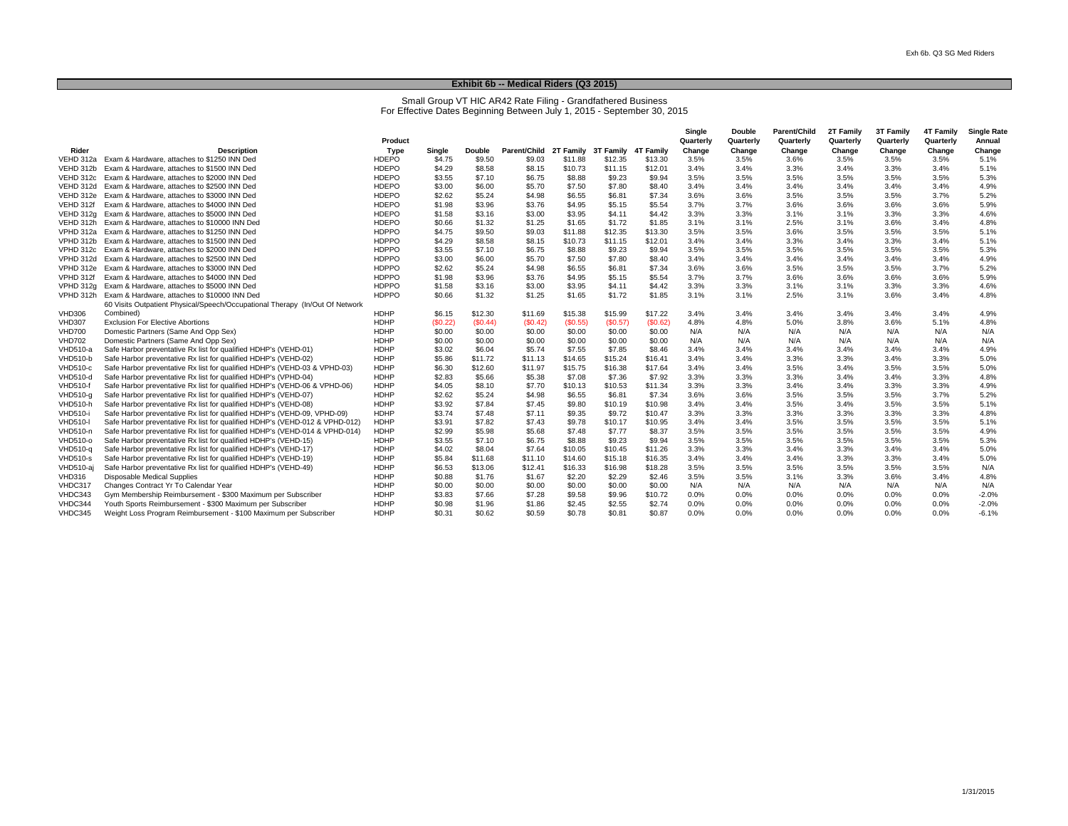## Exhibit 6b -- Medical Riders (Q3 2015)

Small Group VT HIC AR42 Rate Filing - Grandfathered Business
For Effective Dates Beginning Between July 1, 2015 - September 30, 2015

| Rider | Description | Product Type | Single | Double | Parent/Child | 2T Family | 3T Family | 4T Family | Single Quarterly Change | Double Quarterly Change | Parent/Child Quarterly Change | 2T Family Quarterly Change | 3T Family Quarterly Change | 4T Family Quarterly Change | Single Rate Annual Change |
|---|---|---|---|---|---|---|---|---|---|---|---|---|---|---|---|
| VEHD 312a | Exam & Hardware, attaches to $1250 INN Ded | HDEPO | $4.75 | $9.50 | $9.03 | $11.88 | $12.35 | $13.30 | 3.5% | 3.5% | 3.6% | 3.5% | 3.5% | 3.5% | 5.1% |
| VEHD 312b | Exam & Hardware, attaches to $1500 INN Ded | HDEPO | $4.29 | $8.58 | $8.15 | $10.73 | $11.15 | $12.01 | 3.4% | 3.4% | 3.3% | 3.4% | 3.3% | 3.4% | 5.1% |
| VEHD 312c | Exam & Hardware, attaches to $2000 INN Ded | HDEPO | $3.55 | $7.10 | $6.75 | $8.88 | $9.23 | $9.94 | 3.5% | 3.5% | 3.5% | 3.5% | 3.5% | 3.5% | 5.3% |
| VEHD 312d | Exam & Hardware, attaches to $2500 INN Ded | HDEPO | $3.00 | $6.00 | $5.70 | $7.50 | $7.80 | $8.40 | 3.4% | 3.4% | 3.4% | 3.4% | 3.4% | 3.4% | 4.9% |
| VEHD 312e | Exam & Hardware, attaches to $3000 INN Ded | HDEPO | $2.62 | $5.24 | $4.98 | $6.55 | $6.81 | $7.34 | 3.6% | 3.6% | 3.5% | 3.5% | 3.5% | 3.7% | 5.2% |
| VEHD 312f | Exam & Hardware, attaches to $4000 INN Ded | HDEPO | $1.98 | $3.96 | $3.76 | $4.95 | $5.15 | $5.54 | 3.7% | 3.7% | 3.6% | 3.6% | 3.6% | 3.6% | 5.9% |
| VEHD 312g | Exam & Hardware, attaches to $5000 INN Ded | HDEPO | $1.58 | $3.16 | $3.00 | $3.95 | $4.11 | $4.42 | 3.3% | 3.3% | 3.1% | 3.1% | 3.3% | 3.3% | 4.6% |
| VEHD 312h | Exam & Hardware, attaches to $10000 INN Ded | HDEPO | $0.66 | $1.32 | $1.25 | $1.65 | $1.72 | $1.85 | 3.1% | 3.1% | 2.5% | 3.1% | 3.6% | 3.4% | 4.8% |
| VPHD 312a | Exam & Hardware, attaches to $1250 INN Ded | HDPPO | $4.75 | $9.50 | $9.03 | $11.88 | $12.35 | $13.30 | 3.5% | 3.5% | 3.6% | 3.5% | 3.5% | 3.5% | 5.1% |
| VPHD 312b | Exam & Hardware, attaches to $1500 INN Ded | HDPPO | $4.29 | $8.58 | $8.15 | $10.73 | $11.15 | $12.01 | 3.4% | 3.4% | 3.3% | 3.4% | 3.3% | 3.4% | 5.1% |
| VPHD 312c | Exam & Hardware, attaches to $2000 INN Ded | HDPPO | $3.55 | $7.10 | $6.75 | $8.88 | $9.23 | $9.94 | 3.5% | 3.5% | 3.5% | 3.5% | 3.5% | 3.5% | 5.3% |
| VPHD 312d | Exam & Hardware, attaches to $2500 INN Ded | HDPPO | $3.00 | $6.00 | $5.70 | $7.50 | $7.80 | $8.40 | 3.4% | 3.4% | 3.4% | 3.4% | 3.4% | 3.4% | 4.9% |
| VPHD 312e | Exam & Hardware, attaches to $3000 INN Ded | HDPPO | $2.62 | $5.24 | $4.98 | $6.55 | $6.81 | $7.34 | 3.6% | 3.6% | 3.5% | 3.5% | 3.5% | 3.7% | 5.2% |
| VPHD 312f | Exam & Hardware, attaches to $4000 INN Ded | HDPPO | $1.98 | $3.96 | $3.76 | $4.95 | $5.15 | $5.54 | 3.7% | 3.7% | 3.6% | 3.6% | 3.6% | 3.6% | 5.9% |
| VPHD 312g | Exam & Hardware, attaches to $5000 INN Ded | HDPPO | $1.58 | $3.16 | $3.00 | $3.95 | $4.11 | $4.42 | 3.3% | 3.3% | 3.1% | 3.1% | 3.3% | 3.3% | 4.6% |
| VPHD 312h | Exam & Hardware, attaches to $10000 INN Ded | HDPPO | $0.66 | $1.32 | $1.25 | $1.65 | $1.72 | $1.85 | 3.1% | 3.1% | 2.5% | 3.1% | 3.6% | 3.4% | 4.8% |
| VHD306 | 60 Visits Outpatient Physical/Speech/Occupational Therapy (In/Out Of Network Combined) | HDHP | $6.15 | $12.30 | $11.69 | $15.38 | $15.99 | $17.22 | 3.4% | 3.4% | 3.4% | 3.4% | 3.4% | 3.4% | 4.9% |
| VHD307 | Exclusion For Elective Abortions | HDHP | ($0.22) | ($0.44) | ($0.42) | ($0.55) | ($0.57) | ($0.62) | 4.8% | 4.8% | 5.0% | 3.8% | 3.6% | 5.1% | 4.8% |
| VHD700 | Domestic Partners (Same And Opp Sex) | HDHP | $0.00 | $0.00 | $0.00 | $0.00 | $0.00 | $0.00 | N/A | N/A | N/A | N/A | N/A | N/A | N/A |
| VHD702 | Domestic Partners (Same And Opp Sex) | HDHP | $0.00 | $0.00 | $0.00 | $0.00 | $0.00 | $0.00 | N/A | N/A | N/A | N/A | N/A | N/A | N/A |
| VHD510-a | Safe Harbor preventative Rx list for qualified HDHP's (VEHD-01) | HDHP | $3.02 | $6.04 | $5.74 | $7.55 | $7.85 | $8.46 | 3.4% | 3.4% | 3.4% | 3.4% | 3.4% | 3.4% | 4.9% |
| VHD510-b | Safe Harbor preventative Rx list for qualified HDHP's (VEHD-02) | HDHP | $5.86 | $11.72 | $11.13 | $14.65 | $15.24 | $16.41 | 3.4% | 3.4% | 3.3% | 3.3% | 3.4% | 3.3% | 5.0% |
| VHD510-c | Safe Harbor preventative Rx list for qualified HDHP's (VEHD-03 & VPHD-03) | HDHP | $6.30 | $12.60 | $11.97 | $15.75 | $16.38 | $17.64 | 3.4% | 3.4% | 3.5% | 3.4% | 3.5% | 3.5% | 5.0% |
| VHD510-d | Safe Harbor preventative Rx list for qualified HDHP's (VPHD-04) | HDHP | $2.83 | $5.66 | $5.38 | $7.08 | $7.36 | $7.92 | 3.3% | 3.3% | 3.3% | 3.4% | 3.4% | 3.3% | 4.8% |
| VHD510-f | Safe Harbor preventative Rx list for qualified HDHP's (VEHD-06 & VPHD-06) | HDHP | $4.05 | $8.10 | $7.70 | $10.13 | $10.53 | $11.34 | 3.3% | 3.3% | 3.4% | 3.4% | 3.3% | 3.3% | 4.9% |
| VHD510-g | Safe Harbor preventative Rx list for qualified HDHP's (VEHD-07) | HDHP | $2.62 | $5.24 | $4.98 | $6.55 | $6.81 | $7.34 | 3.6% | 3.6% | 3.5% | 3.5% | 3.5% | 3.7% | 5.2% |
| VHD510-h | Safe Harbor preventative Rx list for qualified HDHP's (VEHD-08) | HDHP | $3.92 | $7.84 | $7.45 | $9.80 | $10.19 | $10.98 | 3.4% | 3.4% | 3.5% | 3.4% | 3.5% | 3.5% | 5.1% |
| VHD510-i | Safe Harbor preventative Rx list for qualified HDHP's (VEHD-09, VPHD-09) | HDHP | $3.74 | $7.48 | $7.11 | $9.35 | $9.72 | $10.47 | 3.3% | 3.3% | 3.3% | 3.3% | 3.3% | 3.3% | 4.8% |
| VHD510-l | Safe Harbor preventative Rx list for qualified HDHP's (VEHD-012 & VPHD-012) | HDHP | $3.91 | $7.82 | $7.43 | $9.78 | $10.17 | $10.95 | 3.4% | 3.4% | 3.5% | 3.5% | 3.5% | 3.5% | 5.1% |
| VHD510-n | Safe Harbor preventative Rx list for qualified HDHP's (VEHD-014 & VPHD-014) | HDHP | $2.99 | $5.98 | $5.68 | $7.48 | $7.77 | $8.37 | 3.5% | 3.5% | 3.5% | 3.5% | 3.5% | 3.5% | 4.9% |
| VHD510-o | Safe Harbor preventative Rx list for qualified HDHP's (VEHD-15) | HDHP | $3.55 | $7.10 | $6.75 | $8.88 | $9.23 | $9.94 | 3.5% | 3.5% | 3.5% | 3.5% | 3.5% | 3.5% | 5.3% |
| VHD510-q | Safe Harbor preventative Rx list for qualified HDHP's (VEHD-17) | HDHP | $4.02 | $8.04 | $7.64 | $10.05 | $10.45 | $11.26 | 3.3% | 3.3% | 3.4% | 3.3% | 3.4% | 3.4% | 5.0% |
| VHD510-s | Safe Harbor preventative Rx list for qualified HDHP's (VEHD-19) | HDHP | $5.84 | $11.68 | $11.10 | $14.60 | $15.18 | $16.35 | 3.4% | 3.4% | 3.4% | 3.3% | 3.3% | 3.4% | 5.0% |
| VHD510-aj | Safe Harbor preventative Rx list for qualified HDHP's (VEHD-49) | HDHP | $6.53 | $13.06 | $12.41 | $16.33 | $16.98 | $18.28 | 3.5% | 3.5% | 3.5% | 3.5% | 3.5% | 3.5% | N/A |
| VHD316 | Disposable Medical Supplies | HDHP | $0.88 | $1.76 | $1.67 | $2.20 | $2.29 | $2.46 | 3.5% | 3.5% | 3.1% | 3.3% | 3.6% | 3.4% | 4.8% |
| VHDC317 | Changes Contract Yr To Calendar Year | HDHP | $0.00 | $0.00 | $0.00 | $0.00 | $0.00 | $0.00 | N/A | N/A | N/A | N/A | N/A | N/A | N/A |
| VHDC343 | Gym Membership Reimbursement - $300 Maximum per Subscriber | HDHP | $3.83 | $7.66 | $7.28 | $9.58 | $9.96 | $10.72 | 0.0% | 0.0% | 0.0% | 0.0% | 0.0% | 0.0% | -2.0% |
| VHDC344 | Youth Sports Reimbursement - $300 Maximum per Subscriber | HDHP | $0.98 | $1.96 | $1.86 | $2.45 | $2.55 | $2.74 | 0.0% | 0.0% | 0.0% | 0.0% | 0.0% | 0.0% | -2.0% |
| VHDC345 | Weight Loss Program Reimbursement - $100 Maximum per Subscriber | HDHP | $0.31 | $0.62 | $0.59 | $0.78 | $0.81 | $0.87 | 0.0% | 0.0% | 0.0% | 0.0% | 0.0% | 0.0% | -6.1% |

1/31/2015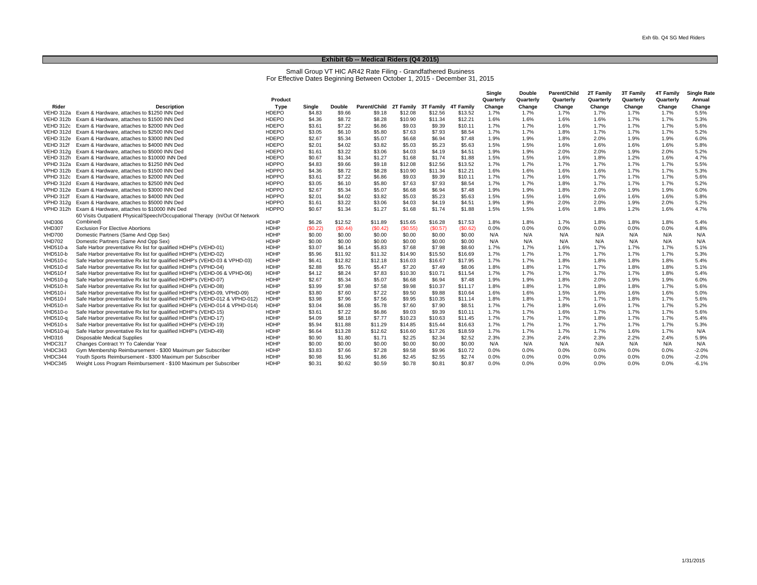## Exhibit 6b -- Medical Riders (Q4 2015)

Small Group VT HIC AR42 Rate Filing - Grandfathered Business
For Effective Dates Beginning Between October 1, 2015 - December 31, 2015

| Rider | Description | Product Type | Single | Double | Parent/Child | 2T Family | 3T Family | 4T Family | Single Quarterly Change | Double Quarterly Change | Parent/Child Quarterly Change | 2T Family Quarterly Change | 3T Family Quarterly Change | 4T Family Quarterly Change | Single Rate Annual Change |
|---|---|---|---|---|---|---|---|---|---|---|---|---|---|---|---|
| VEHD 312a | Exam & Hardware, attaches to $1250 INN Ded | HDEPO | $4.83 | $9.66 | $9.18 | $12.08 | $12.56 | $13.52 | 1.7% | 1.7% | 1.7% | 1.7% | 1.7% | 1.7% | 5.5% |
| VEHD 312b | Exam & Hardware, attaches to $1500 INN Ded | HDEPO | $4.36 | $8.72 | $8.28 | $10.90 | $11.34 | $12.21 | 1.6% | 1.6% | 1.6% | 1.6% | 1.7% | 1.7% | 5.3% |
| VEHD 312c | Exam & Hardware, attaches to $2000 INN Ded | HDEPO | $3.61 | $7.22 | $6.86 | $9.03 | $9.39 | $10.11 | 1.7% | 1.7% | 1.6% | 1.7% | 1.7% | 1.7% | 5.6% |
| VEHD 312d | Exam & Hardware, attaches to $2500 INN Ded | HDEPO | $3.05 | $6.10 | $5.80 | $7.63 | $7.93 | $8.54 | 1.7% | 1.7% | 1.8% | 1.7% | 1.7% | 1.7% | 5.2% |
| VEHD 312e | Exam & Hardware, attaches to $3000 INN Ded | HDEPO | $2.67 | $5.34 | $5.07 | $6.68 | $6.94 | $7.48 | 1.9% | 1.9% | 1.8% | 2.0% | 1.9% | 1.9% | 6.0% |
| VEHD 312f | Exam & Hardware, attaches to $4000 INN Ded | HDEPO | $2.01 | $4.02 | $3.82 | $5.03 | $5.23 | $5.63 | 1.5% | 1.5% | 1.6% | 1.6% | 1.6% | 1.6% | 5.8% |
| VEHD 312g | Exam & Hardware, attaches to $5000 INN Ded | HDEPO | $1.61 | $3.22 | $3.06 | $4.03 | $4.19 | $4.51 | 1.9% | 1.9% | 2.0% | 2.0% | 1.9% | 2.0% | 5.2% |
| VEHD 312h | Exam & Hardware, attaches to $10000 INN Ded | HDEPO | $0.67 | $1.34 | $1.27 | $1.68 | $1.74 | $1.88 | 1.5% | 1.5% | 1.6% | 1.8% | 1.2% | 1.6% | 4.7% |
| VPHD 312a | Exam & Hardware, attaches to $1250 INN Ded | HDPPO | $4.83 | $9.66 | $9.18 | $12.08 | $12.56 | $13.52 | 1.7% | 1.7% | 1.7% | 1.7% | 1.7% | 1.7% | 5.5% |
| VPHD 312b | Exam & Hardware, attaches to $1500 INN Ded | HDPPO | $4.36 | $8.72 | $8.28 | $10.90 | $11.34 | $12.21 | 1.6% | 1.6% | 1.6% | 1.6% | 1.7% | 1.7% | 5.3% |
| VPHD 312c | Exam & Hardware, attaches to $2000 INN Ded | HDPPO | $3.61 | $7.22 | $6.86 | $9.03 | $9.39 | $10.11 | 1.7% | 1.7% | 1.6% | 1.7% | 1.7% | 1.7% | 5.6% |
| VPHD 312d | Exam & Hardware, attaches to $2500 INN Ded | HDPPO | $3.05 | $6.10 | $5.80 | $7.63 | $7.93 | $8.54 | 1.7% | 1.7% | 1.8% | 1.7% | 1.7% | 1.7% | 5.2% |
| VPHD 312e | Exam & Hardware, attaches to $3000 INN Ded | HDPPO | $2.67 | $5.34 | $5.07 | $6.68 | $6.94 | $7.48 | 1.9% | 1.9% | 1.8% | 2.0% | 1.9% | 1.9% | 6.0% |
| VPHD 312f | Exam & Hardware, attaches to $4000 INN Ded | HDPPO | $2.01 | $4.02 | $3.82 | $5.03 | $5.23 | $5.63 | 1.5% | 1.5% | 1.6% | 1.6% | 1.6% | 1.6% | 5.8% |
| VPHD 312g | Exam & Hardware, attaches to $5000 INN Ded | HDPPO | $1.61 | $3.22 | $3.06 | $4.03 | $4.19 | $4.51 | 1.9% | 1.9% | 2.0% | 2.0% | 1.9% | 2.0% | 5.2% |
| VPHD 312h | Exam & Hardware, attaches to $10000 INN Ded | HDPPO | $0.67 | $1.34 | $1.27 | $1.68 | $1.74 | $1.88 | 1.5% | 1.5% | 1.6% | 1.8% | 1.2% | 1.6% | 4.7% |
| VHD306 | 60 Visits Outpatient Physical/Speech/Occupational Therapy (In/Out Of Network Combined) | HDHP | $6.26 | $12.52 | $11.89 | $15.65 | $16.28 | $17.53 | 1.8% | 1.8% | 1.7% | 1.8% | 1.8% | 1.8% | 5.4% |
| VHD307 | Exclusion For Elective Abortions | HDHP | ($0.22) | ($0.44) | ($0.42) | ($0.55) | ($0.57) | ($0.62) | 0.0% | 0.0% | 0.0% | 0.0% | 0.0% | 0.0% | 4.8% |
| VHD700 | Domestic Partners (Same And Opp Sex) | HDHP | $0.00 | $0.00 | $0.00 | $0.00 | $0.00 | $0.00 | N/A | N/A | N/A | N/A | N/A | N/A | N/A |
| VHD702 | Domestic Partners (Same And Opp Sex) | HDHP | $0.00 | $0.00 | $0.00 | $0.00 | $0.00 | $0.00 | N/A | N/A | N/A | N/A | N/A | N/A | N/A |
| VHD510-a | Safe Harbor preventative Rx list for qualified HDHP's (VEHD-01) | HDHP | $3.07 | $6.14 | $5.83 | $7.68 | $7.98 | $8.60 | 1.7% | 1.7% | 1.6% | 1.7% | 1.7% | 1.7% | 5.1% |
| VHD510-b | Safe Harbor preventative Rx list for qualified HDHP's (VEHD-02) | HDHP | $5.96 | $11.92 | $11.32 | $14.90 | $15.50 | $16.69 | 1.7% | 1.7% | 1.7% | 1.7% | 1.7% | 1.7% | 5.3% |
| VHD510-c | Safe Harbor preventative Rx list for qualified HDHP's (VEHD-03 & VPHD-03) | HDHP | $6.41 | $12.82 | $12.18 | $16.03 | $16.67 | $17.95 | 1.7% | 1.7% | 1.8% | 1.8% | 1.8% | 1.8% | 5.4% |
| VHD510-d | Safe Harbor preventative Rx list for qualified HDHP's (VPHD-04) | HDHP | $2.88 | $5.76 | $5.47 | $7.20 | $7.49 | $8.06 | 1.8% | 1.8% | 1.7% | 1.7% | 1.8% | 1.8% | 5.1% |
| VHD510-f | Safe Harbor preventative Rx list for qualified HDHP's (VEHD-06 & VPHD-06) | HDHP | $4.12 | $8.24 | $7.83 | $10.30 | $10.71 | $11.54 | 1.7% | 1.7% | 1.7% | 1.7% | 1.7% | 1.8% | 5.4% |
| VHD510-g | Safe Harbor preventative Rx list for qualified HDHP's (VEHD-07) | HDHP | $2.67 | $5.34 | $5.07 | $6.68 | $6.94 | $7.48 | 1.9% | 1.9% | 1.8% | 2.0% | 1.9% | 1.9% | 6.0% |
| VHD510-h | Safe Harbor preventative Rx list for qualified HDHP's (VEHD-08) | HDHP | $3.99 | $7.98 | $7.58 | $9.98 | $10.37 | $11.17 | 1.8% | 1.8% | 1.7% | 1.8% | 1.8% | 1.7% | 5.6% |
| VHD510-i | Safe Harbor preventative Rx list for qualified HDHP's (VEHD-09, VPHD-09) | HDHP | $3.80 | $7.60 | $7.22 | $9.50 | $9.88 | $10.64 | 1.6% | 1.6% | 1.5% | 1.6% | 1.6% | 1.6% | 5.0% |
| VHD510-l | Safe Harbor preventative Rx list for qualified HDHP's (VEHD-012 & VPHD-012) | HDHP | $3.98 | $7.96 | $7.56 | $9.95 | $10.35 | $11.14 | 1.8% | 1.8% | 1.7% | 1.7% | 1.8% | 1.7% | 5.6% |
| VHD510-n | Safe Harbor preventative Rx list for qualified HDHP's (VEHD-014 & VPHD-014) | HDHP | $3.04 | $6.08 | $5.78 | $7.60 | $7.90 | $8.51 | 1.7% | 1.7% | 1.8% | 1.6% | 1.7% | 1.7% | 5.2% |
| VHD510-o | Safe Harbor preventative Rx list for qualified HDHP's (VEHD-15) | HDHP | $3.61 | $7.22 | $6.86 | $9.03 | $9.39 | $10.11 | 1.7% | 1.7% | 1.6% | 1.7% | 1.7% | 1.7% | 5.6% |
| VHD510-q | Safe Harbor preventative Rx list for qualified HDHP's (VEHD-17) | HDHP | $4.09 | $8.18 | $7.77 | $10.23 | $10.63 | $11.45 | 1.7% | 1.7% | 1.7% | 1.8% | 1.7% | 1.7% | 5.4% |
| VHD510-s | Safe Harbor preventative Rx list for qualified HDHP's (VEHD-19) | HDHP | $5.94 | $11.88 | $11.29 | $14.85 | $15.44 | $16.63 | 1.7% | 1.7% | 1.7% | 1.7% | 1.7% | 1.7% | 5.3% |
| VHD510-aj | Safe Harbor preventative Rx list for qualified HDHP's (VEHD-49) | HDHP | $6.64 | $13.28 | $12.62 | $16.60 | $17.26 | $18.59 | 1.7% | 1.7% | 1.7% | 1.7% | 1.6% | 1.7% | N/A |
| VHD316 | Disposable Medical Supplies | HDHP | $0.90 | $1.80 | $1.71 | $2.25 | $2.34 | $2.52 | 2.3% | 2.3% | 2.4% | 2.3% | 2.2% | 2.4% | 5.9% |
| VHDC317 | Changes Contract Yr To Calendar Year | HDHP | $0.00 | $0.00 | $0.00 | $0.00 | $0.00 | $0.00 | N/A | N/A | N/A | N/A | N/A | N/A | N/A |
| VHDC343 | Gym Membership Reimbursement - $300 Maximum per Subscriber | HDHP | $3.83 | $7.66 | $7.28 | $9.58 | $9.96 | $10.72 | 0.0% | 0.0% | 0.0% | 0.0% | 0.0% | 0.0% | -2.0% |
| VHDC344 | Youth Sports Reimbursement - $300 Maximum per Subscriber | HDHP | $0.98 | $1.96 | $1.86 | $2.45 | $2.55 | $2.74 | 0.0% | 0.0% | 0.0% | 0.0% | 0.0% | 0.0% | -2.0% |
| VHDC345 | Weight Loss Program Reimbursement - $100 Maximum per Subscriber | HDHP | $0.31 | $0.62 | $0.59 | $0.78 | $0.81 | $0.87 | 0.0% | 0.0% | 0.0% | 0.0% | 0.0% | 0.0% | -6.1% |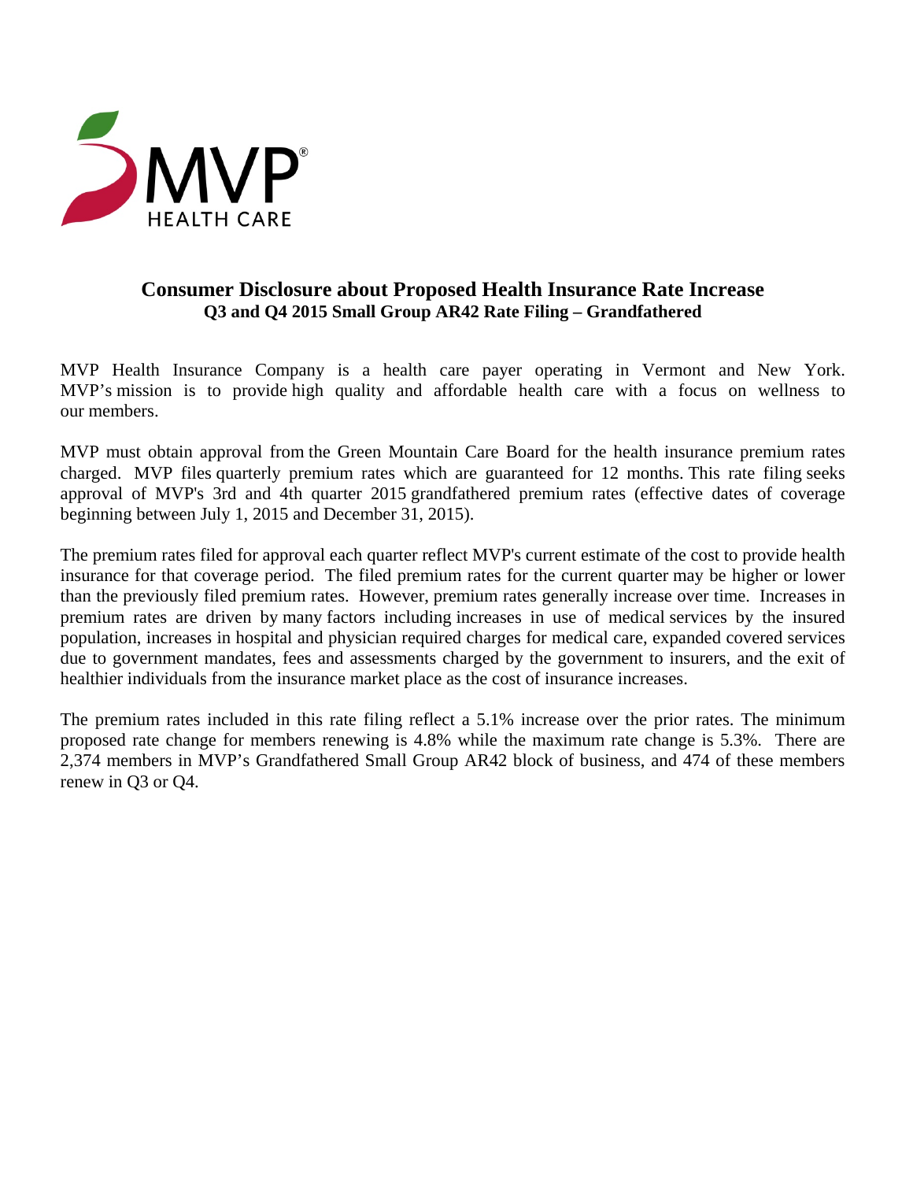MVP HEALTH CARE®

# Consumer Disclosure about Proposed Health Insurance Rate Increase

## Q3 and Q4 2015 Small Group AR42 Rate Filing – Grandfathered

MVP Health Insurance Company is a health care payer operating in Vermont and New York. MVP's mission is to provide high quality and affordable health care with a focus on wellness to our members.

MVP must obtain approval from the Green Mountain Care Board for the health insurance premium rates charged. MVP files quarterly premium rates which are guaranteed for 12 months. This rate filing seeks approval of MVP's 3rd and 4th quarter 2015 grandfathered premium rates (effective dates of coverage beginning between July 1, 2015 and December 31, 2015).

The premium rates filed for approval each quarter reflect MVP's current estimate of the cost to provide health insurance for that coverage period. The filed premium rates for the current quarter may be higher or lower than the previously filed premium rates. However, premium rates generally increase over time. Increases in premium rates are driven by many factors including increases in use of medical services by the insured population, increases in hospital and physician required charges for medical care, expanded covered services due to government mandates, fees and assessments charged by the government to insurers, and the exit of healthier individuals from the insurance market place as the cost of insurance increases.

The premium rates included in this rate filing reflect a 5.1% increase over the prior rates. The minimum proposed rate change for members renewing is 4.8% while the maximum rate change is 5.3%. There are 2,374 members in MVP's Grandfathered Small Group AR42 block of business, and 474 of these members renew in Q3 or Q4.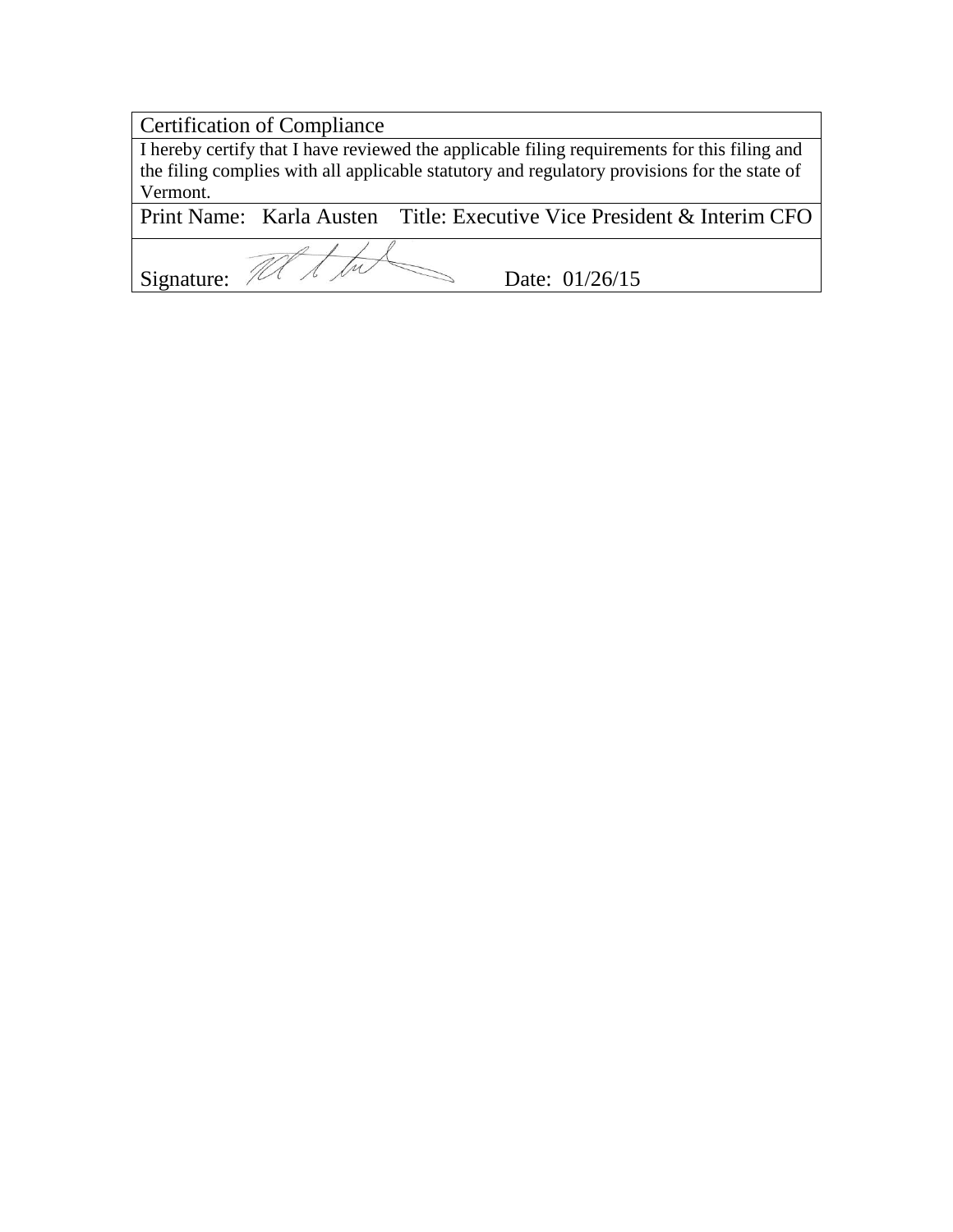| Certification of Compliance | |
|---|---|
| I hereby certify that I have reviewed the applicable filing requirements for this filing and the filing complies with all applicable statutory and regulatory provisions for the state of Vermont. | |
| Print Name: Karla Austen | Title: Executive Vice President & Interim CFO |
| Signature: | Date: 01/26/15 |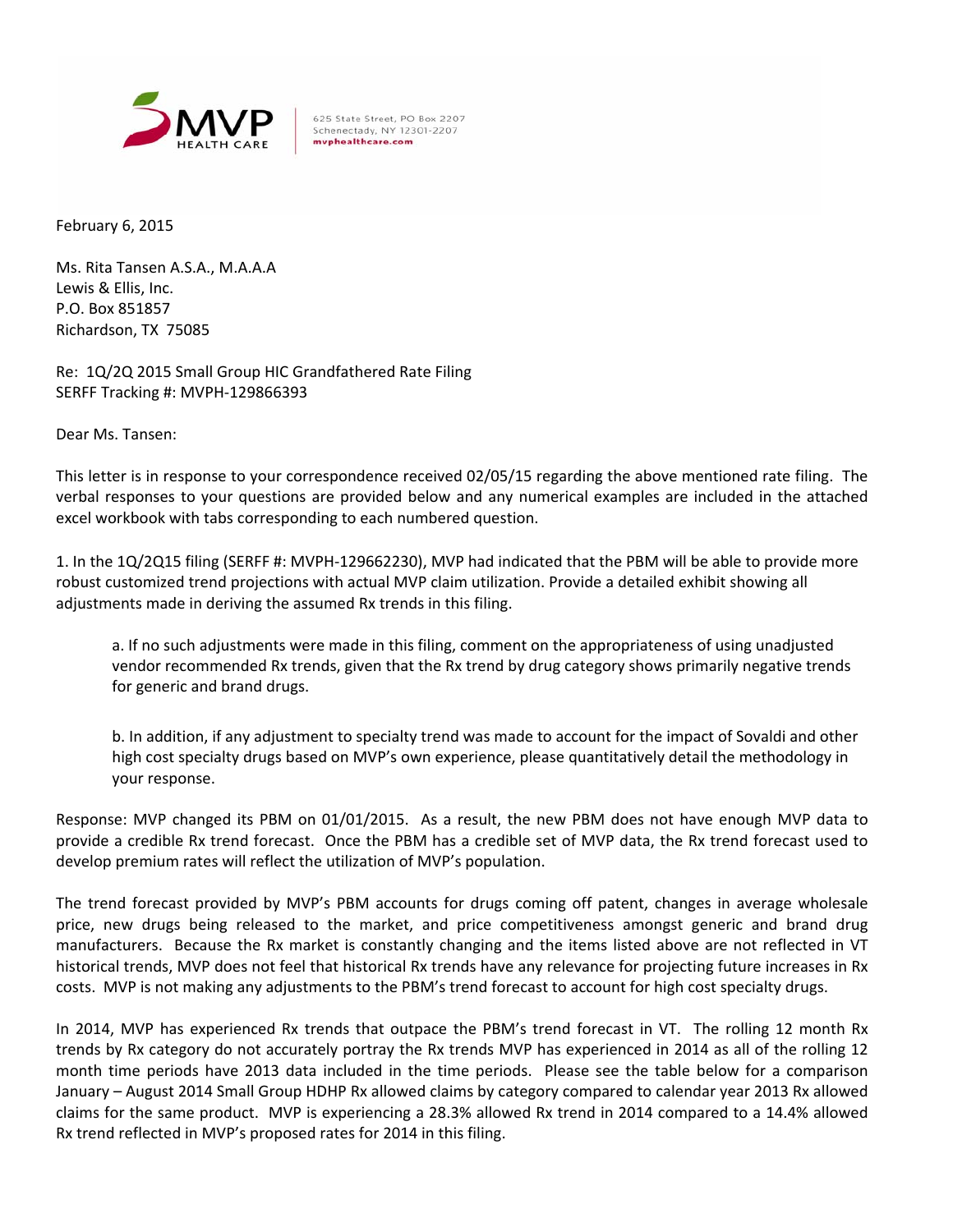MVP HEALTH CARE

625 State Street, PO Box 2207
Schenectady, NY 12301-2207
mvphealthcare.com

February 6, 2015

Ms. Rita Tansen A.S.A., M.A.A.A
Lewis & Ellis, Inc.
P.O. Box 851857
Richardson, TX 75085

Re: 1Q/2Q 2015 Small Group HIC Grandfathered Rate Filing
SERFF Tracking #: MVPH-129866393

Dear Ms. Tansen:

This letter is in response to your correspondence received 02/05/15 regarding the above mentioned rate filing. The verbal responses to your questions are provided below and any numerical examples are included in the attached excel workbook with tabs corresponding to each numbered question.

1. In the 1Q/2Q15 filing (SERFF #: MVPH-129662230), MVP had indicated that the PBM will be able to provide more robust customized trend projections with actual MVP claim utilization. Provide a detailed exhibit showing all adjustments made in deriving the assumed Rx trends in this filing.

   a. If no such adjustments were made in this filing, comment on the appropriateness of using unadjusted vendor recommended Rx trends, given that the Rx trend by drug category shows primarily negative trends for generic and brand drugs.

   b. In addition, if any adjustment to specialty trend was made to account for the impact of Sovaldi and other high cost specialty drugs based on MVP's own experience, please quantitatively detail the methodology in your response.

Response: MVP changed its PBM on 01/01/2015. As a result, the new PBM does not have enough MVP data to provide a credible Rx trend forecast. Once the PBM has a credible set of MVP data, the Rx trend forecast used to develop premium rates will reflect the utilization of MVP's population.

The trend forecast provided by MVP's PBM accounts for drugs coming off patent, changes in average wholesale price, new drugs being released to the market, and price competitiveness amongst generic and brand drug manufacturers. Because the Rx market is constantly changing and the items listed above are not reflected in VT historical trends, MVP does not feel that historical Rx trends have any relevance for projecting future increases in Rx costs. MVP is not making any adjustments to the PBM's trend forecast to account for high cost specialty drugs.

In 2014, MVP has experienced Rx trends that outpace the PBM's trend forecast in VT. The rolling 12 month Rx trends by Rx category do not accurately portray the Rx trends MVP has experienced in 2014 as all of the rolling 12 month time periods have 2013 data included in the time periods. Please see the table below for a comparison January – August 2014 Small Group HDHP Rx allowed claims by category compared to calendar year 2013 Rx allowed claims for the same product. MVP is experiencing a 28.3% allowed Rx trend in 2014 compared to a 14.4% allowed Rx trend reflected in MVP's proposed rates for 2014 in this filing.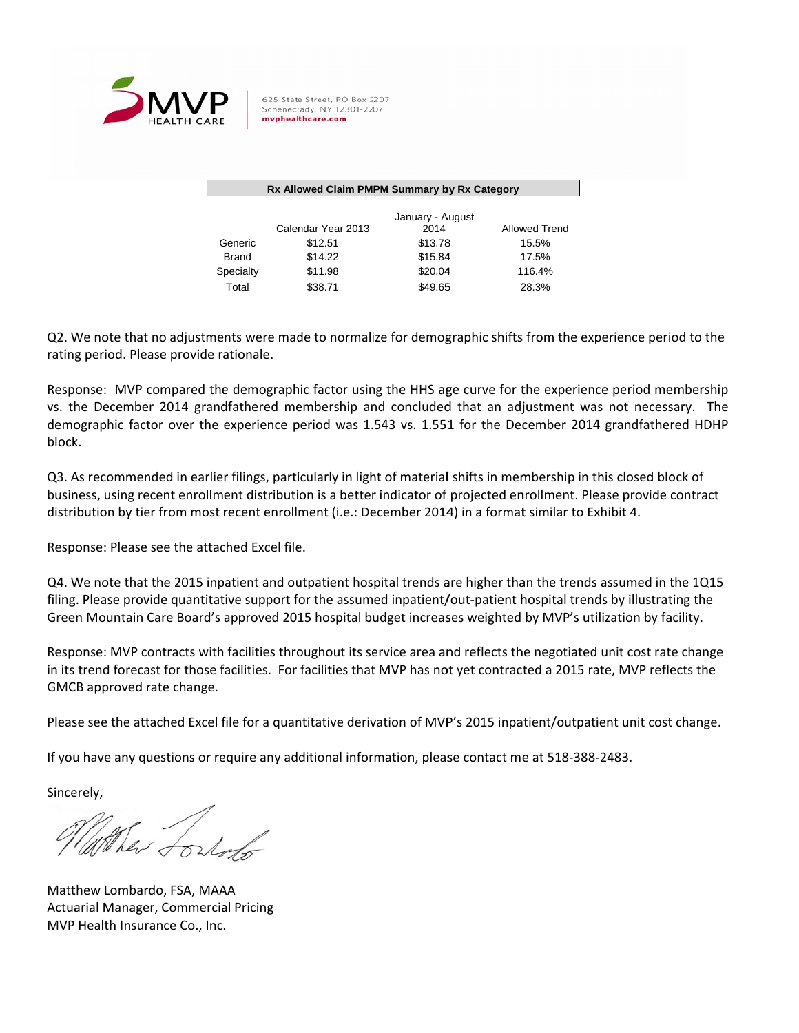MVP HEALTH CARE

625 State Street, PO Box 2207
Schenectady, NY 12301-2207
mvphealthcare.com

**Rx Allowed Claim PMPM Summary by Rx Category**

| | Calendar Year 2013 | January - August 2014 | Allowed Trend |
|---|---|---|---|
| Generic | $12.51 | $13.78 | 15.5% |
| Brand | $14.22 | $15.84 | 17.5% |
| Specialty | $11.98 | $20.04 | 116.4% |
| Total | $38.71 | $49.65 | 28.3% |

Q2. We note that no adjustments were made to normalize for demographic shifts from the experience period to the rating period. Please provide rationale.

Response: MVP compared the demographic factor using the HHS age curve for the experience period membership vs. the December 2014 grandfathered membership and concluded that an adjustment was not necessary. The demographic factor over the experience period was 1.543 vs. 1.551 for the December 2014 grandfathered HDHP block.

Q3. As recommended in earlier filings, particularly in light of material shifts in membership in this closed block of business, using recent enrollment distribution is a better indicator of projected enrollment. Please provide contract distribution by tier from most recent enrollment (i.e.: December 2014) in a format similar to Exhibit 4.

Response: Please see the attached Excel file.

Q4. We note that the 2015 inpatient and outpatient hospital trends are higher than the trends assumed in the 1Q15 filing. Please provide quantitative support for the assumed inpatient/out-patient hospital trends by illustrating the Green Mountain Care Board's approved 2015 hospital budget increases weighted by MVP's utilization by facility.

Response: MVP contracts with facilities throughout its service area and reflects the negotiated unit cost rate change in its trend forecast for those facilities. For facilities that MVP has not yet contracted a 2015 rate, MVP reflects the GMCB approved rate change.

Please see the attached Excel file for a quantitative derivation of MVP's 2015 inpatient/outpatient unit cost change.

If you have any questions or require any additional information, please contact me at 518-388-2483.

Sincerely,

Matthew Lombardo, FSA, MAAA
Actuarial Manager, Commercial Pricing
MVP Health Insurance Co., Inc.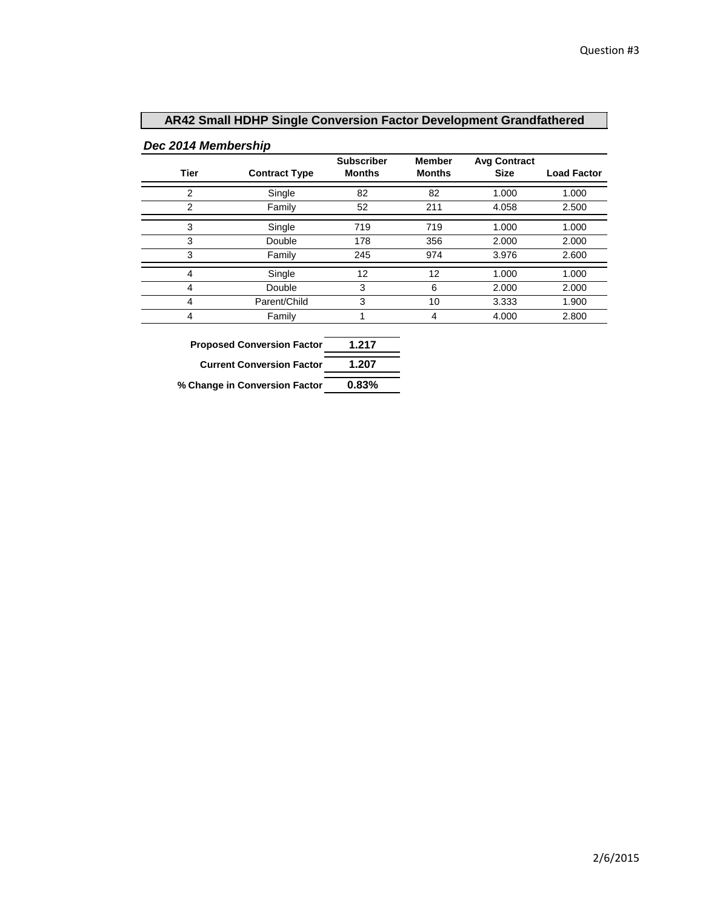Question #3

## AR42 Small HDHP Single Conversion Factor Development Grandfathered

*Dec 2014 Membership*

| Tier | Contract Type | Subscriber Months | Member Months | Avg Contract Size | Load Factor |
|---|---|---|---|---|---|
| 2 | Single | 82 | 82 | 1.000 | 1.000 |
| 2 | Family | 52 | 211 | 4.058 | 2.500 |
| 3 | Single | 719 | 719 | 1.000 | 1.000 |
| 3 | Double | 178 | 356 | 2.000 | 2.000 |
| 3 | Family | 245 | 974 | 3.976 | 2.600 |
| 4 | Single | 12 | 12 | 1.000 | 1.000 |
| 4 | Double | 3 | 6 | 2.000 | 2.000 |
| 4 | Parent/Child | 3 | 10 | 3.333 | 1.900 |
| 4 | Family | 1 | 4 | 4.000 | 2.800 |

| | |
|---|---|
| **Proposed Conversion Factor** | **1.217** |
| **Current Conversion Factor** | **1.207** |
| **% Change in Conversion Factor** | **0.83%** |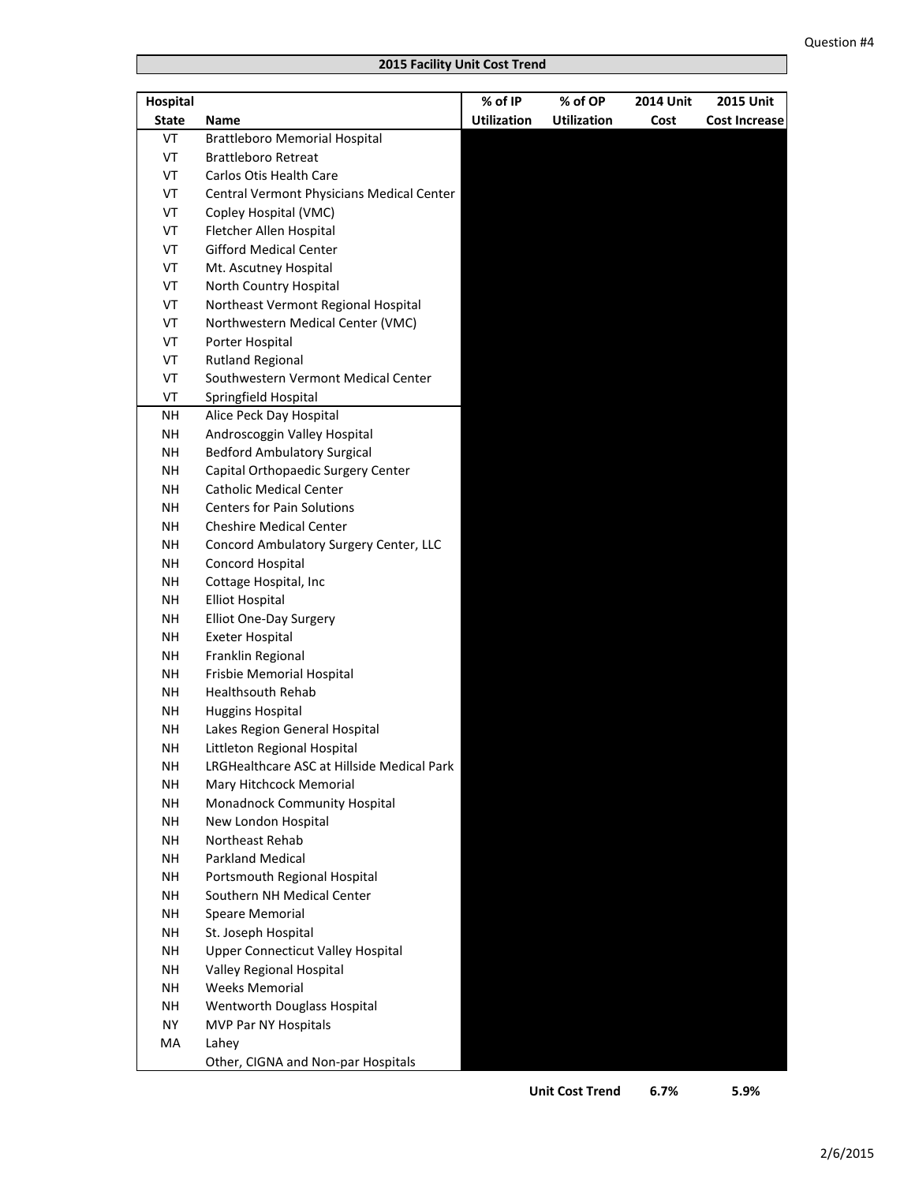## 2015 Facility Unit Cost Trend

| Hospital State | Name | % of IP Utilization | % of OP Utilization | 2014 Unit Cost | 2015 Unit Cost Increase |
|---|---|---|---|---|---|
| VT | Brattleboro Memorial Hospital | | | | |
| VT | Brattleboro Retreat | | | | |
| VT | Carlos Otis Health Care | | | | |
| VT | Central Vermont Physicians Medical Center | | | | |
| VT | Copley Hospital (VMC) | | | | |
| VT | Fletcher Allen Hospital | | | | |
| VT | Gifford Medical Center | | | | |
| VT | Mt. Ascutney Hospital | | | | |
| VT | North Country Hospital | | | | |
| VT | Northeast Vermont Regional Hospital | | | | |
| VT | Northwestern Medical Center (VMC) | | | | |
| VT | Porter Hospital | | | | |
| VT | Rutland Regional | | | | |
| VT | Southwestern Vermont Medical Center | | | | |
| VT | Springfield Hospital | | | | |
| NH | Alice Peck Day Hospital | | | | |
| NH | Androscoggin Valley Hospital | | | | |
| NH | Bedford Ambulatory Surgical | | | | |
| NH | Capital Orthopaedic Surgery Center | | | | |
| NH | Catholic Medical Center | | | | |
| NH | Centers for Pain Solutions | | | | |
| NH | Cheshire Medical Center | | | | |
| NH | Concord Ambulatory Surgery Center, LLC | | | | |
| NH | Concord Hospital | | | | |
| NH | Cottage Hospital, Inc | | | | |
| NH | Elliot Hospital | | | | |
| NH | Elliot One-Day Surgery | | | | |
| NH | Exeter Hospital | | | | |
| NH | Franklin Regional | | | | |
| NH | Frisbie Memorial Hospital | | | | |
| NH | Healthsouth Rehab | | | | |
| NH | Huggins Hospital | | | | |
| NH | Lakes Region General Hospital | | | | |
| NH | Littleton Regional Hospital | | | | |
| NH | LRGHealthcare ASC at Hillside Medical Park | | | | |
| NH | Mary Hitchcock Memorial | | | | |
| NH | Monadnock Community Hospital | | | | |
| NH | New London Hospital | | | | |
| NH | Northeast Rehab | | | | |
| NH | Parkland Medical | | | | |
| NH | Portsmouth Regional Hospital | | | | |
| NH | Southern NH Medical Center | | | | |
| NH | Speare Memorial | | | | |
| NH | St. Joseph Hospital | | | | |
| NH | Upper Connecticut Valley Hospital | | | | |
| NH | Valley Regional Hospital | | | | |
| NH | Weeks Memorial | | | | |
| NH | Wentworth Douglass Hospital | | | | |
| NY | MVP Par NY Hospitals | | | | |
| MA | Lahey | | | | |
| | Other, CIGNA and Non-par Hospitals | | | | |
| | | | **Unit Cost Trend** | **6.7%** | **5.9%** |